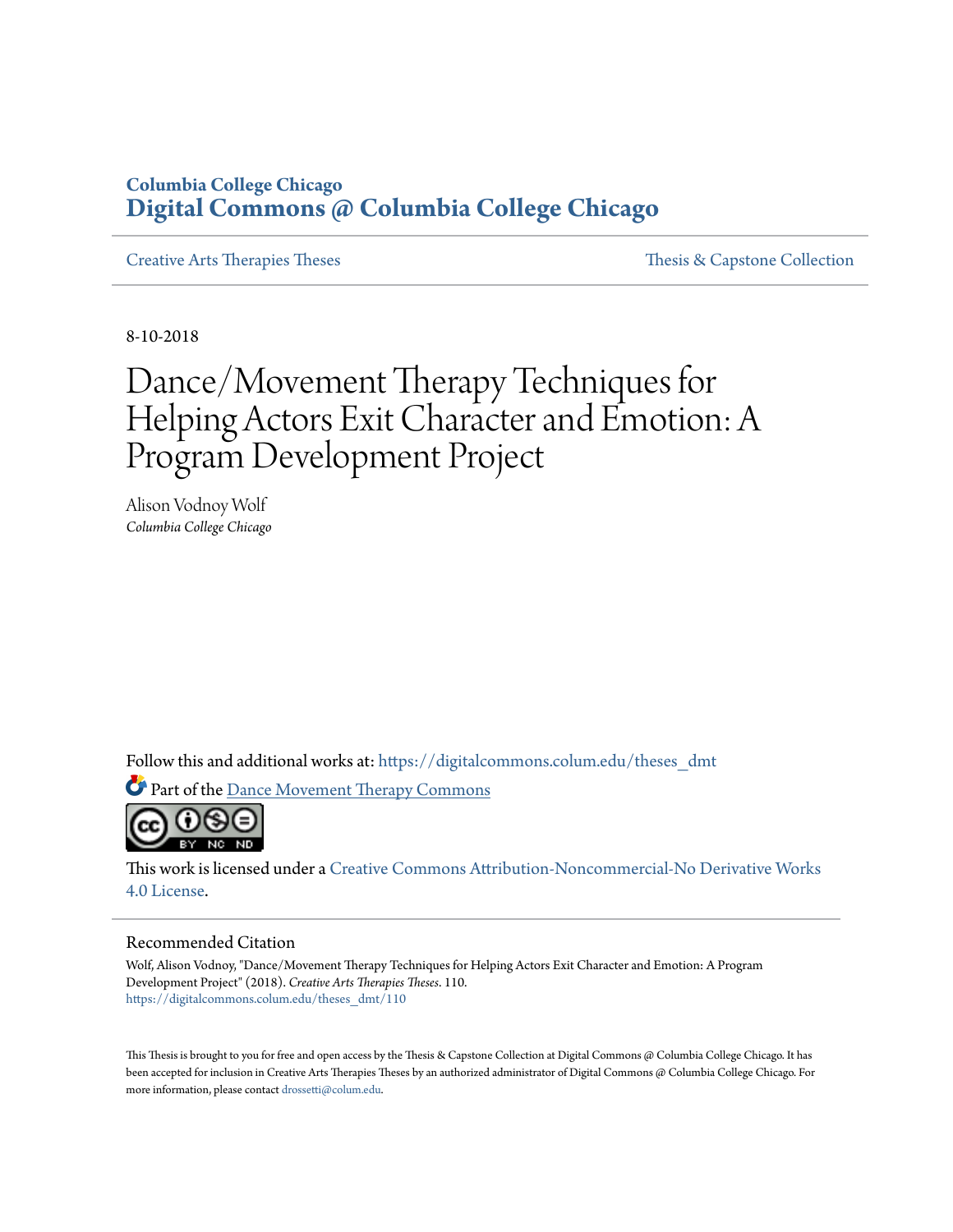Columbia College Chicago

**Digital Commons @ Columbia College Chicago**

Creative Arts Therapies Theses | Thesis & Capstone Collection

8-10-2018

# Dance/Movement Therapy Techniques for Helping Actors Exit Character and Emotion: A Program Development Project

Alison Vodnoy Wolf

*Columbia College Chicago*

Follow this and additional works at: https://digitalcommons.colum.edu/theses_dmt

Part of the Dance Movement Therapy Commons

This work is licensed under a Creative Commons Attribution-Noncommercial-No Derivative Works 4.0 License.

## Recommended Citation

Wolf, Alison Vodnoy, "Dance/Movement Therapy Techniques for Helping Actors Exit Character and Emotion: A Program Development Project" (2018). *Creative Arts Therapies Theses*. 110.
https://digitalcommons.colum.edu/theses_dmt/110

This Thesis is brought to you for free and open access by the Thesis & Capstone Collection at Digital Commons @ Columbia College Chicago. It has been accepted for inclusion in Creative Arts Therapies Theses by an authorized administrator of Digital Commons @ Columbia College Chicago. For more information, please contact drossetti@colum.edu.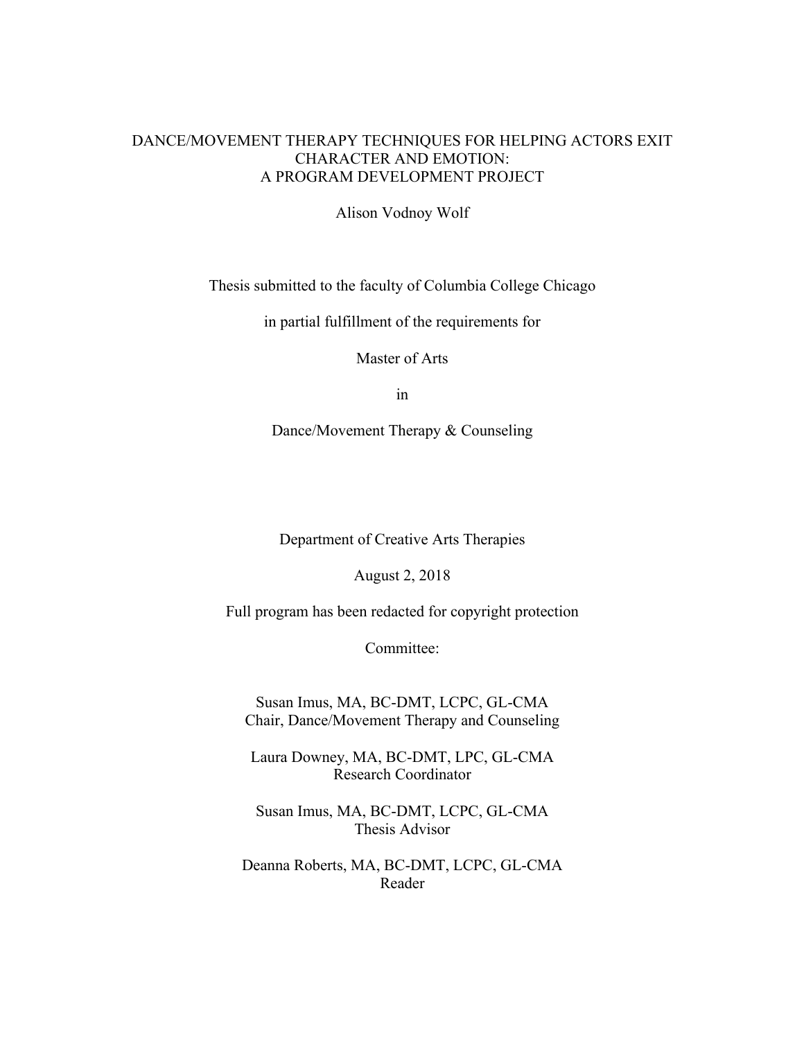# DANCE/MOVEMENT THERAPY TECHNIQUES FOR HELPING ACTORS EXIT CHARACTER AND EMOTION: A PROGRAM DEVELOPMENT PROJECT

Alison Vodnoy Wolf

Thesis submitted to the faculty of Columbia College Chicago

in partial fulfillment of the requirements for

Master of Arts

in

Dance/Movement Therapy & Counseling

Department of Creative Arts Therapies

August 2, 2018

Full program has been redacted for copyright protection

Committee:

Susan Imus, MA, BC-DMT, LCPC, GL-CMA
Chair, Dance/Movement Therapy and Counseling

Laura Downey, MA, BC-DMT, LPC, GL-CMA
Research Coordinator

Susan Imus, MA, BC-DMT, LCPC, GL-CMA
Thesis Advisor

Deanna Roberts, MA, BC-DMT, LCPC, GL-CMA
Reader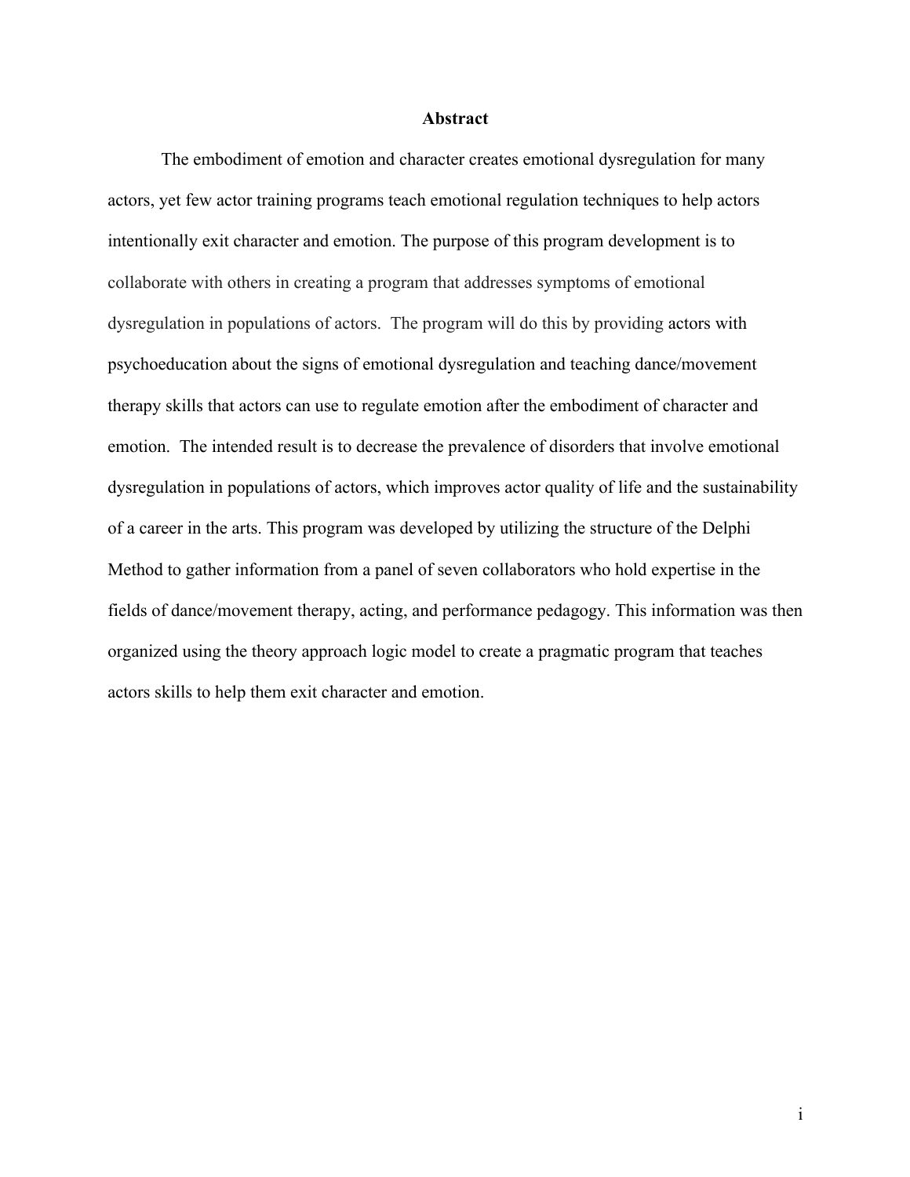# Abstract

The embodiment of emotion and character creates emotional dysregulation for many actors, yet few actor training programs teach emotional regulation techniques to help actors intentionally exit character and emotion. The purpose of this program development is to collaborate with others in creating a program that addresses symptoms of emotional dysregulation in populations of actors. The program will do this by providing actors with psychoeducation about the signs of emotional dysregulation and teaching dance/movement therapy skills that actors can use to regulate emotion after the embodiment of character and emotion. The intended result is to decrease the prevalence of disorders that involve emotional dysregulation in populations of actors, which improves actor quality of life and the sustainability of a career in the arts. This program was developed by utilizing the structure of the Delphi Method to gather information from a panel of seven collaborators who hold expertise in the fields of dance/movement therapy, acting, and performance pedagogy. This information was then organized using the theory approach logic model to create a pragmatic program that teaches actors skills to help them exit character and emotion.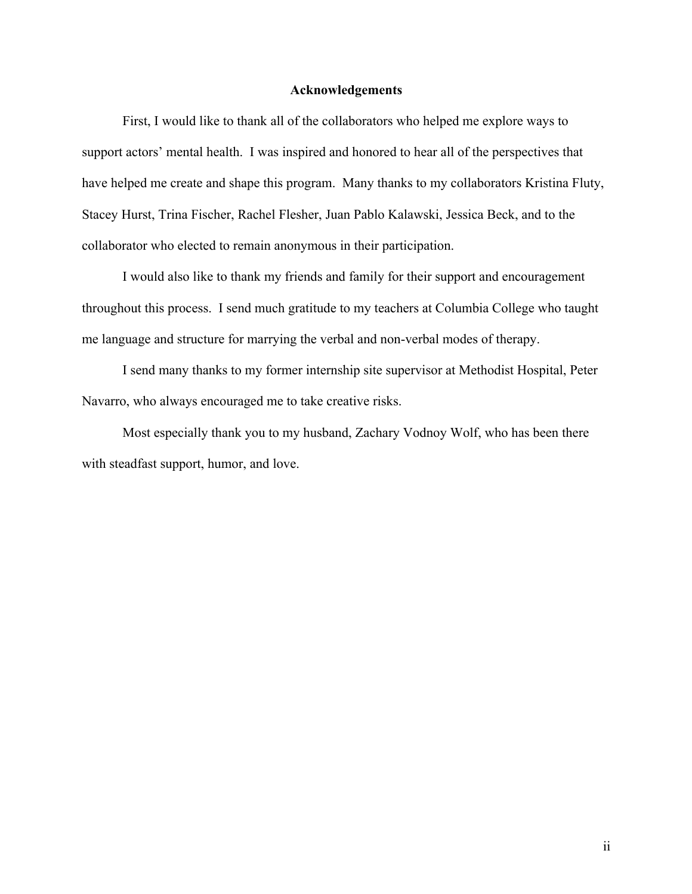## Acknowledgements

First, I would like to thank all of the collaborators who helped me explore ways to support actors' mental health. I was inspired and honored to hear all of the perspectives that have helped me create and shape this program. Many thanks to my collaborators Kristina Fluty, Stacey Hurst, Trina Fischer, Rachel Flesher, Juan Pablo Kalawski, Jessica Beck, and to the collaborator who elected to remain anonymous in their participation.

I would also like to thank my friends and family for their support and encouragement throughout this process. I send much gratitude to my teachers at Columbia College who taught me language and structure for marrying the verbal and non-verbal modes of therapy.

I send many thanks to my former internship site supervisor at Methodist Hospital, Peter Navarro, who always encouraged me to take creative risks.

Most especially thank you to my husband, Zachary Vodnoy Wolf, who has been there with steadfast support, humor, and love.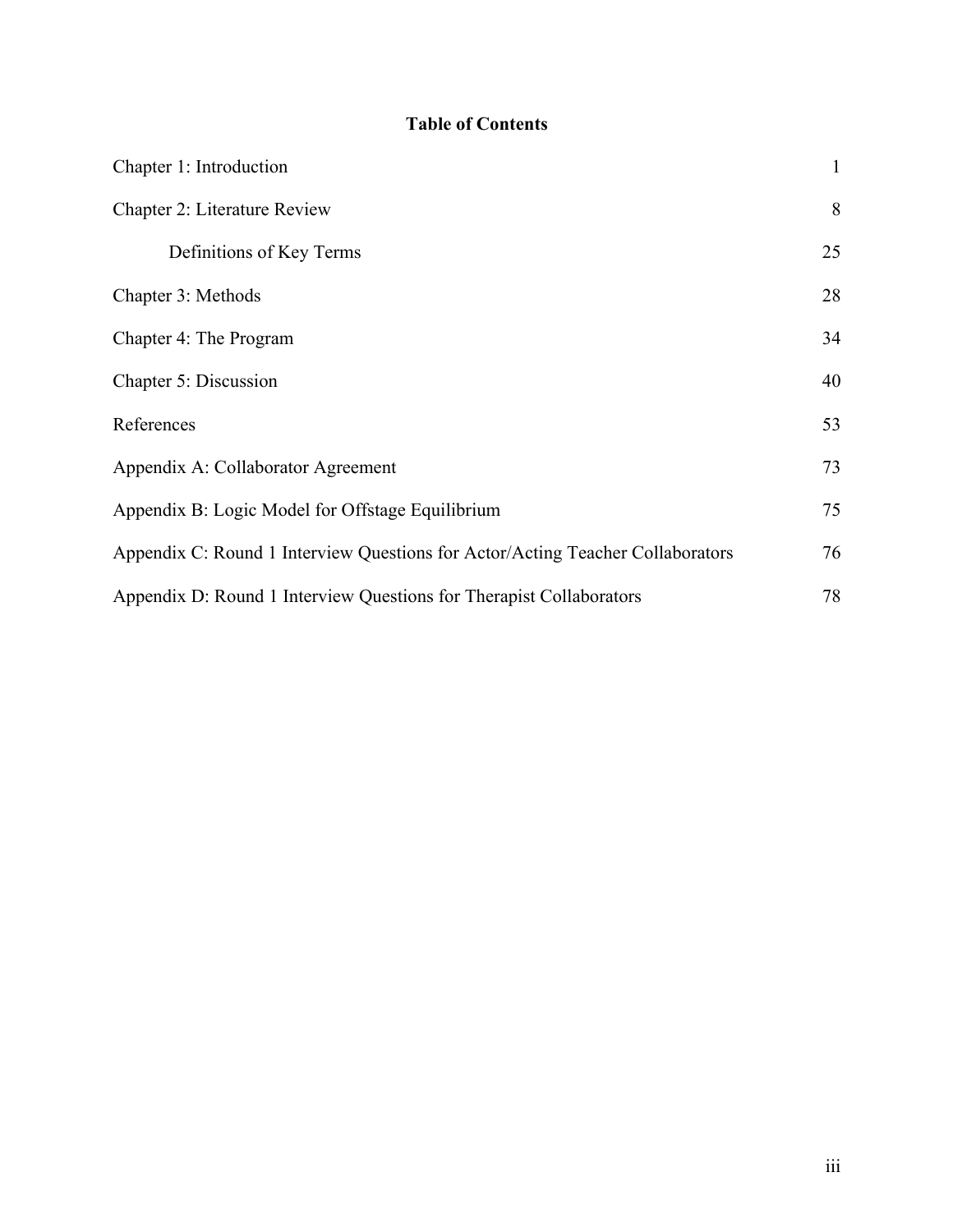**Table of Contents**

| | |
|---|---|
| Chapter 1: Introduction | 1 |
| Chapter 2: Literature Review | 8 |
| &nbsp;&nbsp;&nbsp;&nbsp;Definitions of Key Terms | 25 |
| Chapter 3: Methods | 28 |
| Chapter 4: The Program | 34 |
| Chapter 5: Discussion | 40 |
| References | 53 |
| Appendix A: Collaborator Agreement | 73 |
| Appendix B: Logic Model for Offstage Equilibrium | 75 |
| Appendix C: Round 1 Interview Questions for Actor/Acting Teacher Collaborators | 76 |
| Appendix D: Round 1 Interview Questions for Therapist Collaborators | 78 |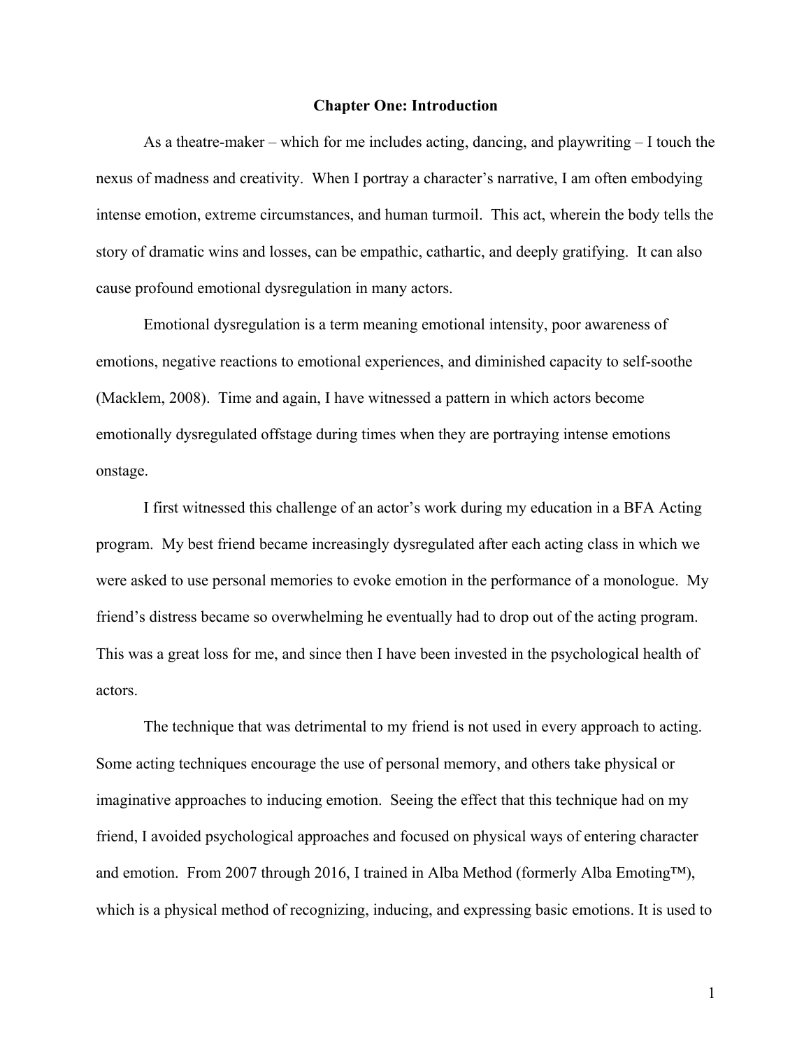# Chapter One: Introduction

As a theatre-maker – which for me includes acting, dancing, and playwriting – I touch the nexus of madness and creativity. When I portray a character's narrative, I am often embodying intense emotion, extreme circumstances, and human turmoil. This act, wherein the body tells the story of dramatic wins and losses, can be empathic, cathartic, and deeply gratifying. It can also cause profound emotional dysregulation in many actors.

Emotional dysregulation is a term meaning emotional intensity, poor awareness of emotions, negative reactions to emotional experiences, and diminished capacity to self-soothe (Macklem, 2008). Time and again, I have witnessed a pattern in which actors become emotionally dysregulated offstage during times when they are portraying intense emotions onstage.

I first witnessed this challenge of an actor's work during my education in a BFA Acting program. My best friend became increasingly dysregulated after each acting class in which we were asked to use personal memories to evoke emotion in the performance of a monologue. My friend's distress became so overwhelming he eventually had to drop out of the acting program. This was a great loss for me, and since then I have been invested in the psychological health of actors.

The technique that was detrimental to my friend is not used in every approach to acting. Some acting techniques encourage the use of personal memory, and others take physical or imaginative approaches to inducing emotion. Seeing the effect that this technique had on my friend, I avoided psychological approaches and focused on physical ways of entering character and emotion. From 2007 through 2016, I trained in Alba Method (formerly Alba Emoting™), which is a physical method of recognizing, inducing, and expressing basic emotions. It is used to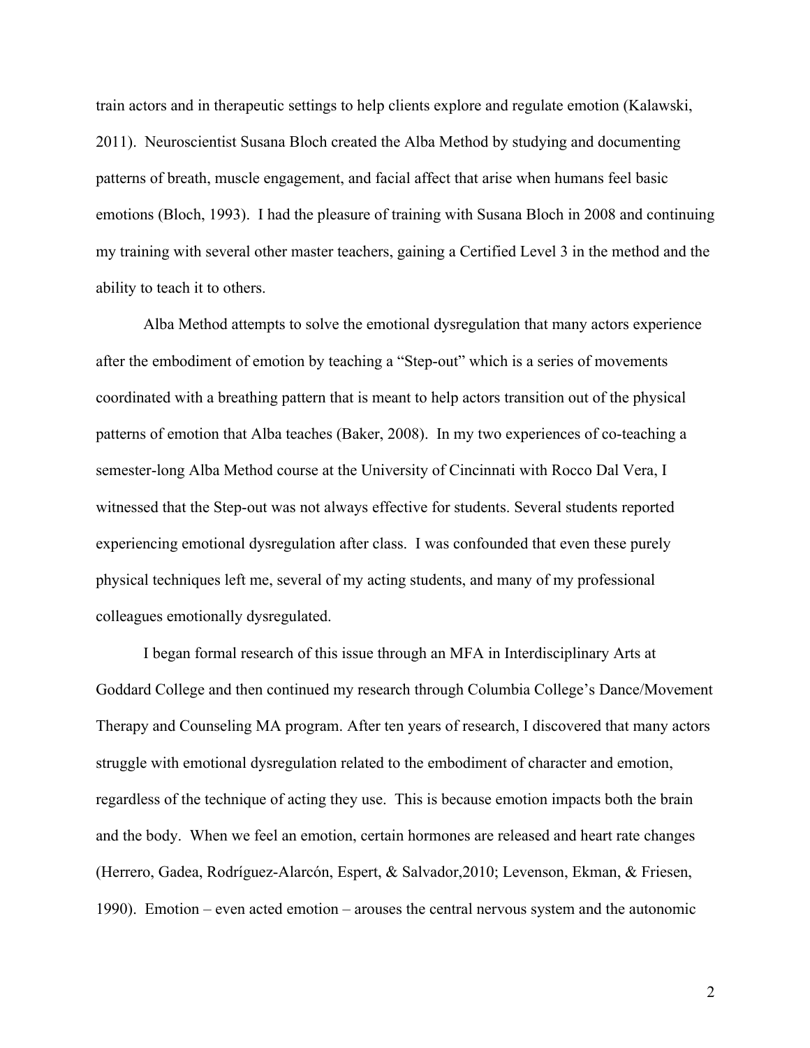train actors and in therapeutic settings to help clients explore and regulate emotion (Kalawski, 2011). Neuroscientist Susana Bloch created the Alba Method by studying and documenting patterns of breath, muscle engagement, and facial affect that arise when humans feel basic emotions (Bloch, 1993). I had the pleasure of training with Susana Bloch in 2008 and continuing my training with several other master teachers, gaining a Certified Level 3 in the method and the ability to teach it to others.

Alba Method attempts to solve the emotional dysregulation that many actors experience after the embodiment of emotion by teaching a "Step-out" which is a series of movements coordinated with a breathing pattern that is meant to help actors transition out of the physical patterns of emotion that Alba teaches (Baker, 2008). In my two experiences of co-teaching a semester-long Alba Method course at the University of Cincinnati with Rocco Dal Vera, I witnessed that the Step-out was not always effective for students. Several students reported experiencing emotional dysregulation after class. I was confounded that even these purely physical techniques left me, several of my acting students, and many of my professional colleagues emotionally dysregulated.

I began formal research of this issue through an MFA in Interdisciplinary Arts at Goddard College and then continued my research through Columbia College's Dance/Movement Therapy and Counseling MA program. After ten years of research, I discovered that many actors struggle with emotional dysregulation related to the embodiment of character and emotion, regardless of the technique of acting they use. This is because emotion impacts both the brain and the body. When we feel an emotion, certain hormones are released and heart rate changes (Herrero, Gadea, Rodríguez-Alarcón, Espert, & Salvador,2010; Levenson, Ekman, & Friesen, 1990). Emotion – even acted emotion – arouses the central nervous system and the autonomic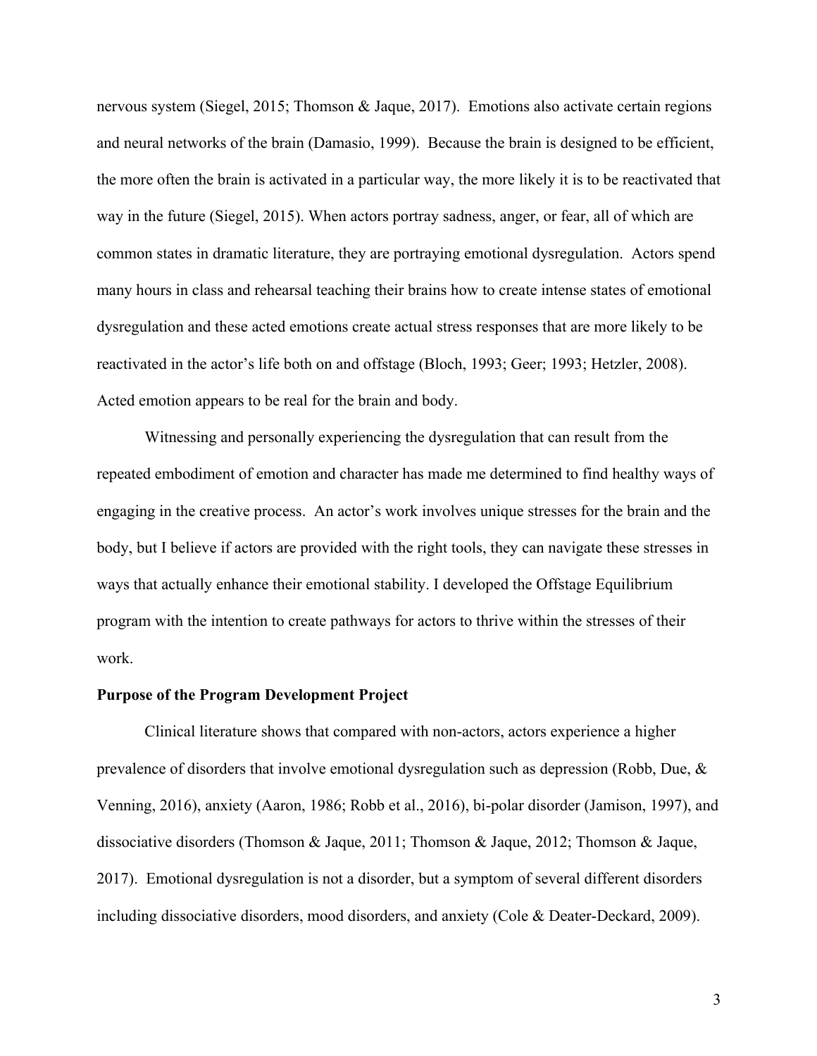nervous system (Siegel, 2015; Thomson & Jaque, 2017). Emotions also activate certain regions and neural networks of the brain (Damasio, 1999). Because the brain is designed to be efficient, the more often the brain is activated in a particular way, the more likely it is to be reactivated that way in the future (Siegel, 2015). When actors portray sadness, anger, or fear, all of which are common states in dramatic literature, they are portraying emotional dysregulation. Actors spend many hours in class and rehearsal teaching their brains how to create intense states of emotional dysregulation and these acted emotions create actual stress responses that are more likely to be reactivated in the actor's life both on and offstage (Bloch, 1993; Geer; 1993; Hetzler, 2008). Acted emotion appears to be real for the brain and body.

Witnessing and personally experiencing the dysregulation that can result from the repeated embodiment of emotion and character has made me determined to find healthy ways of engaging in the creative process. An actor's work involves unique stresses for the brain and the body, but I believe if actors are provided with the right tools, they can navigate these stresses in ways that actually enhance their emotional stability. I developed the Offstage Equilibrium program with the intention to create pathways for actors to thrive within the stresses of their work.

**Purpose of the Program Development Project**

Clinical literature shows that compared with non-actors, actors experience a higher prevalence of disorders that involve emotional dysregulation such as depression (Robb, Due, & Venning, 2016), anxiety (Aaron, 1986; Robb et al., 2016), bi-polar disorder (Jamison, 1997), and dissociative disorders (Thomson & Jaque, 2011; Thomson & Jaque, 2012; Thomson & Jaque, 2017). Emotional dysregulation is not a disorder, but a symptom of several different disorders including dissociative disorders, mood disorders, and anxiety (Cole & Deater-Deckard, 2009).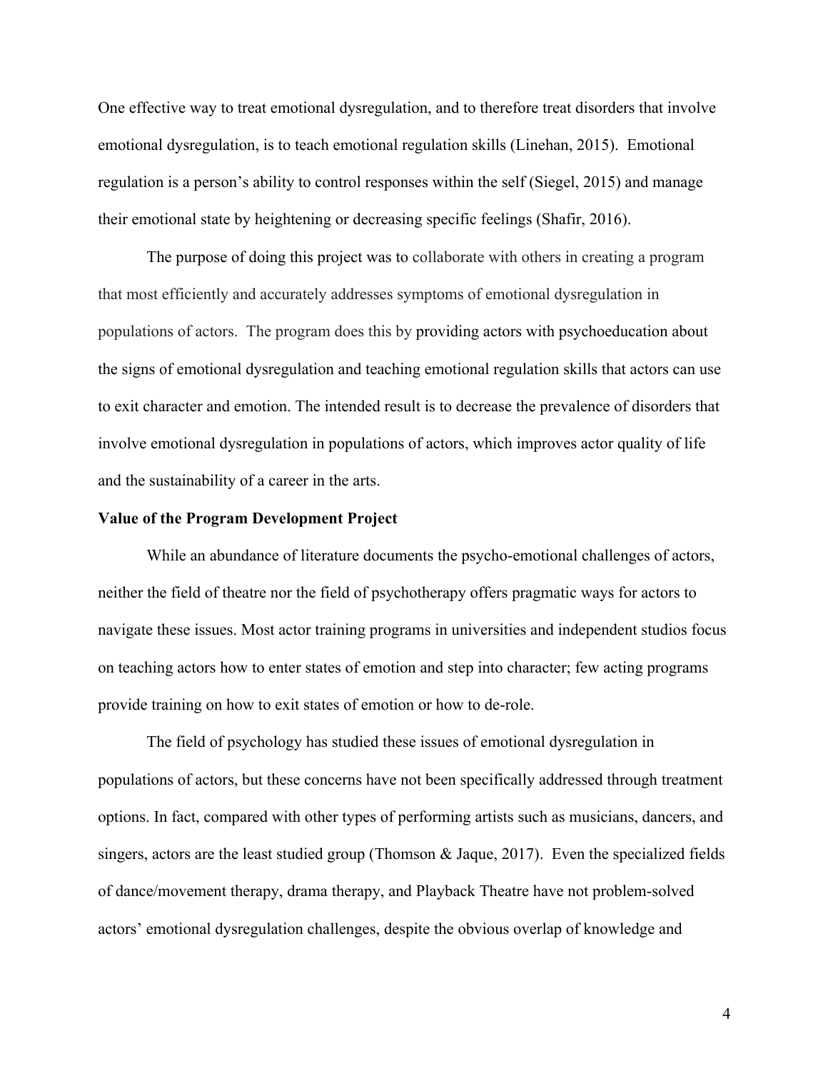One effective way to treat emotional dysregulation, and to therefore treat disorders that involve emotional dysregulation, is to teach emotional regulation skills (Linehan, 2015). Emotional regulation is a person's ability to control responses within the self (Siegel, 2015) and manage their emotional state by heightening or decreasing specific feelings (Shafir, 2016).

The purpose of doing this project was to collaborate with others in creating a program that most efficiently and accurately addresses symptoms of emotional dysregulation in populations of actors. The program does this by providing actors with psychoeducation about the signs of emotional dysregulation and teaching emotional regulation skills that actors can use to exit character and emotion. The intended result is to decrease the prevalence of disorders that involve emotional dysregulation in populations of actors, which improves actor quality of life and the sustainability of a career in the arts.

**Value of the Program Development Project**

While an abundance of literature documents the psycho-emotional challenges of actors, neither the field of theatre nor the field of psychotherapy offers pragmatic ways for actors to navigate these issues. Most actor training programs in universities and independent studios focus on teaching actors how to enter states of emotion and step into character; few acting programs provide training on how to exit states of emotion or how to de-role.

The field of psychology has studied these issues of emotional dysregulation in populations of actors, but these concerns have not been specifically addressed through treatment options. In fact, compared with other types of performing artists such as musicians, dancers, and singers, actors are the least studied group (Thomson & Jaque, 2017). Even the specialized fields of dance/movement therapy, drama therapy, and Playback Theatre have not problem-solved actors' emotional dysregulation challenges, despite the obvious overlap of knowledge and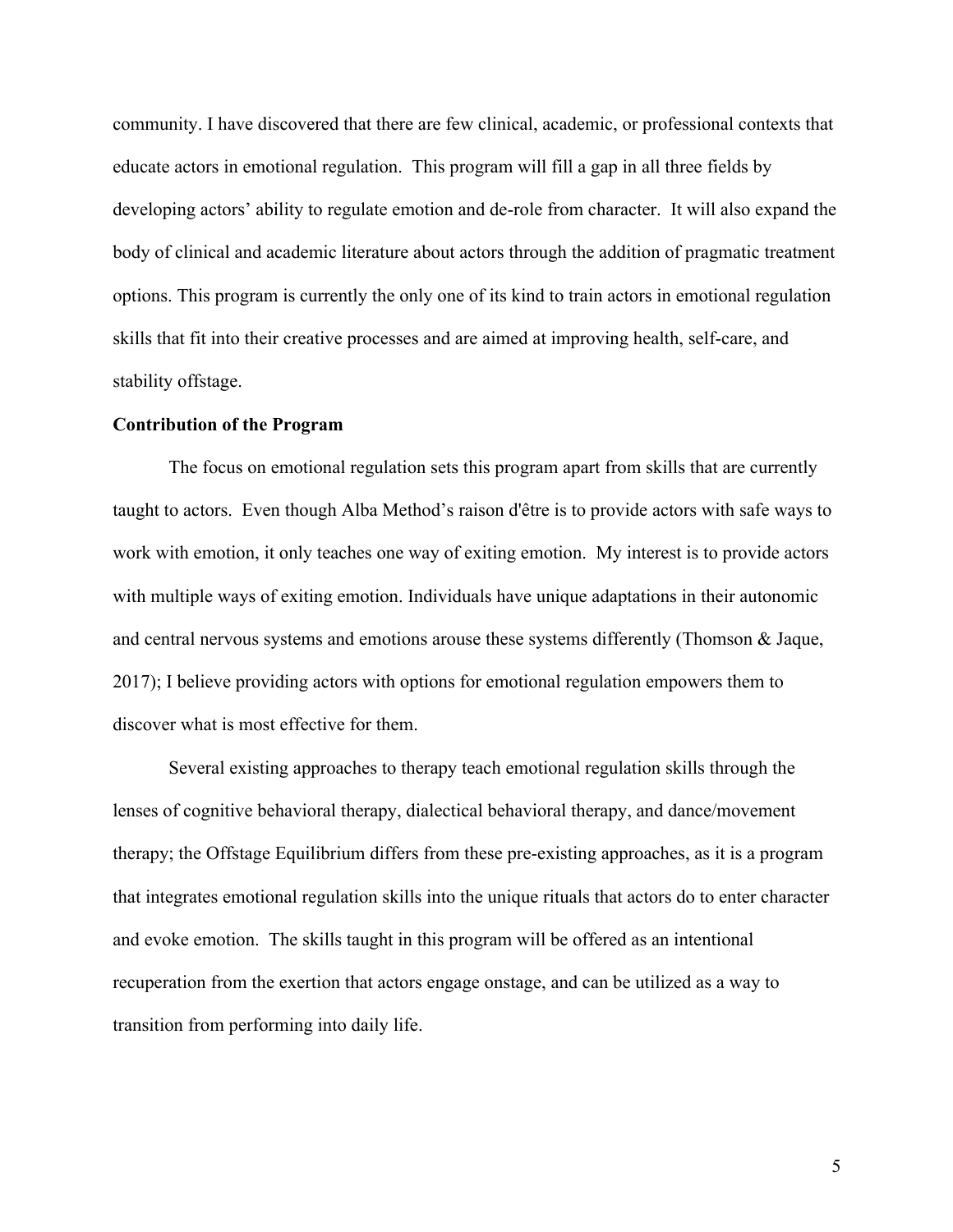community. I have discovered that there are few clinical, academic, or professional contexts that educate actors in emotional regulation. This program will fill a gap in all three fields by developing actors' ability to regulate emotion and de-role from character. It will also expand the body of clinical and academic literature about actors through the addition of pragmatic treatment options. This program is currently the only one of its kind to train actors in emotional regulation skills that fit into their creative processes and are aimed at improving health, self-care, and stability offstage.

**Contribution of the Program**

The focus on emotional regulation sets this program apart from skills that are currently taught to actors. Even though Alba Method's raison d'être is to provide actors with safe ways to work with emotion, it only teaches one way of exiting emotion. My interest is to provide actors with multiple ways of exiting emotion. Individuals have unique adaptations in their autonomic and central nervous systems and emotions arouse these systems differently (Thomson & Jaque, 2017); I believe providing actors with options for emotional regulation empowers them to discover what is most effective for them.

Several existing approaches to therapy teach emotional regulation skills through the lenses of cognitive behavioral therapy, dialectical behavioral therapy, and dance/movement therapy; the Offstage Equilibrium differs from these pre-existing approaches, as it is a program that integrates emotional regulation skills into the unique rituals that actors do to enter character and evoke emotion. The skills taught in this program will be offered as an intentional recuperation from the exertion that actors engage onstage, and can be utilized as a way to transition from performing into daily life.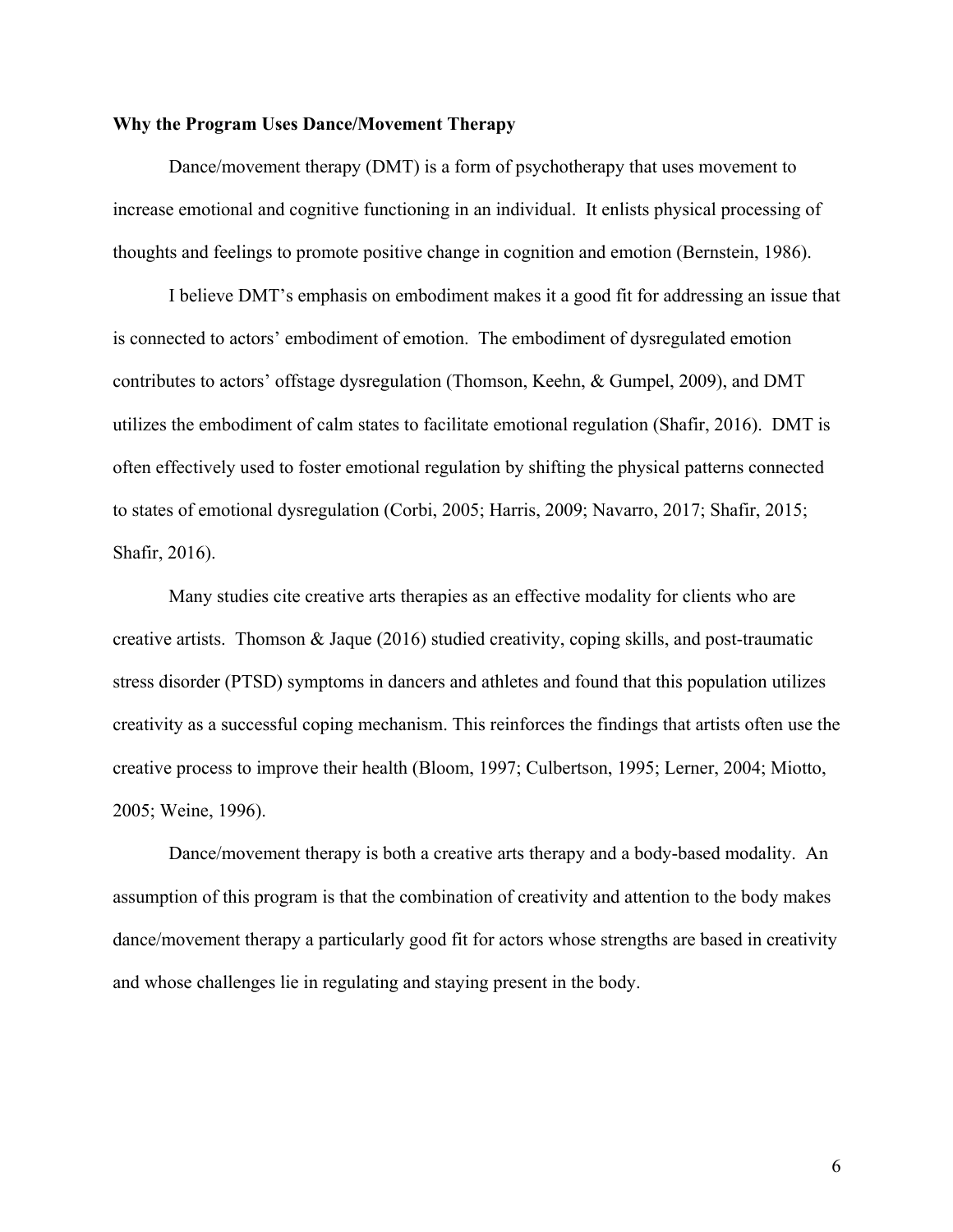**Why the Program Uses Dance/Movement Therapy**

Dance/movement therapy (DMT) is a form of psychotherapy that uses movement to increase emotional and cognitive functioning in an individual. It enlists physical processing of thoughts and feelings to promote positive change in cognition and emotion (Bernstein, 1986).

I believe DMT's emphasis on embodiment makes it a good fit for addressing an issue that is connected to actors' embodiment of emotion. The embodiment of dysregulated emotion contributes to actors' offstage dysregulation (Thomson, Keehn, & Gumpel, 2009), and DMT utilizes the embodiment of calm states to facilitate emotional regulation (Shafir, 2016). DMT is often effectively used to foster emotional regulation by shifting the physical patterns connected to states of emotional dysregulation (Corbi, 2005; Harris, 2009; Navarro, 2017; Shafir, 2015; Shafir, 2016).

Many studies cite creative arts therapies as an effective modality for clients who are creative artists. Thomson & Jaque (2016) studied creativity, coping skills, and post-traumatic stress disorder (PTSD) symptoms in dancers and athletes and found that this population utilizes creativity as a successful coping mechanism. This reinforces the findings that artists often use the creative process to improve their health (Bloom, 1997; Culbertson, 1995; Lerner, 2004; Miotto, 2005; Weine, 1996).

Dance/movement therapy is both a creative arts therapy and a body-based modality. An assumption of this program is that the combination of creativity and attention to the body makes dance/movement therapy a particularly good fit for actors whose strengths are based in creativity and whose challenges lie in regulating and staying present in the body.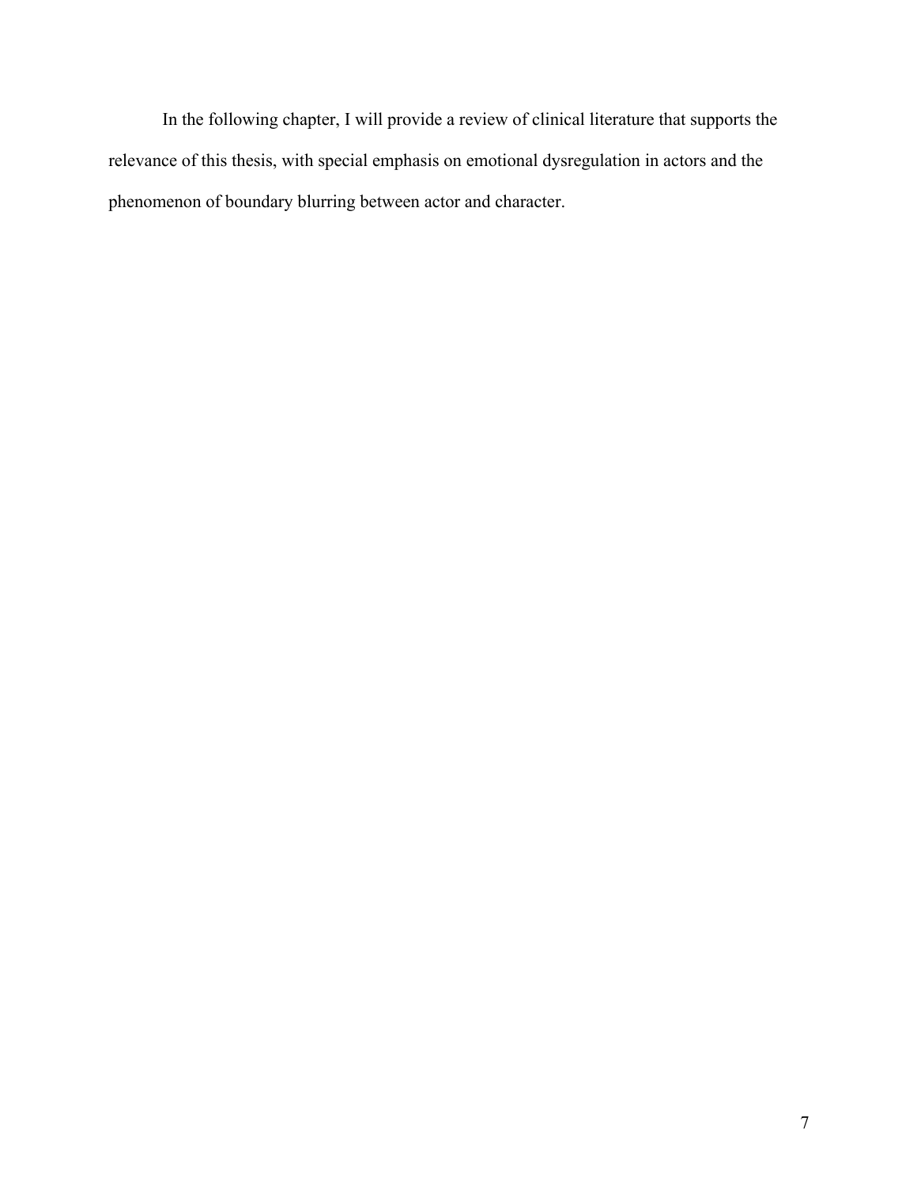In the following chapter, I will provide a review of clinical literature that supports the relevance of this thesis, with special emphasis on emotional dysregulation in actors and the phenomenon of boundary blurring between actor and character.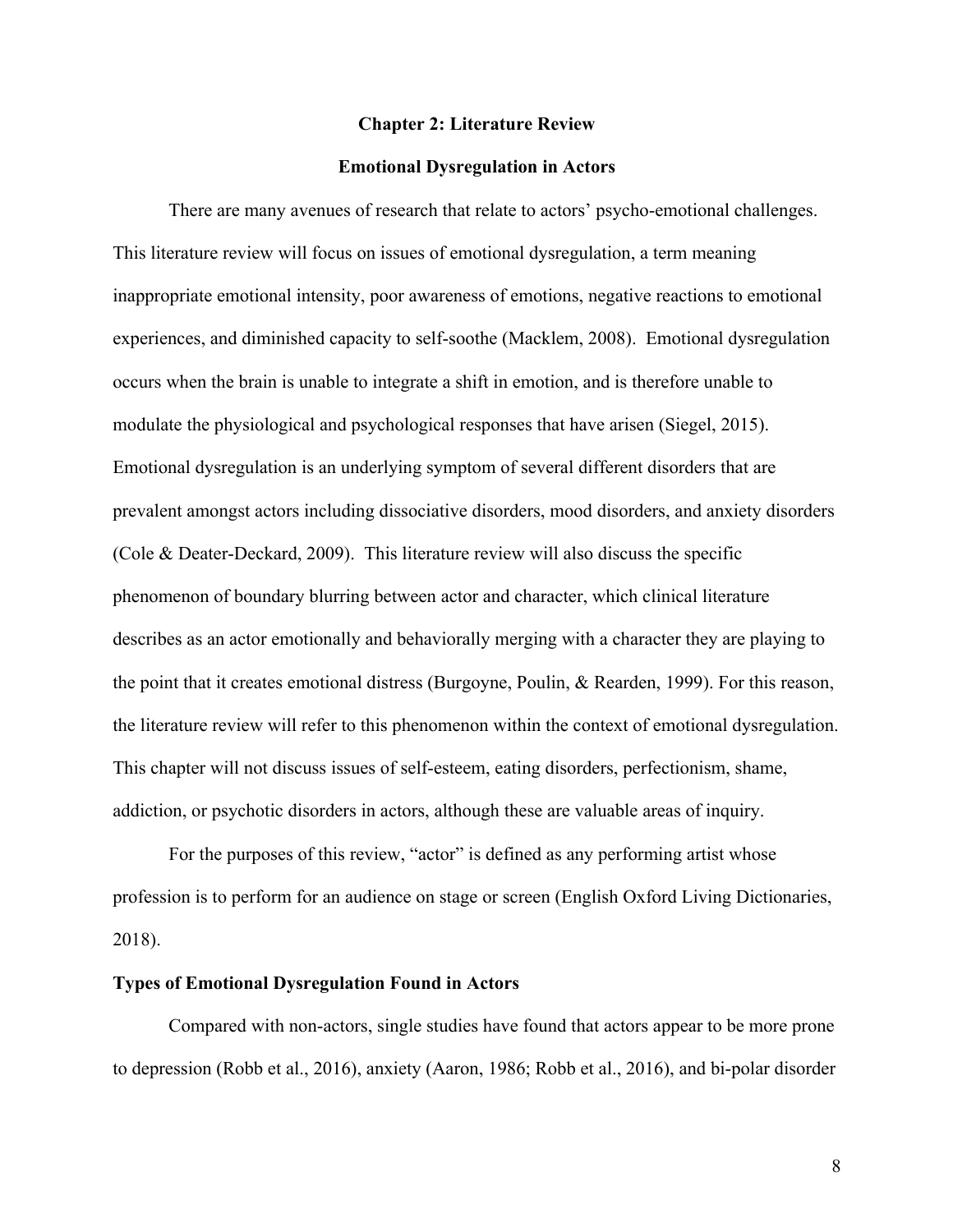# Chapter 2: Literature Review

## Emotional Dysregulation in Actors

There are many avenues of research that relate to actors' psycho-emotional challenges. This literature review will focus on issues of emotional dysregulation, a term meaning inappropriate emotional intensity, poor awareness of emotions, negative reactions to emotional experiences, and diminished capacity to self-soothe (Macklem, 2008). Emotional dysregulation occurs when the brain is unable to integrate a shift in emotion, and is therefore unable to modulate the physiological and psychological responses that have arisen (Siegel, 2015). Emotional dysregulation is an underlying symptom of several different disorders that are prevalent amongst actors including dissociative disorders, mood disorders, and anxiety disorders (Cole & Deater-Deckard, 2009). This literature review will also discuss the specific phenomenon of boundary blurring between actor and character, which clinical literature describes as an actor emotionally and behaviorally merging with a character they are playing to the point that it creates emotional distress (Burgoyne, Poulin, & Rearden, 1999). For this reason, the literature review will refer to this phenomenon within the context of emotional dysregulation. This chapter will not discuss issues of self-esteem, eating disorders, perfectionism, shame, addiction, or psychotic disorders in actors, although these are valuable areas of inquiry.

For the purposes of this review, "actor" is defined as any performing artist whose profession is to perform for an audience on stage or screen (English Oxford Living Dictionaries, 2018).

### Types of Emotional Dysregulation Found in Actors

Compared with non-actors, single studies have found that actors appear to be more prone to depression (Robb et al., 2016), anxiety (Aaron, 1986; Robb et al., 2016), and bi-polar disorder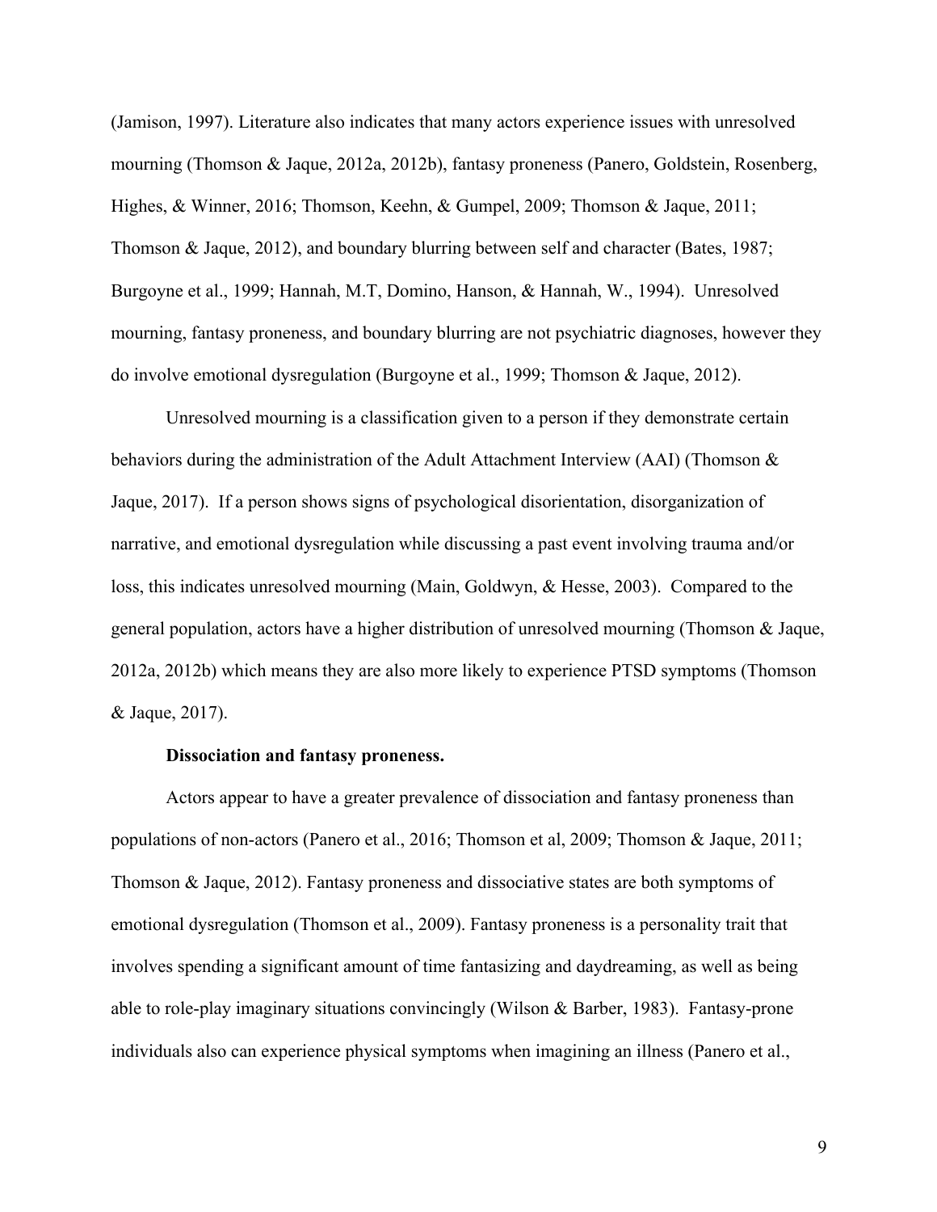(Jamison, 1997). Literature also indicates that many actors experience issues with unresolved mourning (Thomson & Jaque, 2012a, 2012b), fantasy proneness (Panero, Goldstein, Rosenberg, Highes, & Winner, 2016; Thomson, Keehn, & Gumpel, 2009; Thomson & Jaque, 2011; Thomson & Jaque, 2012), and boundary blurring between self and character (Bates, 1987; Burgoyne et al., 1999; Hannah, M.T, Domino, Hanson, & Hannah, W., 1994). Unresolved mourning, fantasy proneness, and boundary blurring are not psychiatric diagnoses, however they do involve emotional dysregulation (Burgoyne et al., 1999; Thomson & Jaque, 2012).

Unresolved mourning is a classification given to a person if they demonstrate certain behaviors during the administration of the Adult Attachment Interview (AAI) (Thomson & Jaque, 2017). If a person shows signs of psychological disorientation, disorganization of narrative, and emotional dysregulation while discussing a past event involving trauma and/or loss, this indicates unresolved mourning (Main, Goldwyn, & Hesse, 2003). Compared to the general population, actors have a higher distribution of unresolved mourning (Thomson & Jaque, 2012a, 2012b) which means they are also more likely to experience PTSD symptoms (Thomson & Jaque, 2017).

**Dissociation and fantasy proneness.**

Actors appear to have a greater prevalence of dissociation and fantasy proneness than populations of non-actors (Panero et al., 2016; Thomson et al, 2009; Thomson & Jaque, 2011; Thomson & Jaque, 2012). Fantasy proneness and dissociative states are both symptoms of emotional dysregulation (Thomson et al., 2009). Fantasy proneness is a personality trait that involves spending a significant amount of time fantasizing and daydreaming, as well as being able to role-play imaginary situations convincingly (Wilson & Barber, 1983). Fantasy-prone individuals also can experience physical symptoms when imagining an illness (Panero et al.,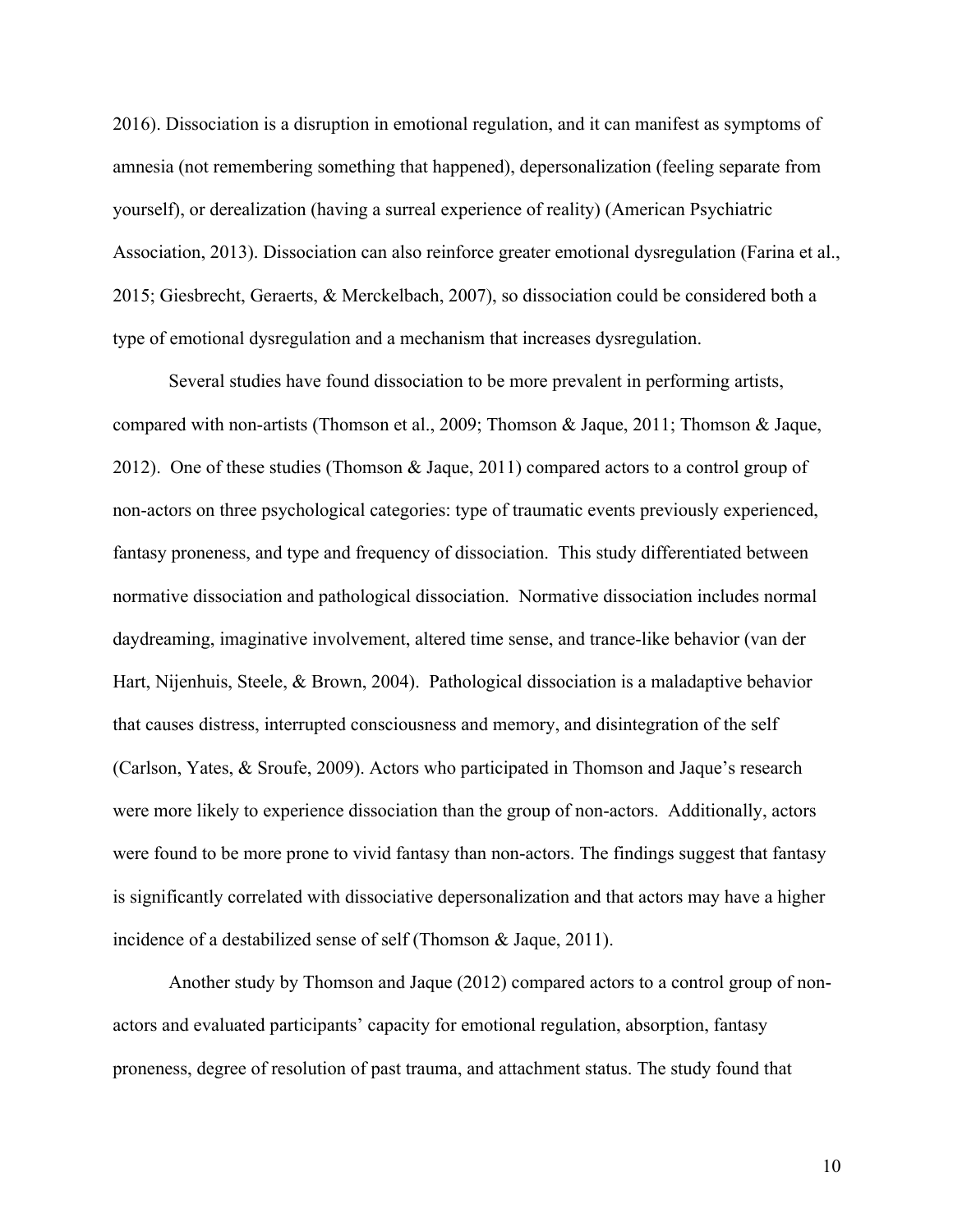2016). Dissociation is a disruption in emotional regulation, and it can manifest as symptoms of amnesia (not remembering something that happened), depersonalization (feeling separate from yourself), or derealization (having a surreal experience of reality) (American Psychiatric Association, 2013). Dissociation can also reinforce greater emotional dysregulation (Farina et al., 2015; Giesbrecht, Geraerts, & Merckelbach, 2007), so dissociation could be considered both a type of emotional dysregulation and a mechanism that increases dysregulation.

Several studies have found dissociation to be more prevalent in performing artists, compared with non-artists (Thomson et al., 2009; Thomson & Jaque, 2011; Thomson & Jaque, 2012). One of these studies (Thomson & Jaque, 2011) compared actors to a control group of non-actors on three psychological categories: type of traumatic events previously experienced, fantasy proneness, and type and frequency of dissociation. This study differentiated between normative dissociation and pathological dissociation. Normative dissociation includes normal daydreaming, imaginative involvement, altered time sense, and trance-like behavior (van der Hart, Nijenhuis, Steele, & Brown, 2004). Pathological dissociation is a maladaptive behavior that causes distress, interrupted consciousness and memory, and disintegration of the self (Carlson, Yates, & Sroufe, 2009). Actors who participated in Thomson and Jaque's research were more likely to experience dissociation than the group of non-actors. Additionally, actors were found to be more prone to vivid fantasy than non-actors. The findings suggest that fantasy is significantly correlated with dissociative depersonalization and that actors may have a higher incidence of a destabilized sense of self (Thomson & Jaque, 2011).

Another study by Thomson and Jaque (2012) compared actors to a control group of non-actors and evaluated participants' capacity for emotional regulation, absorption, fantasy proneness, degree of resolution of past trauma, and attachment status. The study found that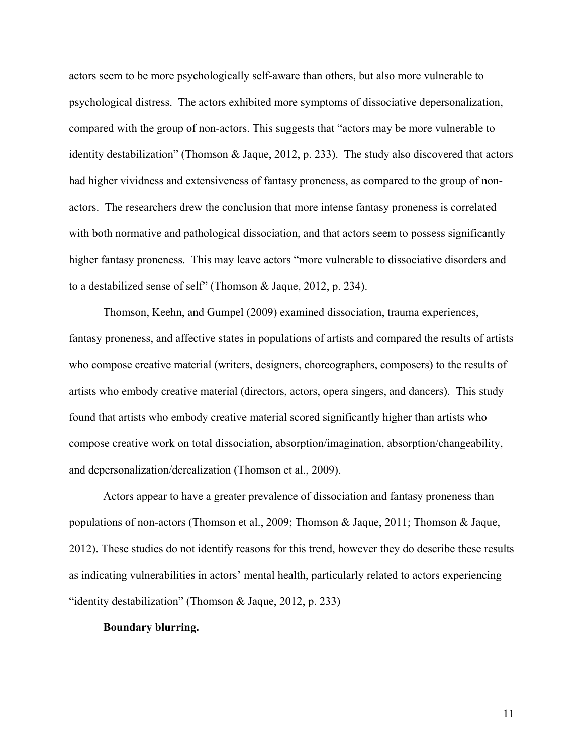actors seem to be more psychologically self-aware than others, but also more vulnerable to psychological distress. The actors exhibited more symptoms of dissociative depersonalization, compared with the group of non-actors. This suggests that "actors may be more vulnerable to identity destabilization" (Thomson & Jaque, 2012, p. 233). The study also discovered that actors had higher vividness and extensiveness of fantasy proneness, as compared to the group of non-actors. The researchers drew the conclusion that more intense fantasy proneness is correlated with both normative and pathological dissociation, and that actors seem to possess significantly higher fantasy proneness. This may leave actors "more vulnerable to dissociative disorders and to a destabilized sense of self" (Thomson & Jaque, 2012, p. 234).

Thomson, Keehn, and Gumpel (2009) examined dissociation, trauma experiences, fantasy proneness, and affective states in populations of artists and compared the results of artists who compose creative material (writers, designers, choreographers, composers) to the results of artists who embody creative material (directors, actors, opera singers, and dancers). This study found that artists who embody creative material scored significantly higher than artists who compose creative work on total dissociation, absorption/imagination, absorption/changeability, and depersonalization/derealization (Thomson et al., 2009).

Actors appear to have a greater prevalence of dissociation and fantasy proneness than populations of non-actors (Thomson et al., 2009; Thomson & Jaque, 2011; Thomson & Jaque, 2012). These studies do not identify reasons for this trend, however they do describe these results as indicating vulnerabilities in actors' mental health, particularly related to actors experiencing "identity destabilization" (Thomson & Jaque, 2012, p. 233)

**Boundary blurring.**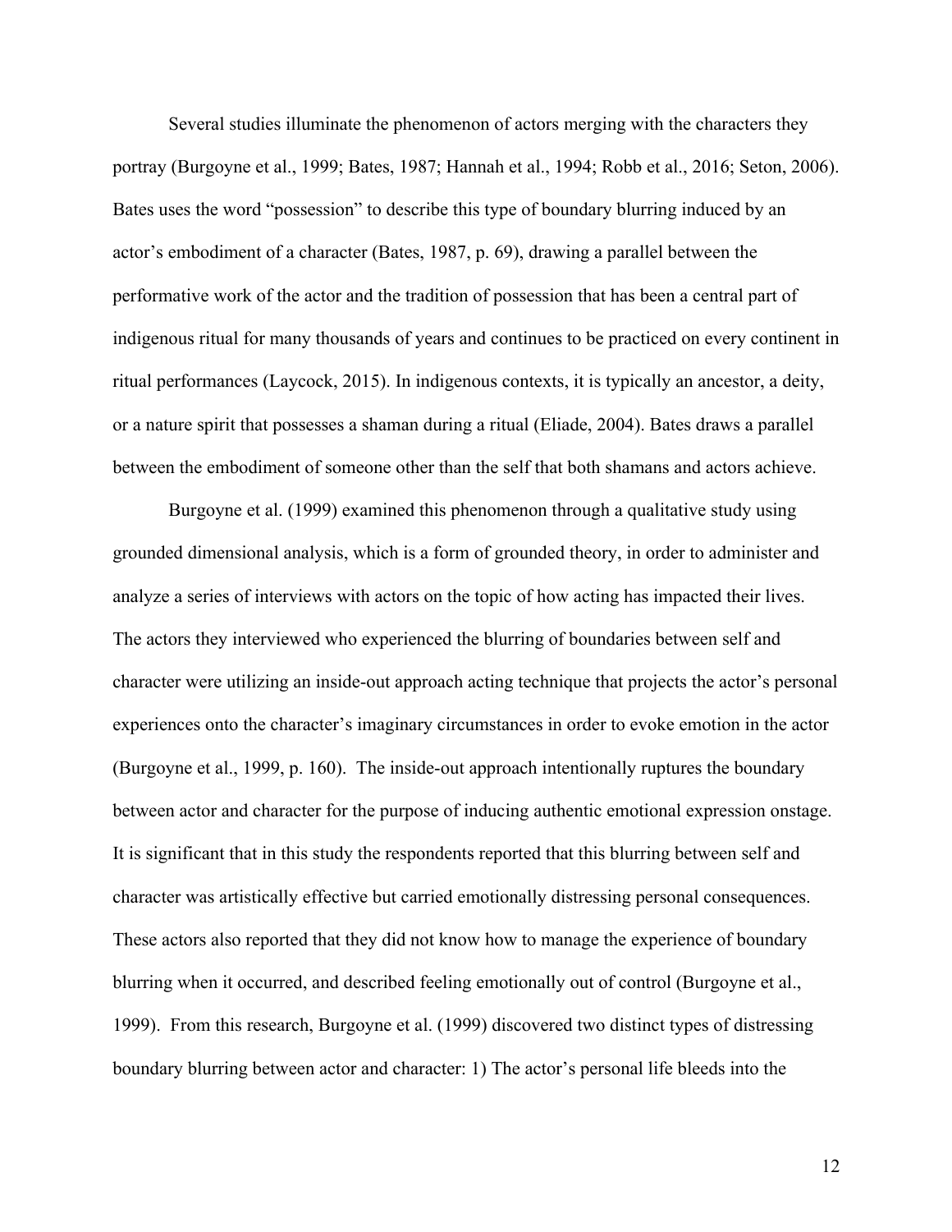Several studies illuminate the phenomenon of actors merging with the characters they portray (Burgoyne et al., 1999; Bates, 1987; Hannah et al., 1994; Robb et al., 2016; Seton, 2006). Bates uses the word "possession" to describe this type of boundary blurring induced by an actor's embodiment of a character (Bates, 1987, p. 69), drawing a parallel between the performative work of the actor and the tradition of possession that has been a central part of indigenous ritual for many thousands of years and continues to be practiced on every continent in ritual performances (Laycock, 2015). In indigenous contexts, it is typically an ancestor, a deity, or a nature spirit that possesses a shaman during a ritual (Eliade, 2004). Bates draws a parallel between the embodiment of someone other than the self that both shamans and actors achieve.

Burgoyne et al. (1999) examined this phenomenon through a qualitative study using grounded dimensional analysis, which is a form of grounded theory, in order to administer and analyze a series of interviews with actors on the topic of how acting has impacted their lives. The actors they interviewed who experienced the blurring of boundaries between self and character were utilizing an inside-out approach acting technique that projects the actor's personal experiences onto the character's imaginary circumstances in order to evoke emotion in the actor (Burgoyne et al., 1999, p. 160). The inside-out approach intentionally ruptures the boundary between actor and character for the purpose of inducing authentic emotional expression onstage. It is significant that in this study the respondents reported that this blurring between self and character was artistically effective but carried emotionally distressing personal consequences. These actors also reported that they did not know how to manage the experience of boundary blurring when it occurred, and described feeling emotionally out of control (Burgoyne et al., 1999). From this research, Burgoyne et al. (1999) discovered two distinct types of distressing boundary blurring between actor and character: 1) The actor's personal life bleeds into the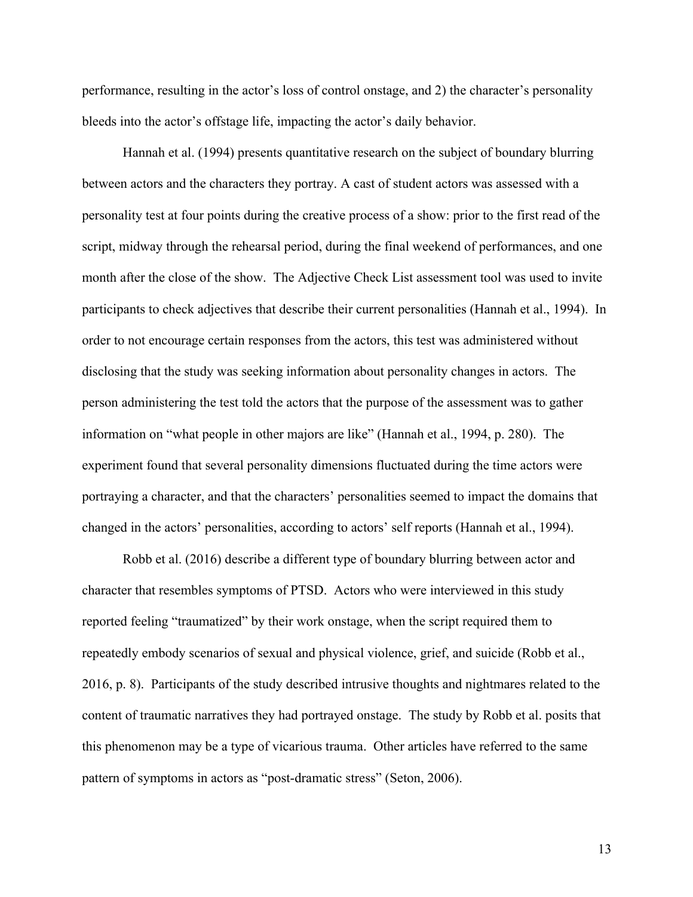performance, resulting in the actor's loss of control onstage, and 2) the character's personality bleeds into the actor's offstage life, impacting the actor's daily behavior.

Hannah et al. (1994) presents quantitative research on the subject of boundary blurring between actors and the characters they portray. A cast of student actors was assessed with a personality test at four points during the creative process of a show: prior to the first read of the script, midway through the rehearsal period, during the final weekend of performances, and one month after the close of the show. The Adjective Check List assessment tool was used to invite participants to check adjectives that describe their current personalities (Hannah et al., 1994). In order to not encourage certain responses from the actors, this test was administered without disclosing that the study was seeking information about personality changes in actors. The person administering the test told the actors that the purpose of the assessment was to gather information on "what people in other majors are like" (Hannah et al., 1994, p. 280). The experiment found that several personality dimensions fluctuated during the time actors were portraying a character, and that the characters' personalities seemed to impact the domains that changed in the actors' personalities, according to actors' self reports (Hannah et al., 1994).

Robb et al. (2016) describe a different type of boundary blurring between actor and character that resembles symptoms of PTSD. Actors who were interviewed in this study reported feeling "traumatized" by their work onstage, when the script required them to repeatedly embody scenarios of sexual and physical violence, grief, and suicide (Robb et al., 2016, p. 8). Participants of the study described intrusive thoughts and nightmares related to the content of traumatic narratives they had portrayed onstage. The study by Robb et al. posits that this phenomenon may be a type of vicarious trauma. Other articles have referred to the same pattern of symptoms in actors as "post-dramatic stress" (Seton, 2006).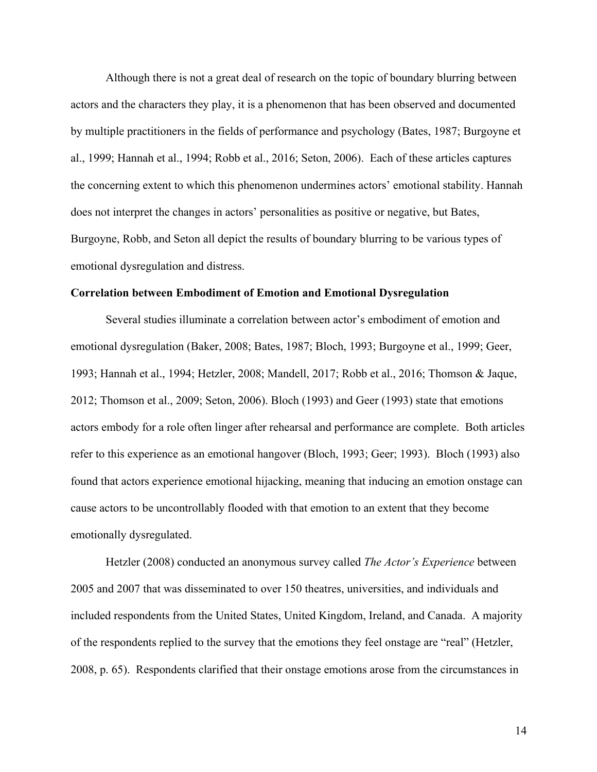Although there is not a great deal of research on the topic of boundary blurring between actors and the characters they play, it is a phenomenon that has been observed and documented by multiple practitioners in the fields of performance and psychology (Bates, 1987; Burgoyne et al., 1999; Hannah et al., 1994; Robb et al., 2016; Seton, 2006). Each of these articles captures the concerning extent to which this phenomenon undermines actors' emotional stability. Hannah does not interpret the changes in actors' personalities as positive or negative, but Bates, Burgoyne, Robb, and Seton all depict the results of boundary blurring to be various types of emotional dysregulation and distress.

**Correlation between Embodiment of Emotion and Emotional Dysregulation**

Several studies illuminate a correlation between actor's embodiment of emotion and emotional dysregulation (Baker, 2008; Bates, 1987; Bloch, 1993; Burgoyne et al., 1999; Geer, 1993; Hannah et al., 1994; Hetzler, 2008; Mandell, 2017; Robb et al., 2016; Thomson & Jaque, 2012; Thomson et al., 2009; Seton, 2006). Bloch (1993) and Geer (1993) state that emotions actors embody for a role often linger after rehearsal and performance are complete. Both articles refer to this experience as an emotional hangover (Bloch, 1993; Geer; 1993). Bloch (1993) also found that actors experience emotional hijacking, meaning that inducing an emotion onstage can cause actors to be uncontrollably flooded with that emotion to an extent that they become emotionally dysregulated.

Hetzler (2008) conducted an anonymous survey called *The Actor's Experience* between 2005 and 2007 that was disseminated to over 150 theatres, universities, and individuals and included respondents from the United States, United Kingdom, Ireland, and Canada. A majority of the respondents replied to the survey that the emotions they feel onstage are "real" (Hetzler, 2008, p. 65). Respondents clarified that their onstage emotions arose from the circumstances in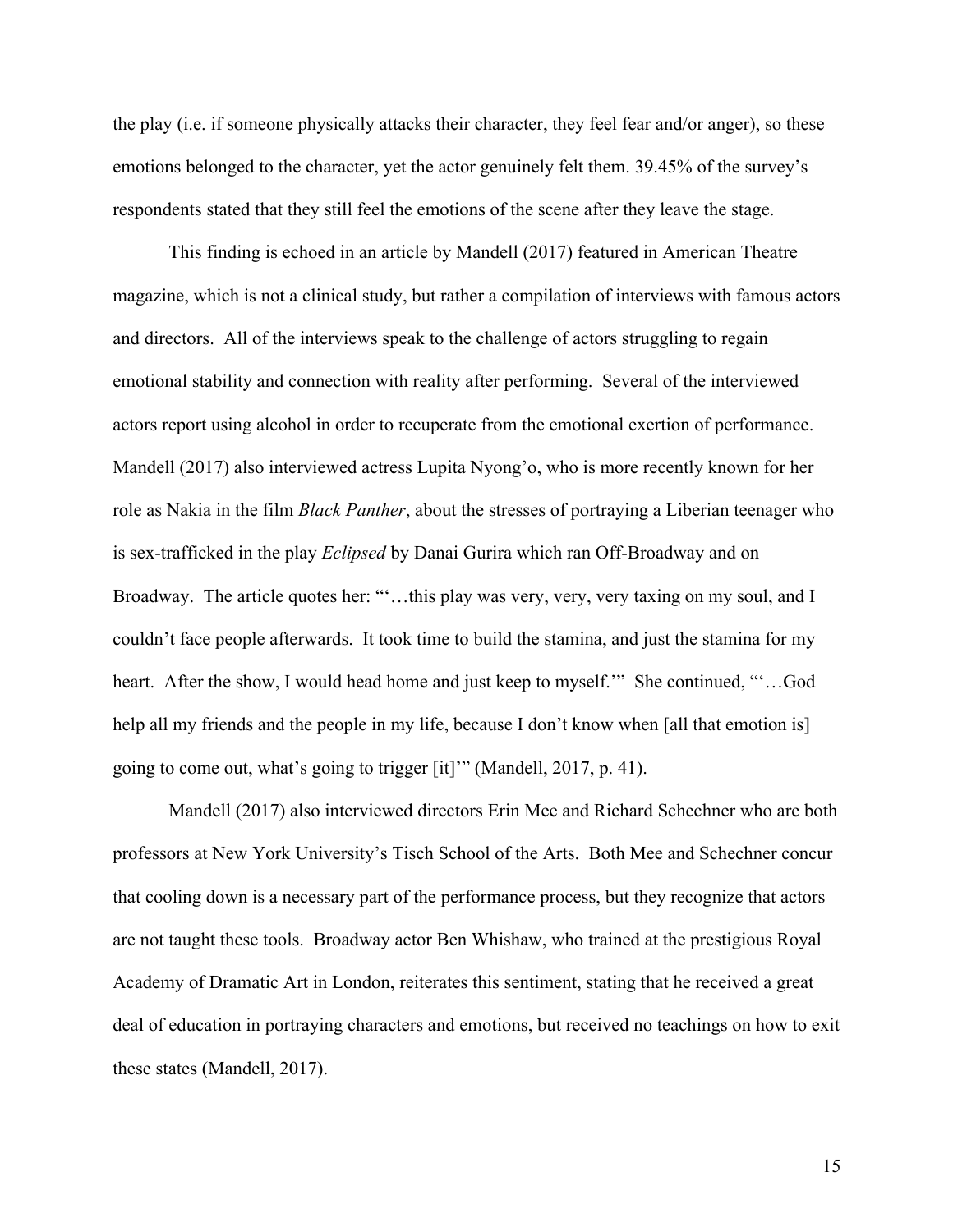the play (i.e. if someone physically attacks their character, they feel fear and/or anger), so these emotions belonged to the character, yet the actor genuinely felt them. 39.45% of the survey's respondents stated that they still feel the emotions of the scene after they leave the stage.

This finding is echoed in an article by Mandell (2017) featured in American Theatre magazine, which is not a clinical study, but rather a compilation of interviews with famous actors and directors. All of the interviews speak to the challenge of actors struggling to regain emotional stability and connection with reality after performing. Several of the interviewed actors report using alcohol in order to recuperate from the emotional exertion of performance. Mandell (2017) also interviewed actress Lupita Nyong'o, who is more recently known for her role as Nakia in the film *Black Panther*, about the stresses of portraying a Liberian teenager who is sex-trafficked in the play *Eclipsed* by Danai Gurira which ran Off-Broadway and on Broadway. The article quotes her: "'…this play was very, very, very taxing on my soul, and I couldn't face people afterwards. It took time to build the stamina, and just the stamina for my heart. After the show, I would head home and just keep to myself.'" She continued, "'…God help all my friends and the people in my life, because I don't know when [all that emotion is] going to come out, what's going to trigger [it]'" (Mandell, 2017, p. 41).

Mandell (2017) also interviewed directors Erin Mee and Richard Schechner who are both professors at New York University's Tisch School of the Arts. Both Mee and Schechner concur that cooling down is a necessary part of the performance process, but they recognize that actors are not taught these tools. Broadway actor Ben Whishaw, who trained at the prestigious Royal Academy of Dramatic Art in London, reiterates this sentiment, stating that he received a great deal of education in portraying characters and emotions, but received no teachings on how to exit these states (Mandell, 2017).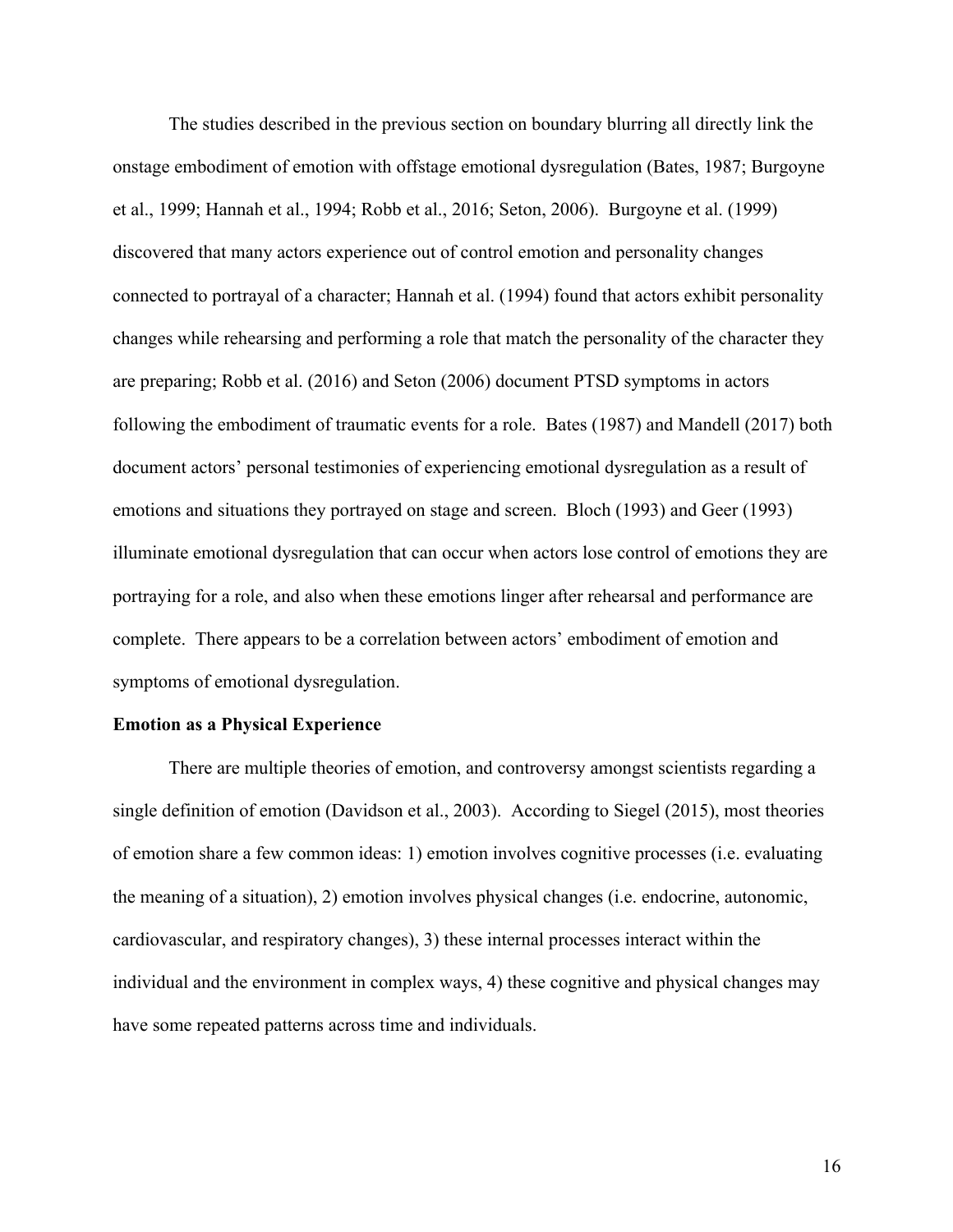The studies described in the previous section on boundary blurring all directly link the onstage embodiment of emotion with offstage emotional dysregulation (Bates, 1987; Burgoyne et al., 1999; Hannah et al., 1994; Robb et al., 2016; Seton, 2006). Burgoyne et al. (1999) discovered that many actors experience out of control emotion and personality changes connected to portrayal of a character; Hannah et al. (1994) found that actors exhibit personality changes while rehearsing and performing a role that match the personality of the character they are preparing; Robb et al. (2016) and Seton (2006) document PTSD symptoms in actors following the embodiment of traumatic events for a role. Bates (1987) and Mandell (2017) both document actors' personal testimonies of experiencing emotional dysregulation as a result of emotions and situations they portrayed on stage and screen. Bloch (1993) and Geer (1993) illuminate emotional dysregulation that can occur when actors lose control of emotions they are portraying for a role, and also when these emotions linger after rehearsal and performance are complete. There appears to be a correlation between actors' embodiment of emotion and symptoms of emotional dysregulation.

**Emotion as a Physical Experience**

There are multiple theories of emotion, and controversy amongst scientists regarding a single definition of emotion (Davidson et al., 2003). According to Siegel (2015), most theories of emotion share a few common ideas: 1) emotion involves cognitive processes (i.e. evaluating the meaning of a situation), 2) emotion involves physical changes (i.e. endocrine, autonomic, cardiovascular, and respiratory changes), 3) these internal processes interact within the individual and the environment in complex ways, 4) these cognitive and physical changes may have some repeated patterns across time and individuals.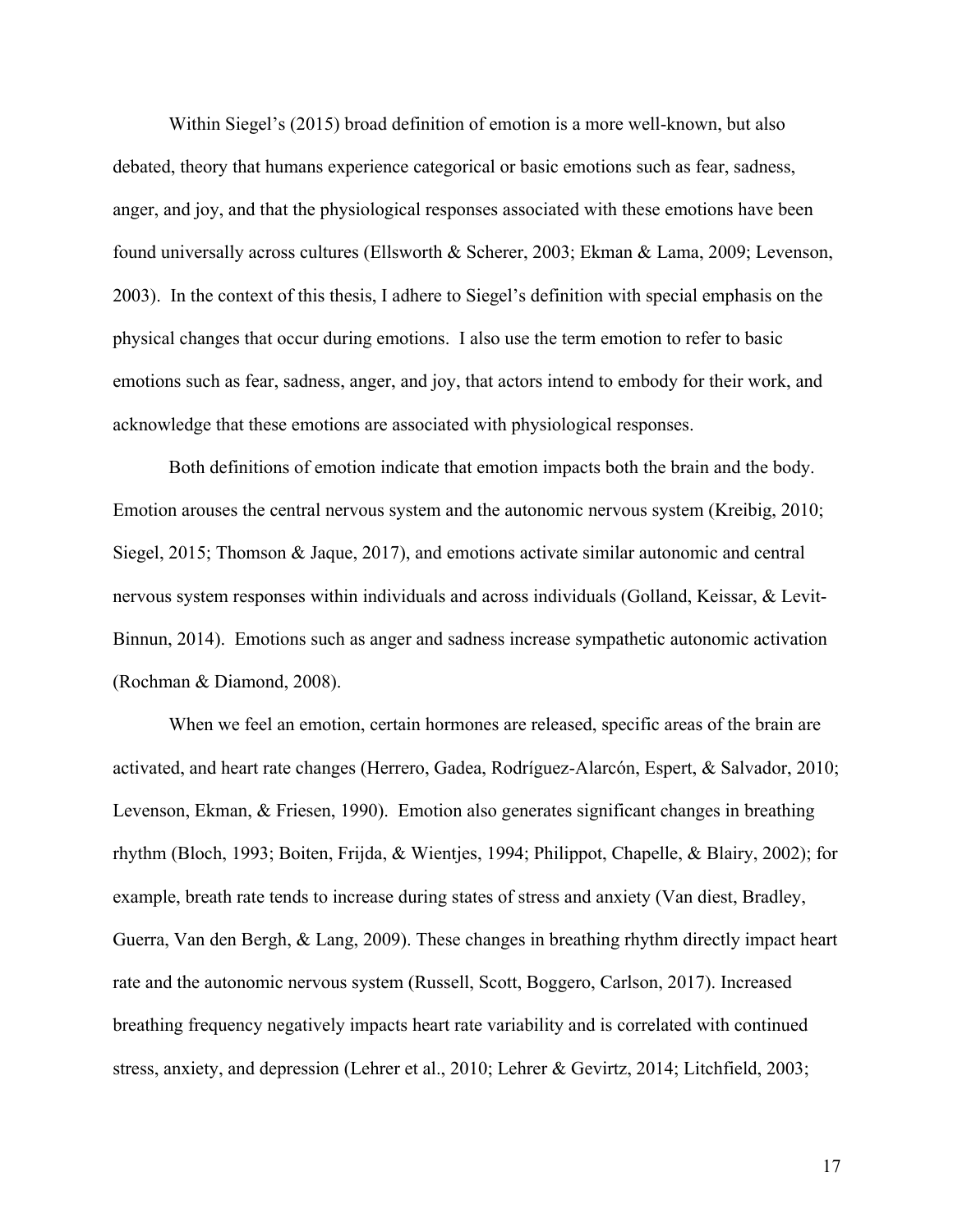Within Siegel's (2015) broad definition of emotion is a more well-known, but also debated, theory that humans experience categorical or basic emotions such as fear, sadness, anger, and joy, and that the physiological responses associated with these emotions have been found universally across cultures (Ellsworth & Scherer, 2003; Ekman & Lama, 2009; Levenson, 2003). In the context of this thesis, I adhere to Siegel's definition with special emphasis on the physical changes that occur during emotions. I also use the term emotion to refer to basic emotions such as fear, sadness, anger, and joy, that actors intend to embody for their work, and acknowledge that these emotions are associated with physiological responses.

Both definitions of emotion indicate that emotion impacts both the brain and the body. Emotion arouses the central nervous system and the autonomic nervous system (Kreibig, 2010; Siegel, 2015; Thomson & Jaque, 2017), and emotions activate similar autonomic and central nervous system responses within individuals and across individuals (Golland, Keissar, & Levit-Binnun, 2014). Emotions such as anger and sadness increase sympathetic autonomic activation (Rochman & Diamond, 2008).

When we feel an emotion, certain hormones are released, specific areas of the brain are activated, and heart rate changes (Herrero, Gadea, Rodríguez-Alarcón, Espert, & Salvador, 2010; Levenson, Ekman, & Friesen, 1990). Emotion also generates significant changes in breathing rhythm (Bloch, 1993; Boiten, Frijda, & Wientjes, 1994; Philippot, Chapelle, & Blairy, 2002); for example, breath rate tends to increase during states of stress and anxiety (Van diest, Bradley, Guerra, Van den Bergh, & Lang, 2009). These changes in breathing rhythm directly impact heart rate and the autonomic nervous system (Russell, Scott, Boggero, Carlson, 2017). Increased breathing frequency negatively impacts heart rate variability and is correlated with continued stress, anxiety, and depression (Lehrer et al., 2010; Lehrer & Gevirtz, 2014; Litchfield, 2003;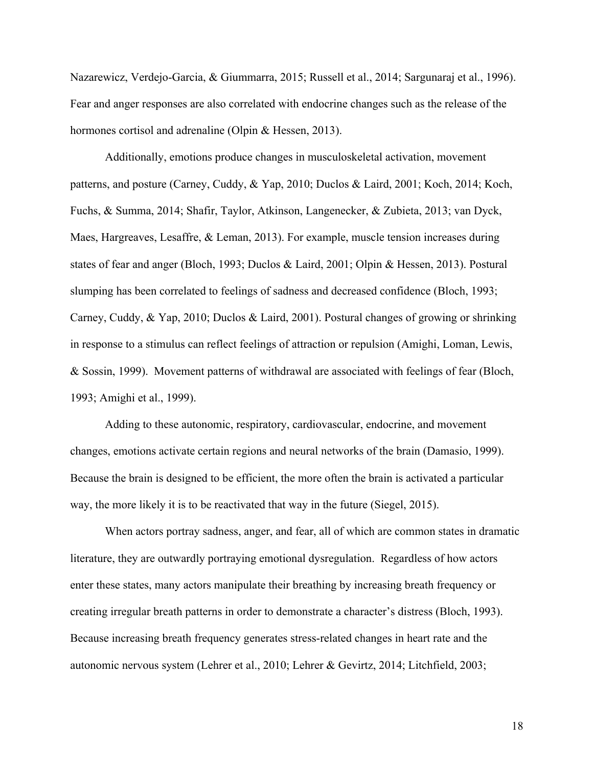Nazarewicz, Verdejo-Garcia, & Giummarra, 2015; Russell et al., 2014; Sargunaraj et al., 1996). Fear and anger responses are also correlated with endocrine changes such as the release of the hormones cortisol and adrenaline (Olpin & Hessen, 2013).

Additionally, emotions produce changes in musculoskeletal activation, movement patterns, and posture (Carney, Cuddy, & Yap, 2010; Duclos & Laird, 2001; Koch, 2014; Koch, Fuchs, & Summa, 2014; Shafir, Taylor, Atkinson, Langenecker, & Zubieta, 2013; van Dyck, Maes, Hargreaves, Lesaffre, & Leman, 2013). For example, muscle tension increases during states of fear and anger (Bloch, 1993; Duclos & Laird, 2001; Olpin & Hessen, 2013). Postural slumping has been correlated to feelings of sadness and decreased confidence (Bloch, 1993; Carney, Cuddy, & Yap, 2010; Duclos & Laird, 2001). Postural changes of growing or shrinking in response to a stimulus can reflect feelings of attraction or repulsion (Amighi, Loman, Lewis, & Sossin, 1999). Movement patterns of withdrawal are associated with feelings of fear (Bloch, 1993; Amighi et al., 1999).

Adding to these autonomic, respiratory, cardiovascular, endocrine, and movement changes, emotions activate certain regions and neural networks of the brain (Damasio, 1999). Because the brain is designed to be efficient, the more often the brain is activated a particular way, the more likely it is to be reactivated that way in the future (Siegel, 2015).

When actors portray sadness, anger, and fear, all of which are common states in dramatic literature, they are outwardly portraying emotional dysregulation. Regardless of how actors enter these states, many actors manipulate their breathing by increasing breath frequency or creating irregular breath patterns in order to demonstrate a character's distress (Bloch, 1993). Because increasing breath frequency generates stress-related changes in heart rate and the autonomic nervous system (Lehrer et al., 2010; Lehrer & Gevirtz, 2014; Litchfield, 2003;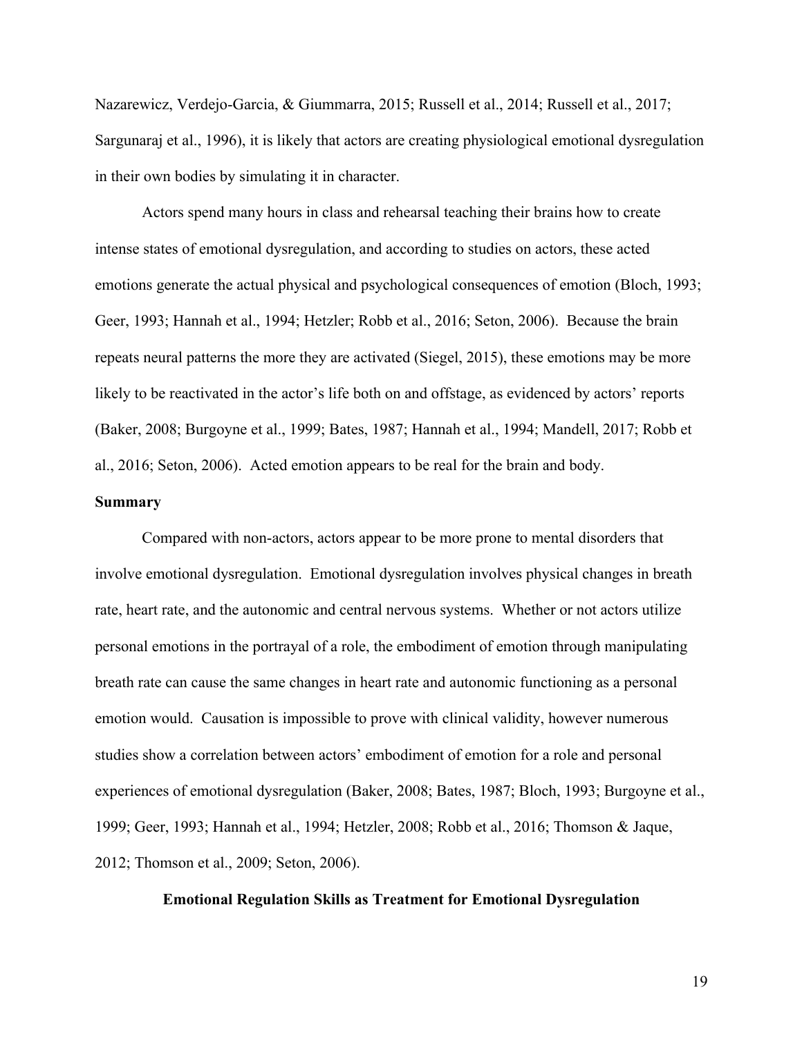Nazarewicz, Verdejo-Garcia, & Giummarra, 2015; Russell et al., 2014; Russell et al., 2017; Sargunaraj et al., 1996), it is likely that actors are creating physiological emotional dysregulation in their own bodies by simulating it in character.

Actors spend many hours in class and rehearsal teaching their brains how to create intense states of emotional dysregulation, and according to studies on actors, these acted emotions generate the actual physical and psychological consequences of emotion (Bloch, 1993; Geer, 1993; Hannah et al., 1994; Hetzler; Robb et al., 2016; Seton, 2006). Because the brain repeats neural patterns the more they are activated (Siegel, 2015), these emotions may be more likely to be reactivated in the actor's life both on and offstage, as evidenced by actors' reports (Baker, 2008; Burgoyne et al., 1999; Bates, 1987; Hannah et al., 1994; Mandell, 2017; Robb et al., 2016; Seton, 2006). Acted emotion appears to be real for the brain and body.

**Summary**

Compared with non-actors, actors appear to be more prone to mental disorders that involve emotional dysregulation. Emotional dysregulation involves physical changes in breath rate, heart rate, and the autonomic and central nervous systems. Whether or not actors utilize personal emotions in the portrayal of a role, the embodiment of emotion through manipulating breath rate can cause the same changes in heart rate and autonomic functioning as a personal emotion would. Causation is impossible to prove with clinical validity, however numerous studies show a correlation between actors' embodiment of emotion for a role and personal experiences of emotional dysregulation (Baker, 2008; Bates, 1987; Bloch, 1993; Burgoyne et al., 1999; Geer, 1993; Hannah et al., 1994; Hetzler, 2008; Robb et al., 2016; Thomson & Jaque, 2012; Thomson et al., 2009; Seton, 2006).

## Emotional Regulation Skills as Treatment for Emotional Dysregulation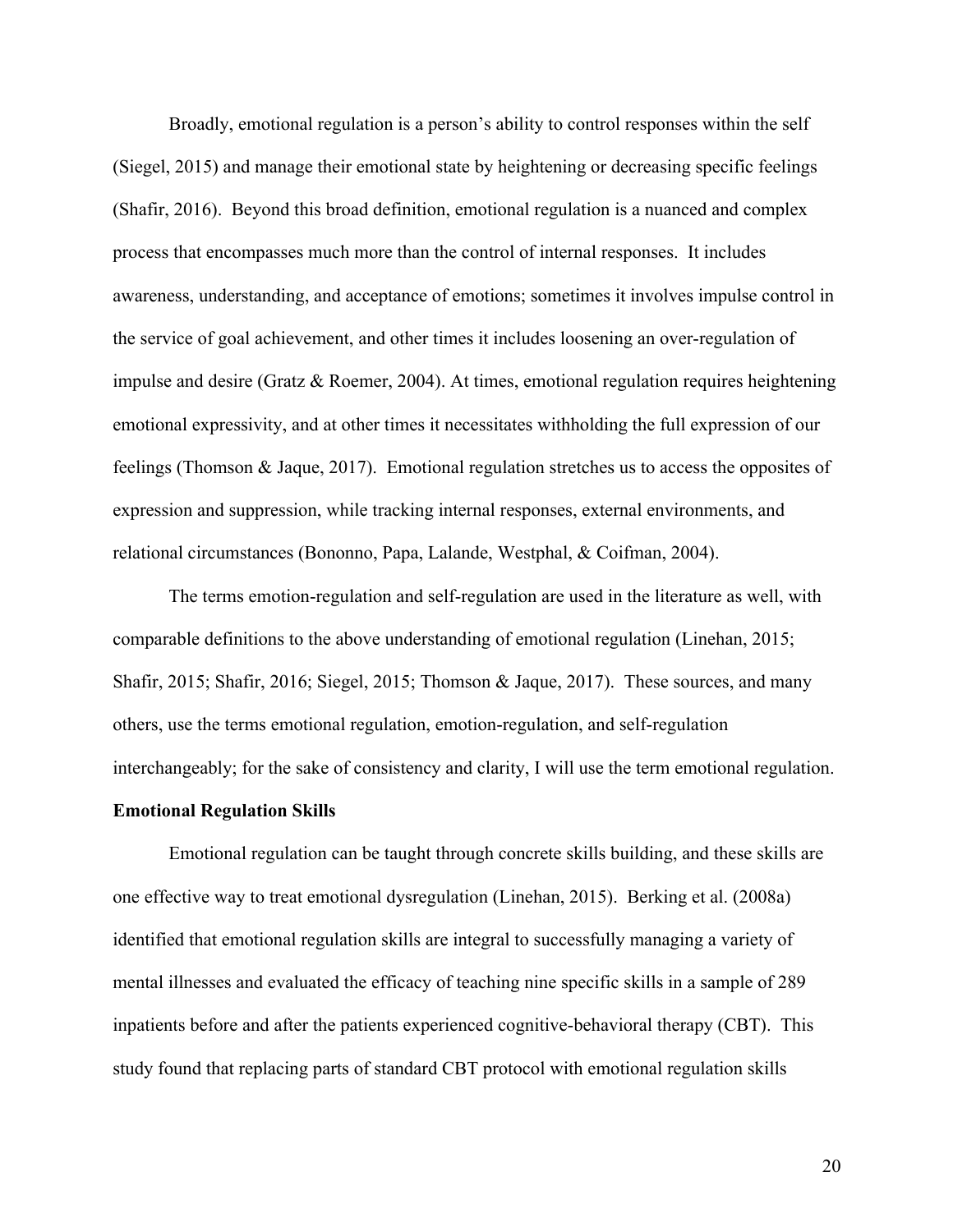Broadly, emotional regulation is a person's ability to control responses within the self (Siegel, 2015) and manage their emotional state by heightening or decreasing specific feelings (Shafir, 2016). Beyond this broad definition, emotional regulation is a nuanced and complex process that encompasses much more than the control of internal responses. It includes awareness, understanding, and acceptance of emotions; sometimes it involves impulse control in the service of goal achievement, and other times it includes loosening an over-regulation of impulse and desire (Gratz & Roemer, 2004). At times, emotional regulation requires heightening emotional expressivity, and at other times it necessitates withholding the full expression of our feelings (Thomson & Jaque, 2017). Emotional regulation stretches us to access the opposites of expression and suppression, while tracking internal responses, external environments, and relational circumstances (Bononno, Papa, Lalande, Westphal, & Coifman, 2004).

The terms emotion-regulation and self-regulation are used in the literature as well, with comparable definitions to the above understanding of emotional regulation (Linehan, 2015; Shafir, 2015; Shafir, 2016; Siegel, 2015; Thomson & Jaque, 2017). These sources, and many others, use the terms emotional regulation, emotion-regulation, and self-regulation interchangeably; for the sake of consistency and clarity, I will use the term emotional regulation.

**Emotional Regulation Skills**

Emotional regulation can be taught through concrete skills building, and these skills are one effective way to treat emotional dysregulation (Linehan, 2015). Berking et al. (2008a) identified that emotional regulation skills are integral to successfully managing a variety of mental illnesses and evaluated the efficacy of teaching nine specific skills in a sample of 289 inpatients before and after the patients experienced cognitive-behavioral therapy (CBT). This study found that replacing parts of standard CBT protocol with emotional regulation skills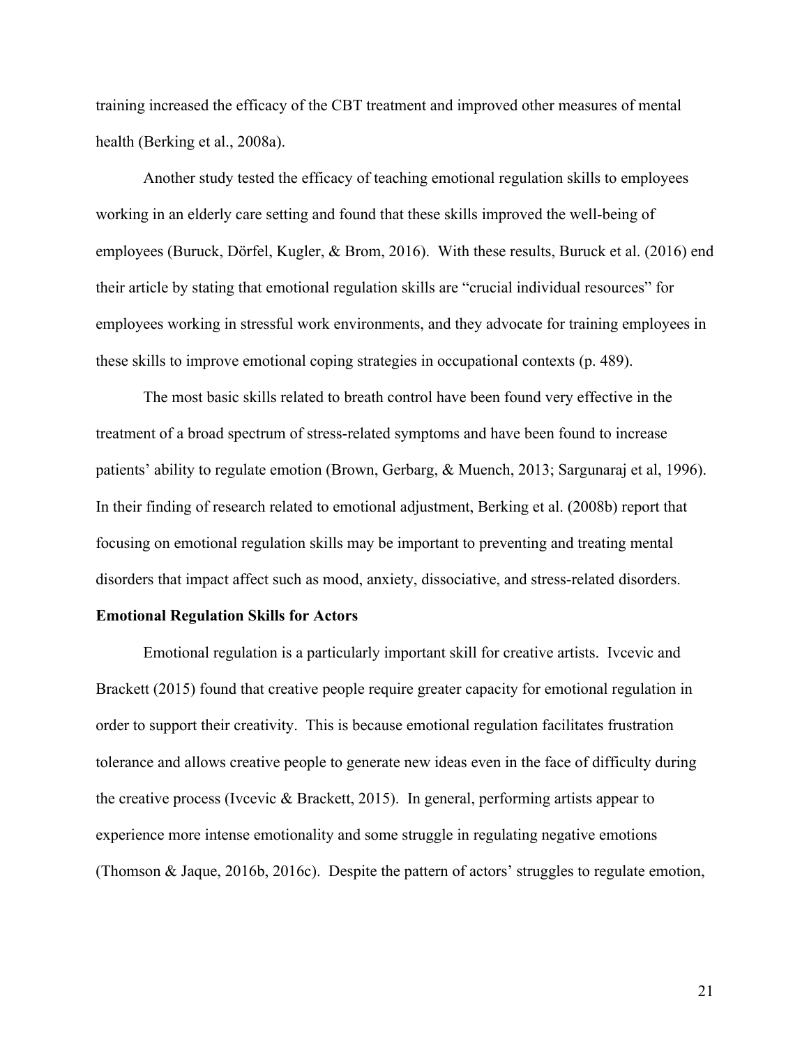training increased the efficacy of the CBT treatment and improved other measures of mental health (Berking et al., 2008a).

Another study tested the efficacy of teaching emotional regulation skills to employees working in an elderly care setting and found that these skills improved the well-being of employees (Buruck, Dörfel, Kugler, & Brom, 2016). With these results, Buruck et al. (2016) end their article by stating that emotional regulation skills are "crucial individual resources" for employees working in stressful work environments, and they advocate for training employees in these skills to improve emotional coping strategies in occupational contexts (p. 489).

The most basic skills related to breath control have been found very effective in the treatment of a broad spectrum of stress-related symptoms and have been found to increase patients' ability to regulate emotion (Brown, Gerbarg, & Muench, 2013; Sargunaraj et al, 1996). In their finding of research related to emotional adjustment, Berking et al. (2008b) report that focusing on emotional regulation skills may be important to preventing and treating mental disorders that impact affect such as mood, anxiety, dissociative, and stress-related disorders.

**Emotional Regulation Skills for Actors**

Emotional regulation is a particularly important skill for creative artists. Ivcevic and Brackett (2015) found that creative people require greater capacity for emotional regulation in order to support their creativity. This is because emotional regulation facilitates frustration tolerance and allows creative people to generate new ideas even in the face of difficulty during the creative process (Ivcevic & Brackett, 2015). In general, performing artists appear to experience more intense emotionality and some struggle in regulating negative emotions (Thomson & Jaque, 2016b, 2016c). Despite the pattern of actors' struggles to regulate emotion,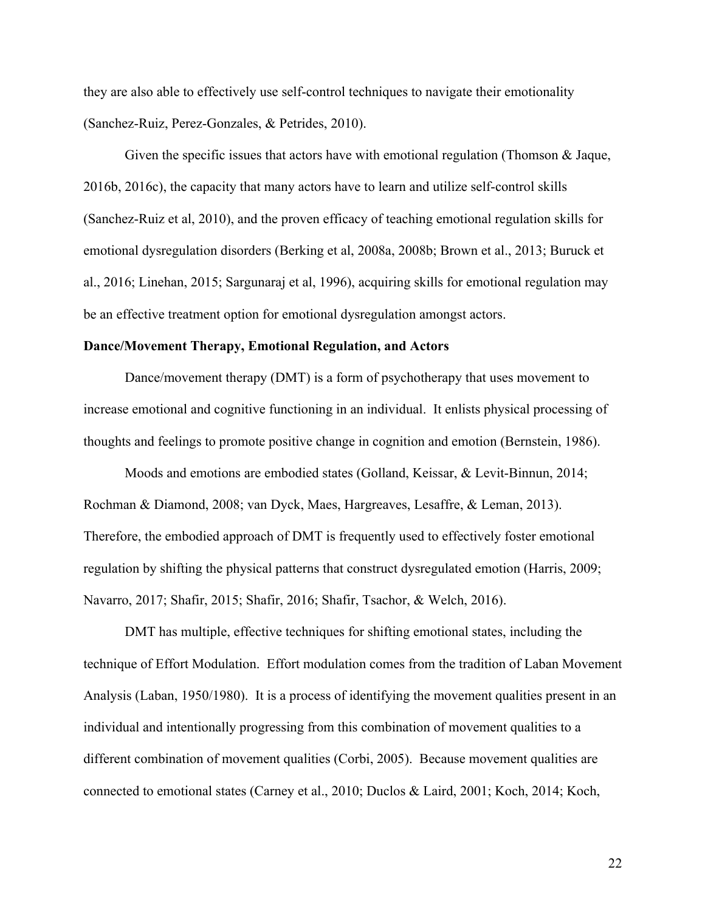they are also able to effectively use self-control techniques to navigate their emotionality (Sanchez-Ruiz, Perez-Gonzales, & Petrides, 2010).

Given the specific issues that actors have with emotional regulation (Thomson & Jaque, 2016b, 2016c), the capacity that many actors have to learn and utilize self-control skills (Sanchez-Ruiz et al, 2010), and the proven efficacy of teaching emotional regulation skills for emotional dysregulation disorders (Berking et al, 2008a, 2008b; Brown et al., 2013; Buruck et al., 2016; Linehan, 2015; Sargunaraj et al, 1996), acquiring skills for emotional regulation may be an effective treatment option for emotional dysregulation amongst actors.

**Dance/Movement Therapy, Emotional Regulation, and Actors**

Dance/movement therapy (DMT) is a form of psychotherapy that uses movement to increase emotional and cognitive functioning in an individual. It enlists physical processing of thoughts and feelings to promote positive change in cognition and emotion (Bernstein, 1986).

Moods and emotions are embodied states (Golland, Keissar, & Levit-Binnun, 2014; Rochman & Diamond, 2008; van Dyck, Maes, Hargreaves, Lesaffre, & Leman, 2013). Therefore, the embodied approach of DMT is frequently used to effectively foster emotional regulation by shifting the physical patterns that construct dysregulated emotion (Harris, 2009; Navarro, 2017; Shafir, 2015; Shafir, 2016; Shafir, Tsachor, & Welch, 2016).

DMT has multiple, effective techniques for shifting emotional states, including the technique of Effort Modulation. Effort modulation comes from the tradition of Laban Movement Analysis (Laban, 1950/1980). It is a process of identifying the movement qualities present in an individual and intentionally progressing from this combination of movement qualities to a different combination of movement qualities (Corbi, 2005). Because movement qualities are connected to emotional states (Carney et al., 2010; Duclos & Laird, 2001; Koch, 2014; Koch,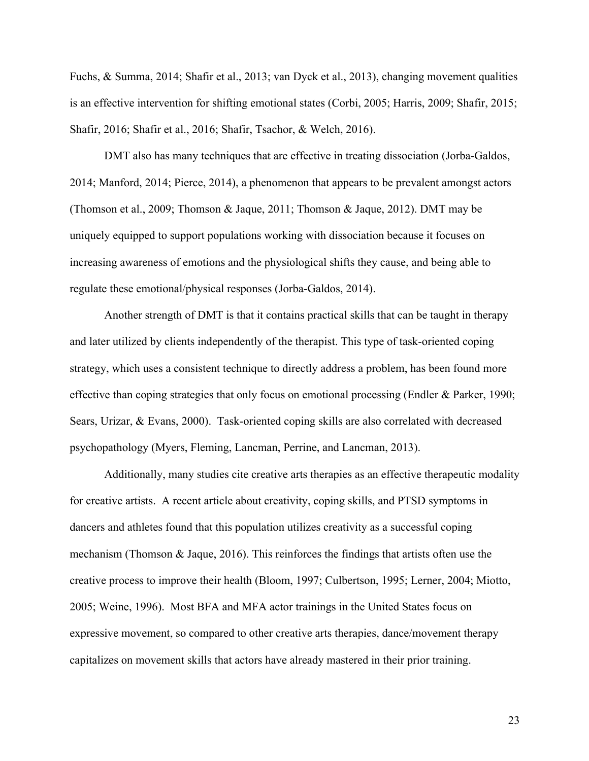Fuchs, & Summa, 2014; Shafir et al., 2013; van Dyck et al., 2013), changing movement qualities is an effective intervention for shifting emotional states (Corbi, 2005; Harris, 2009; Shafir, 2015; Shafir, 2016; Shafir et al., 2016; Shafir, Tsachor, & Welch, 2016).

DMT also has many techniques that are effective in treating dissociation (Jorba-Galdos, 2014; Manford, 2014; Pierce, 2014), a phenomenon that appears to be prevalent amongst actors (Thomson et al., 2009; Thomson & Jaque, 2011; Thomson & Jaque, 2012). DMT may be uniquely equipped to support populations working with dissociation because it focuses on increasing awareness of emotions and the physiological shifts they cause, and being able to regulate these emotional/physical responses (Jorba-Galdos, 2014).

Another strength of DMT is that it contains practical skills that can be taught in therapy and later utilized by clients independently of the therapist. This type of task-oriented coping strategy, which uses a consistent technique to directly address a problem, has been found more effective than coping strategies that only focus on emotional processing (Endler & Parker, 1990; Sears, Urizar, & Evans, 2000). Task-oriented coping skills are also correlated with decreased psychopathology (Myers, Fleming, Lancman, Perrine, and Lancman, 2013).

Additionally, many studies cite creative arts therapies as an effective therapeutic modality for creative artists. A recent article about creativity, coping skills, and PTSD symptoms in dancers and athletes found that this population utilizes creativity as a successful coping mechanism (Thomson & Jaque, 2016). This reinforces the findings that artists often use the creative process to improve their health (Bloom, 1997; Culbertson, 1995; Lerner, 2004; Miotto, 2005; Weine, 1996). Most BFA and MFA actor trainings in the United States focus on expressive movement, so compared to other creative arts therapies, dance/movement therapy capitalizes on movement skills that actors have already mastered in their prior training.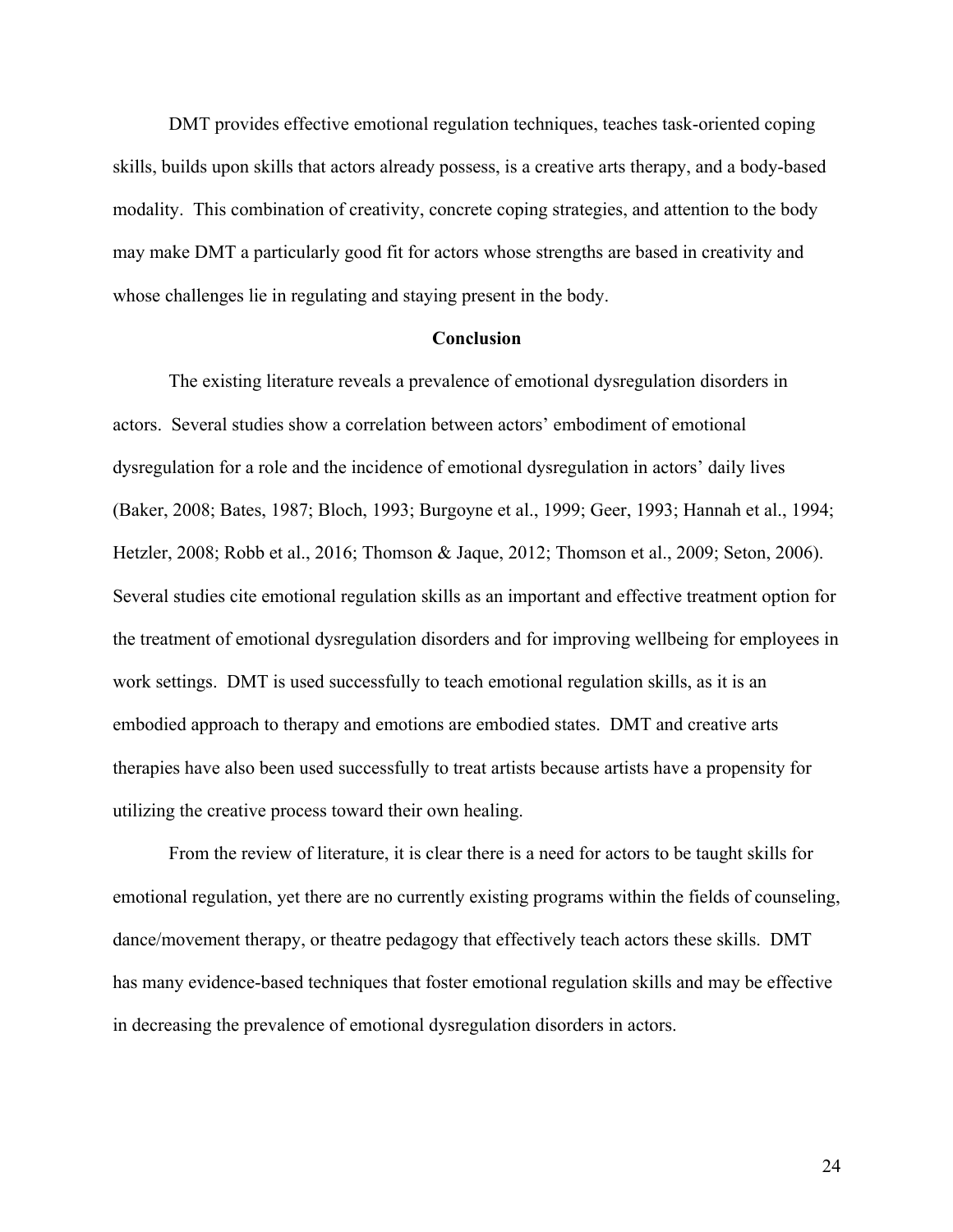DMT provides effective emotional regulation techniques, teaches task-oriented coping skills, builds upon skills that actors already possess, is a creative arts therapy, and a body-based modality. This combination of creativity, concrete coping strategies, and attention to the body may make DMT a particularly good fit for actors whose strengths are based in creativity and whose challenges lie in regulating and staying present in the body.

## Conclusion

The existing literature reveals a prevalence of emotional dysregulation disorders in actors. Several studies show a correlation between actors' embodiment of emotional dysregulation for a role and the incidence of emotional dysregulation in actors' daily lives (Baker, 2008; Bates, 1987; Bloch, 1993; Burgoyne et al., 1999; Geer, 1993; Hannah et al., 1994; Hetzler, 2008; Robb et al., 2016; Thomson & Jaque, 2012; Thomson et al., 2009; Seton, 2006). Several studies cite emotional regulation skills as an important and effective treatment option for the treatment of emotional dysregulation disorders and for improving wellbeing for employees in work settings. DMT is used successfully to teach emotional regulation skills, as it is an embodied approach to therapy and emotions are embodied states. DMT and creative arts therapies have also been used successfully to treat artists because artists have a propensity for utilizing the creative process toward their own healing.

From the review of literature, it is clear there is a need for actors to be taught skills for emotional regulation, yet there are no currently existing programs within the fields of counseling, dance/movement therapy, or theatre pedagogy that effectively teach actors these skills. DMT has many evidence-based techniques that foster emotional regulation skills and may be effective in decreasing the prevalence of emotional dysregulation disorders in actors.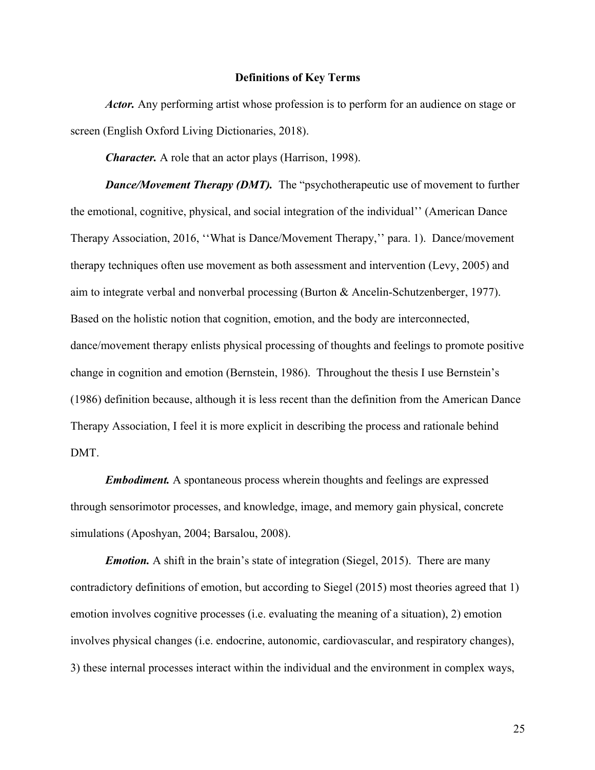## Definitions of Key Terms

***Actor.*** Any performing artist whose profession is to perform for an audience on stage or screen (English Oxford Living Dictionaries, 2018).

***Character.*** A role that an actor plays (Harrison, 1998).

***Dance/Movement Therapy (DMT).*** The "psychotherapeutic use of movement to further the emotional, cognitive, physical, and social integration of the individual'' (American Dance Therapy Association, 2016, ''What is Dance/Movement Therapy,'' para. 1). Dance/movement therapy techniques often use movement as both assessment and intervention (Levy, 2005) and aim to integrate verbal and nonverbal processing (Burton & Ancelin-Schutzenberger, 1977). Based on the holistic notion that cognition, emotion, and the body are interconnected, dance/movement therapy enlists physical processing of thoughts and feelings to promote positive change in cognition and emotion (Bernstein, 1986). Throughout the thesis I use Bernstein's (1986) definition because, although it is less recent than the definition from the American Dance Therapy Association, I feel it is more explicit in describing the process and rationale behind DMT.

***Embodiment.*** A spontaneous process wherein thoughts and feelings are expressed through sensorimotor processes, and knowledge, image, and memory gain physical, concrete simulations (Aposhyan, 2004; Barsalou, 2008).

***Emotion.*** A shift in the brain's state of integration (Siegel, 2015). There are many contradictory definitions of emotion, but according to Siegel (2015) most theories agreed that 1) emotion involves cognitive processes (i.e. evaluating the meaning of a situation), 2) emotion involves physical changes (i.e. endocrine, autonomic, cardiovascular, and respiratory changes), 3) these internal processes interact within the individual and the environment in complex ways,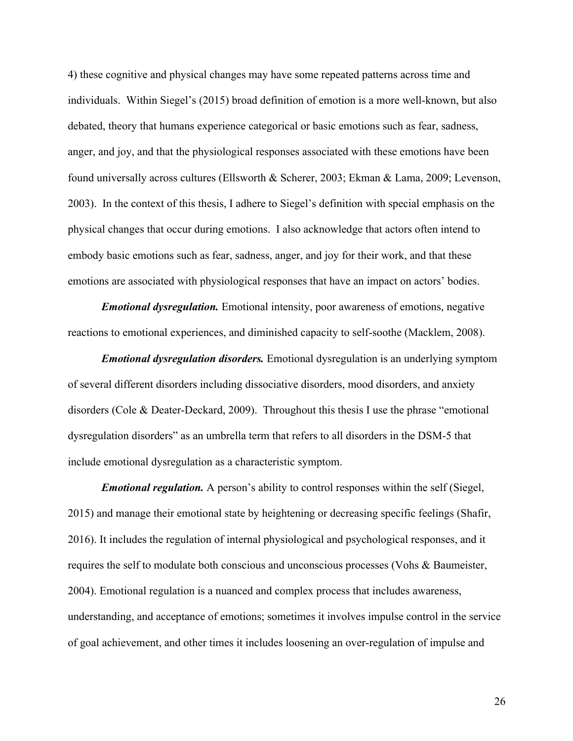4) these cognitive and physical changes may have some repeated patterns across time and individuals. Within Siegel's (2015) broad definition of emotion is a more well-known, but also debated, theory that humans experience categorical or basic emotions such as fear, sadness, anger, and joy, and that the physiological responses associated with these emotions have been found universally across cultures (Ellsworth & Scherer, 2003; Ekman & Lama, 2009; Levenson, 2003). In the context of this thesis, I adhere to Siegel's definition with special emphasis on the physical changes that occur during emotions. I also acknowledge that actors often intend to embody basic emotions such as fear, sadness, anger, and joy for their work, and that these emotions are associated with physiological responses that have an impact on actors' bodies.

***Emotional dysregulation.*** Emotional intensity, poor awareness of emotions, negative reactions to emotional experiences, and diminished capacity to self-soothe (Macklem, 2008).

***Emotional dysregulation disorders.*** Emotional dysregulation is an underlying symptom of several different disorders including dissociative disorders, mood disorders, and anxiety disorders (Cole & Deater-Deckard, 2009). Throughout this thesis I use the phrase "emotional dysregulation disorders" as an umbrella term that refers to all disorders in the DSM-5 that include emotional dysregulation as a characteristic symptom.

***Emotional regulation.*** A person's ability to control responses within the self (Siegel, 2015) and manage their emotional state by heightening or decreasing specific feelings (Shafir, 2016). It includes the regulation of internal physiological and psychological responses, and it requires the self to modulate both conscious and unconscious processes (Vohs & Baumeister, 2004). Emotional regulation is a nuanced and complex process that includes awareness, understanding, and acceptance of emotions; sometimes it involves impulse control in the service of goal achievement, and other times it includes loosening an over-regulation of impulse and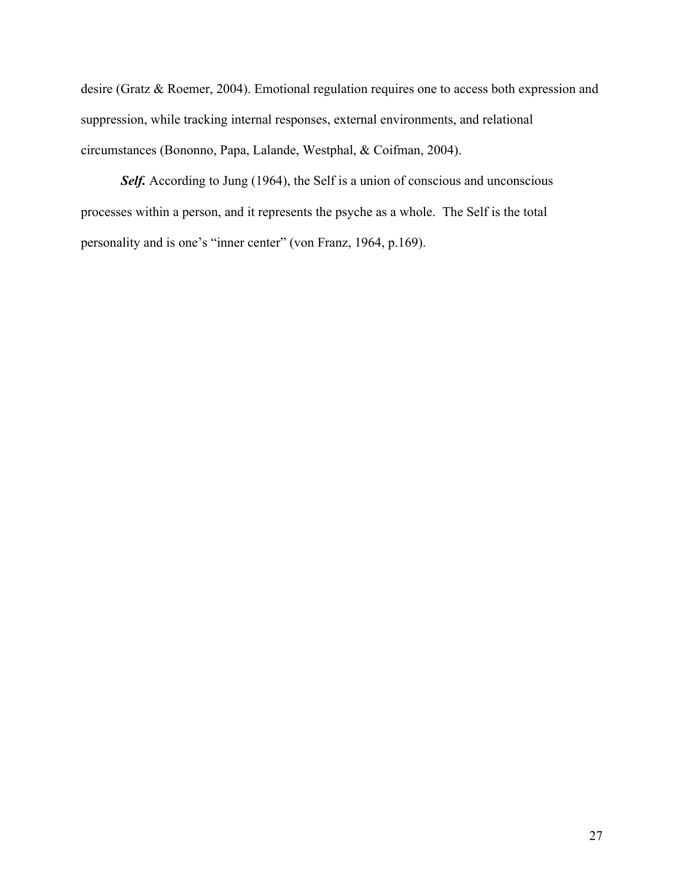desire (Gratz & Roemer, 2004). Emotional regulation requires one to access both expression and suppression, while tracking internal responses, external environments, and relational circumstances (Bononno, Papa, Lalande, Westphal, & Coifman, 2004).

***Self.*** According to Jung (1964), the Self is a union of conscious and unconscious processes within a person, and it represents the psyche as a whole. The Self is the total personality and is one's "inner center" (von Franz, 1964, p.169).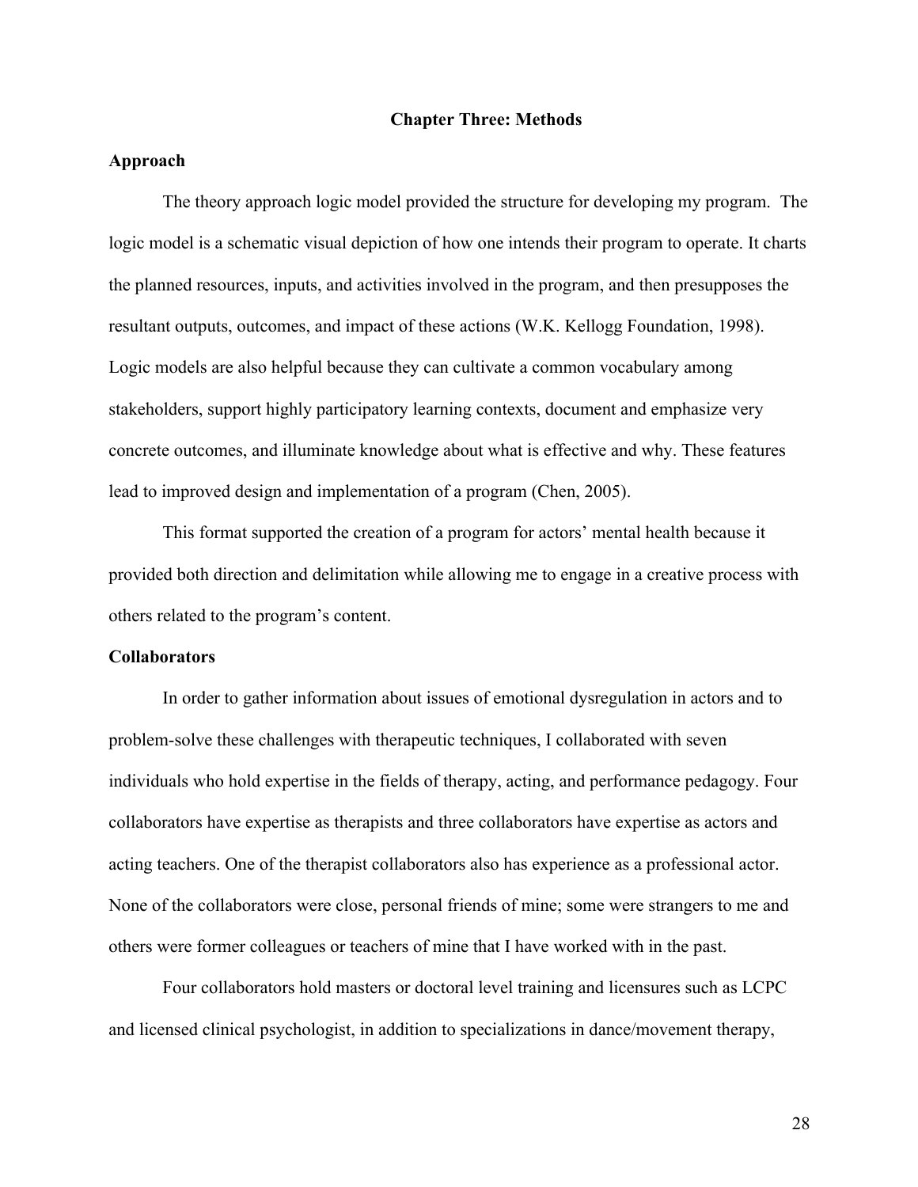# Chapter Three: Methods

## Approach

The theory approach logic model provided the structure for developing my program. The logic model is a schematic visual depiction of how one intends their program to operate. It charts the planned resources, inputs, and activities involved in the program, and then presupposes the resultant outputs, outcomes, and impact of these actions (W.K. Kellogg Foundation, 1998). Logic models are also helpful because they can cultivate a common vocabulary among stakeholders, support highly participatory learning contexts, document and emphasize very concrete outcomes, and illuminate knowledge about what is effective and why. These features lead to improved design and implementation of a program (Chen, 2005).

This format supported the creation of a program for actors' mental health because it provided both direction and delimitation while allowing me to engage in a creative process with others related to the program's content.

## Collaborators

In order to gather information about issues of emotional dysregulation in actors and to problem-solve these challenges with therapeutic techniques, I collaborated with seven individuals who hold expertise in the fields of therapy, acting, and performance pedagogy. Four collaborators have expertise as therapists and three collaborators have expertise as actors and acting teachers. One of the therapist collaborators also has experience as a professional actor. None of the collaborators were close, personal friends of mine; some were strangers to me and others were former colleagues or teachers of mine that I have worked with in the past.

Four collaborators hold masters or doctoral level training and licensures such as LCPC and licensed clinical psychologist, in addition to specializations in dance/movement therapy,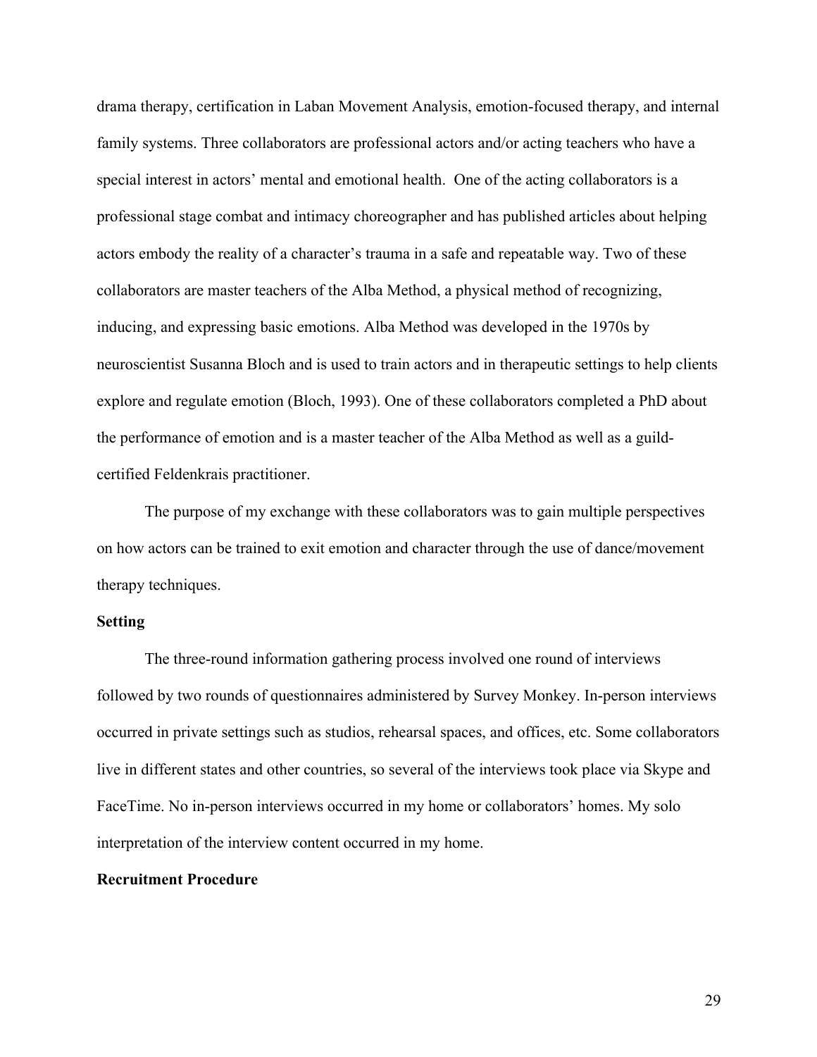drama therapy, certification in Laban Movement Analysis, emotion-focused therapy, and internal family systems. Three collaborators are professional actors and/or acting teachers who have a special interest in actors' mental and emotional health. One of the acting collaborators is a professional stage combat and intimacy choreographer and has published articles about helping actors embody the reality of a character's trauma in a safe and repeatable way. Two of these collaborators are master teachers of the Alba Method, a physical method of recognizing, inducing, and expressing basic emotions. Alba Method was developed in the 1970s by neuroscientist Susanna Bloch and is used to train actors and in therapeutic settings to help clients explore and regulate emotion (Bloch, 1993). One of these collaborators completed a PhD about the performance of emotion and is a master teacher of the Alba Method as well as a guild-certified Feldenkrais practitioner.

The purpose of my exchange with these collaborators was to gain multiple perspectives on how actors can be trained to exit emotion and character through the use of dance/movement therapy techniques.

**Setting**

The three-round information gathering process involved one round of interviews followed by two rounds of questionnaires administered by Survey Monkey. In-person interviews occurred in private settings such as studios, rehearsal spaces, and offices, etc. Some collaborators live in different states and other countries, so several of the interviews took place via Skype and FaceTime. No in-person interviews occurred in my home or collaborators' homes. My solo interpretation of the interview content occurred in my home.

**Recruitment Procedure**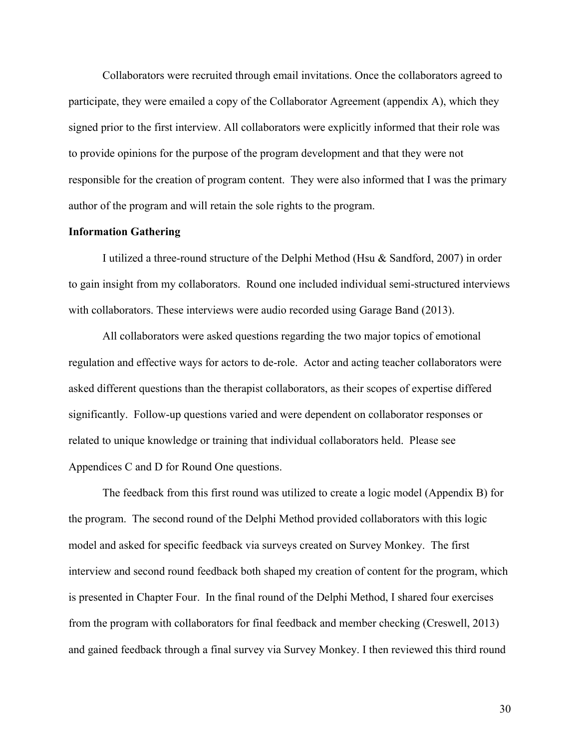Collaborators were recruited through email invitations. Once the collaborators agreed to participate, they were emailed a copy of the Collaborator Agreement (appendix A), which they signed prior to the first interview. All collaborators were explicitly informed that their role was to provide opinions for the purpose of the program development and that they were not responsible for the creation of program content. They were also informed that I was the primary author of the program and will retain the sole rights to the program.

**Information Gathering**

I utilized a three-round structure of the Delphi Method (Hsu & Sandford, 2007) in order to gain insight from my collaborators. Round one included individual semi-structured interviews with collaborators. These interviews were audio recorded using Garage Band (2013).

All collaborators were asked questions regarding the two major topics of emotional regulation and effective ways for actors to de-role. Actor and acting teacher collaborators were asked different questions than the therapist collaborators, as their scopes of expertise differed significantly. Follow-up questions varied and were dependent on collaborator responses or related to unique knowledge or training that individual collaborators held. Please see Appendices C and D for Round One questions.

The feedback from this first round was utilized to create a logic model (Appendix B) for the program. The second round of the Delphi Method provided collaborators with this logic model and asked for specific feedback via surveys created on Survey Monkey. The first interview and second round feedback both shaped my creation of content for the program, which is presented in Chapter Four. In the final round of the Delphi Method, I shared four exercises from the program with collaborators for final feedback and member checking (Creswell, 2013) and gained feedback through a final survey via Survey Monkey. I then reviewed this third round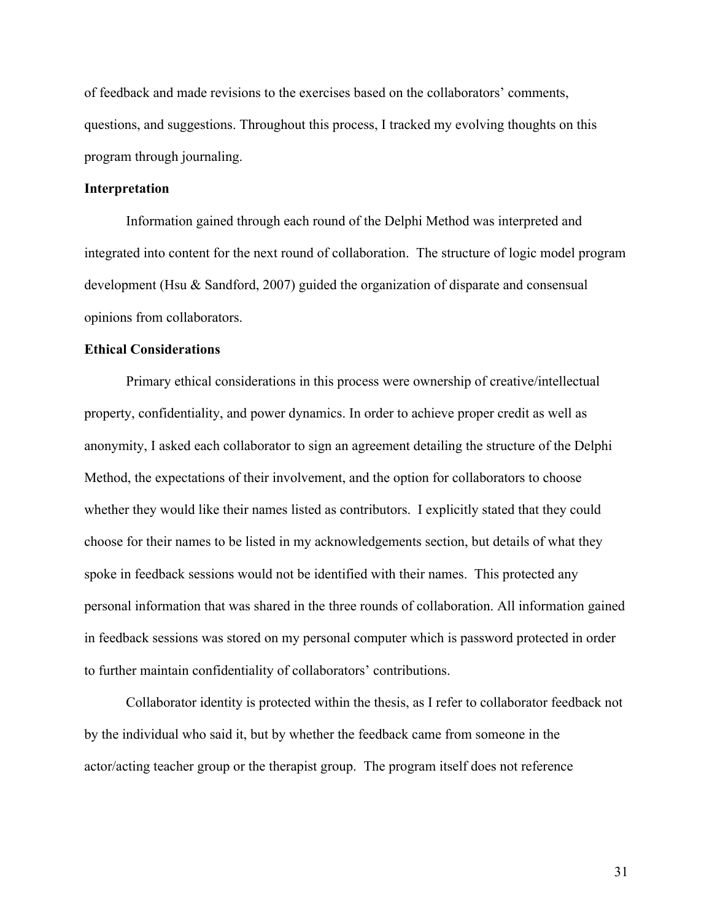of feedback and made revisions to the exercises based on the collaborators' comments, questions, and suggestions. Throughout this process, I tracked my evolving thoughts on this program through journaling.

**Interpretation**

Information gained through each round of the Delphi Method was interpreted and integrated into content for the next round of collaboration. The structure of logic model program development (Hsu & Sandford, 2007) guided the organization of disparate and consensual opinions from collaborators.

**Ethical Considerations**

Primary ethical considerations in this process were ownership of creative/intellectual property, confidentiality, and power dynamics. In order to achieve proper credit as well as anonymity, I asked each collaborator to sign an agreement detailing the structure of the Delphi Method, the expectations of their involvement, and the option for collaborators to choose whether they would like their names listed as contributors. I explicitly stated that they could choose for their names to be listed in my acknowledgements section, but details of what they spoke in feedback sessions would not be identified with their names. This protected any personal information that was shared in the three rounds of collaboration. All information gained in feedback sessions was stored on my personal computer which is password protected in order to further maintain confidentiality of collaborators' contributions.

Collaborator identity is protected within the thesis, as I refer to collaborator feedback not by the individual who said it, but by whether the feedback came from someone in the actor/acting teacher group or the therapist group. The program itself does not reference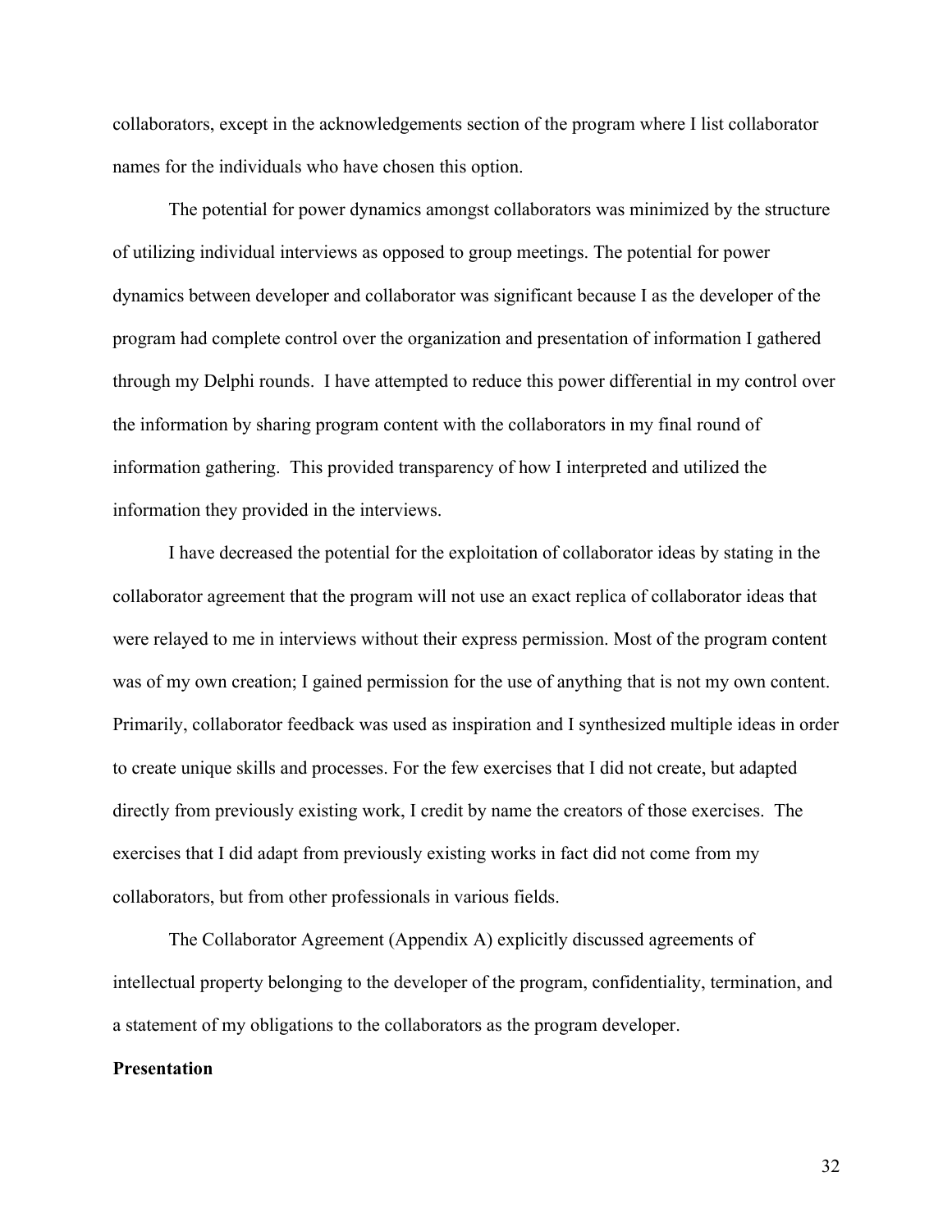collaborators, except in the acknowledgements section of the program where I list collaborator names for the individuals who have chosen this option.

The potential for power dynamics amongst collaborators was minimized by the structure of utilizing individual interviews as opposed to group meetings. The potential for power dynamics between developer and collaborator was significant because I as the developer of the program had complete control over the organization and presentation of information I gathered through my Delphi rounds. I have attempted to reduce this power differential in my control over the information by sharing program content with the collaborators in my final round of information gathering. This provided transparency of how I interpreted and utilized the information they provided in the interviews.

I have decreased the potential for the exploitation of collaborator ideas by stating in the collaborator agreement that the program will not use an exact replica of collaborator ideas that were relayed to me in interviews without their express permission. Most of the program content was of my own creation; I gained permission for the use of anything that is not my own content. Primarily, collaborator feedback was used as inspiration and I synthesized multiple ideas in order to create unique skills and processes. For the few exercises that I did not create, but adapted directly from previously existing work, I credit by name the creators of those exercises. The exercises that I did adapt from previously existing works in fact did not come from my collaborators, but from other professionals in various fields.

The Collaborator Agreement (Appendix A) explicitly discussed agreements of intellectual property belonging to the developer of the program, confidentiality, termination, and a statement of my obligations to the collaborators as the program developer.

**Presentation**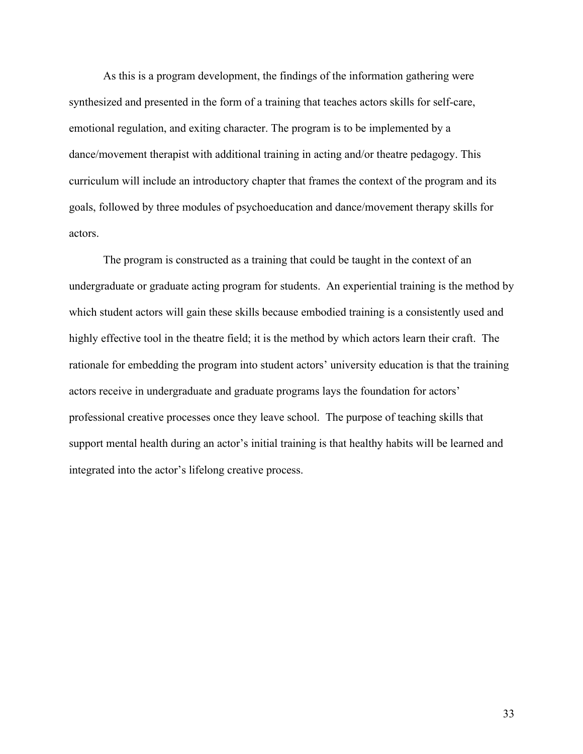As this is a program development, the findings of the information gathering were synthesized and presented in the form of a training that teaches actors skills for self-care, emotional regulation, and exiting character. The program is to be implemented by a dance/movement therapist with additional training in acting and/or theatre pedagogy. This curriculum will include an introductory chapter that frames the context of the program and its goals, followed by three modules of psychoeducation and dance/movement therapy skills for actors.

The program is constructed as a training that could be taught in the context of an undergraduate or graduate acting program for students. An experiential training is the method by which student actors will gain these skills because embodied training is a consistently used and highly effective tool in the theatre field; it is the method by which actors learn their craft. The rationale for embedding the program into student actors' university education is that the training actors receive in undergraduate and graduate programs lays the foundation for actors' professional creative processes once they leave school. The purpose of teaching skills that support mental health during an actor's initial training is that healthy habits will be learned and integrated into the actor's lifelong creative process.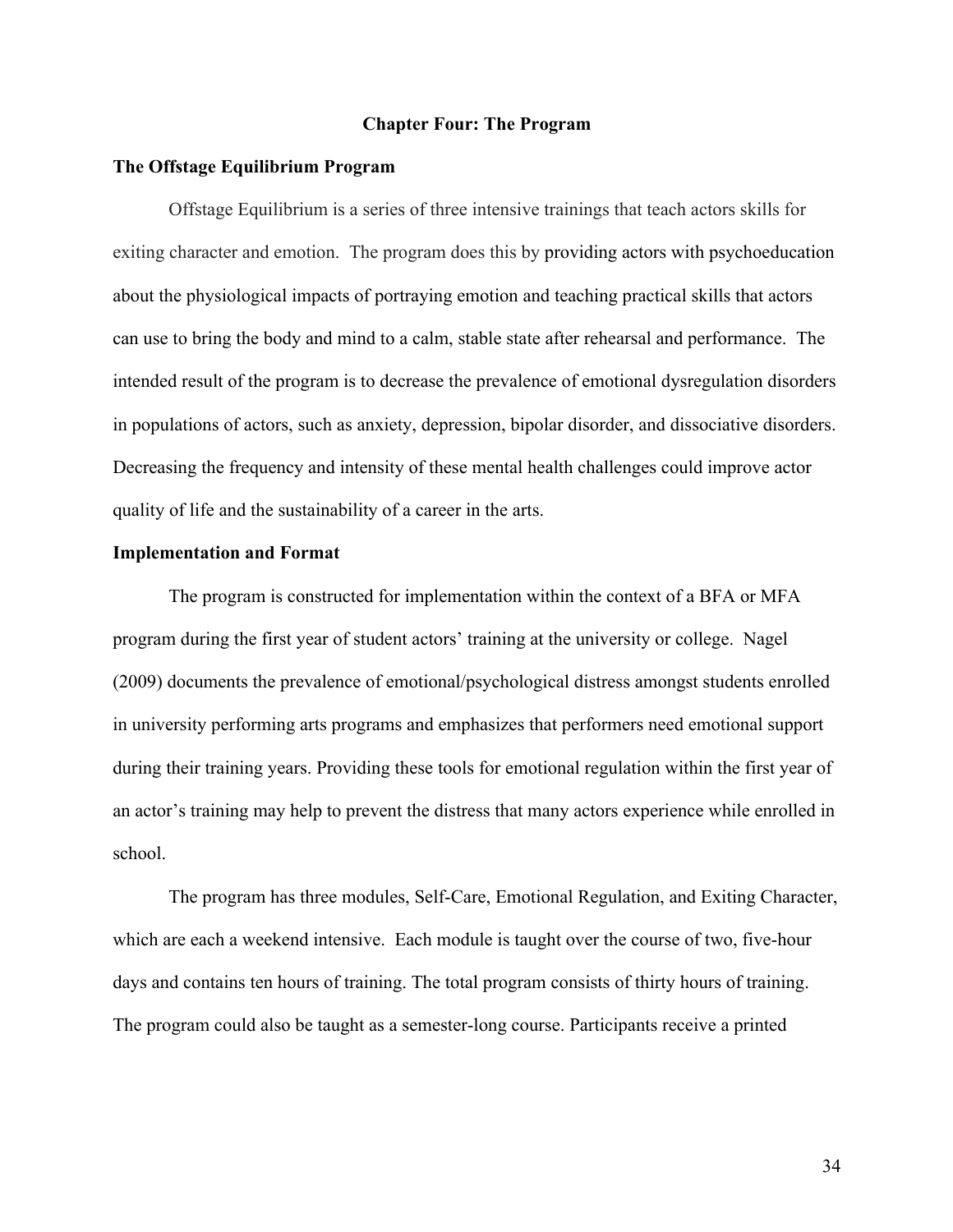# Chapter Four: The Program

## The Offstage Equilibrium Program

Offstage Equilibrium is a series of three intensive trainings that teach actors skills for exiting character and emotion. The program does this by providing actors with psychoeducation about the physiological impacts of portraying emotion and teaching practical skills that actors can use to bring the body and mind to a calm, stable state after rehearsal and performance. The intended result of the program is to decrease the prevalence of emotional dysregulation disorders in populations of actors, such as anxiety, depression, bipolar disorder, and dissociative disorders. Decreasing the frequency and intensity of these mental health challenges could improve actor quality of life and the sustainability of a career in the arts.

## Implementation and Format

The program is constructed for implementation within the context of a BFA or MFA program during the first year of student actors' training at the university or college. Nagel (2009) documents the prevalence of emotional/psychological distress amongst students enrolled in university performing arts programs and emphasizes that performers need emotional support during their training years. Providing these tools for emotional regulation within the first year of an actor's training may help to prevent the distress that many actors experience while enrolled in school.

The program has three modules, Self-Care, Emotional Regulation, and Exiting Character, which are each a weekend intensive. Each module is taught over the course of two, five-hour days and contains ten hours of training. The total program consists of thirty hours of training. The program could also be taught as a semester-long course. Participants receive a printed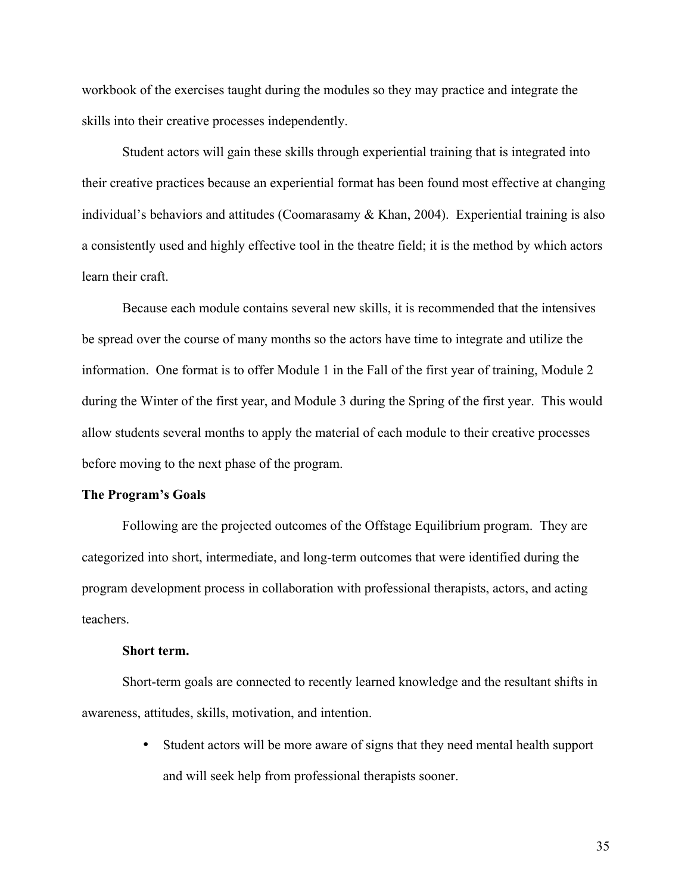workbook of the exercises taught during the modules so they may practice and integrate the skills into their creative processes independently.

Student actors will gain these skills through experiential training that is integrated into their creative practices because an experiential format has been found most effective at changing individual's behaviors and attitudes (Coomarasamy & Khan, 2004). Experiential training is also a consistently used and highly effective tool in the theatre field; it is the method by which actors learn their craft.

Because each module contains several new skills, it is recommended that the intensives be spread over the course of many months so the actors have time to integrate and utilize the information. One format is to offer Module 1 in the Fall of the first year of training, Module 2 during the Winter of the first year, and Module 3 during the Spring of the first year. This would allow students several months to apply the material of each module to their creative processes before moving to the next phase of the program.

## The Program's Goals

Following are the projected outcomes of the Offstage Equilibrium program. They are categorized into short, intermediate, and long-term outcomes that were identified during the program development process in collaboration with professional therapists, actors, and acting teachers.

### Short term.

Short-term goals are connected to recently learned knowledge and the resultant shifts in awareness, attitudes, skills, motivation, and intention.

- Student actors will be more aware of signs that they need mental health support and will seek help from professional therapists sooner.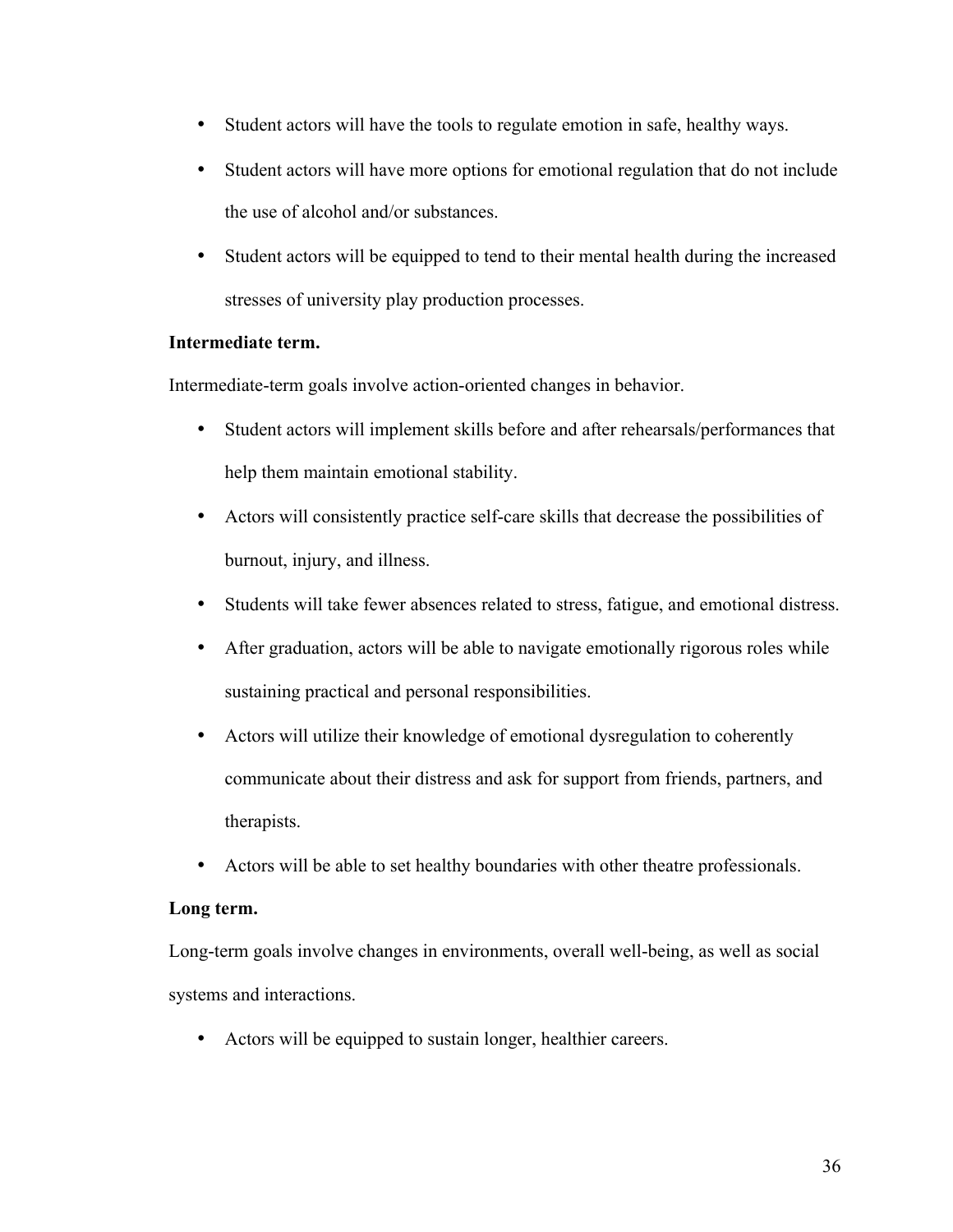- Student actors will have the tools to regulate emotion in safe, healthy ways.
- Student actors will have more options for emotional regulation that do not include the use of alcohol and/or substances.
- Student actors will be equipped to tend to their mental health during the increased stresses of university play production processes.

**Intermediate term.**

Intermediate-term goals involve action-oriented changes in behavior.

- Student actors will implement skills before and after rehearsals/performances that help them maintain emotional stability.
- Actors will consistently practice self-care skills that decrease the possibilities of burnout, injury, and illness.
- Students will take fewer absences related to stress, fatigue, and emotional distress.
- After graduation, actors will be able to navigate emotionally rigorous roles while sustaining practical and personal responsibilities.
- Actors will utilize their knowledge of emotional dysregulation to coherently communicate about their distress and ask for support from friends, partners, and therapists.
- Actors will be able to set healthy boundaries with other theatre professionals.

**Long term.**

Long-term goals involve changes in environments, overall well-being, as well as social systems and interactions.

- Actors will be equipped to sustain longer, healthier careers.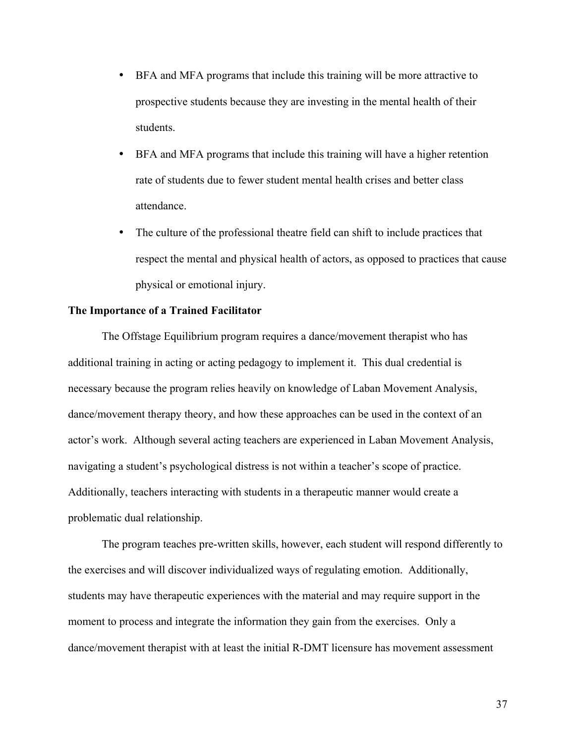- BFA and MFA programs that include this training will be more attractive to prospective students because they are investing in the mental health of their students.
- BFA and MFA programs that include this training will have a higher retention rate of students due to fewer student mental health crises and better class attendance.
- The culture of the professional theatre field can shift to include practices that respect the mental and physical health of actors, as opposed to practices that cause physical or emotional injury.

**The Importance of a Trained Facilitator**

The Offstage Equilibrium program requires a dance/movement therapist who has additional training in acting or acting pedagogy to implement it. This dual credential is necessary because the program relies heavily on knowledge of Laban Movement Analysis, dance/movement therapy theory, and how these approaches can be used in the context of an actor's work. Although several acting teachers are experienced in Laban Movement Analysis, navigating a student's psychological distress is not within a teacher's scope of practice. Additionally, teachers interacting with students in a therapeutic manner would create a problematic dual relationship.

The program teaches pre-written skills, however, each student will respond differently to the exercises and will discover individualized ways of regulating emotion. Additionally, students may have therapeutic experiences with the material and may require support in the moment to process and integrate the information they gain from the exercises. Only a dance/movement therapist with at least the initial R-DMT licensure has movement assessment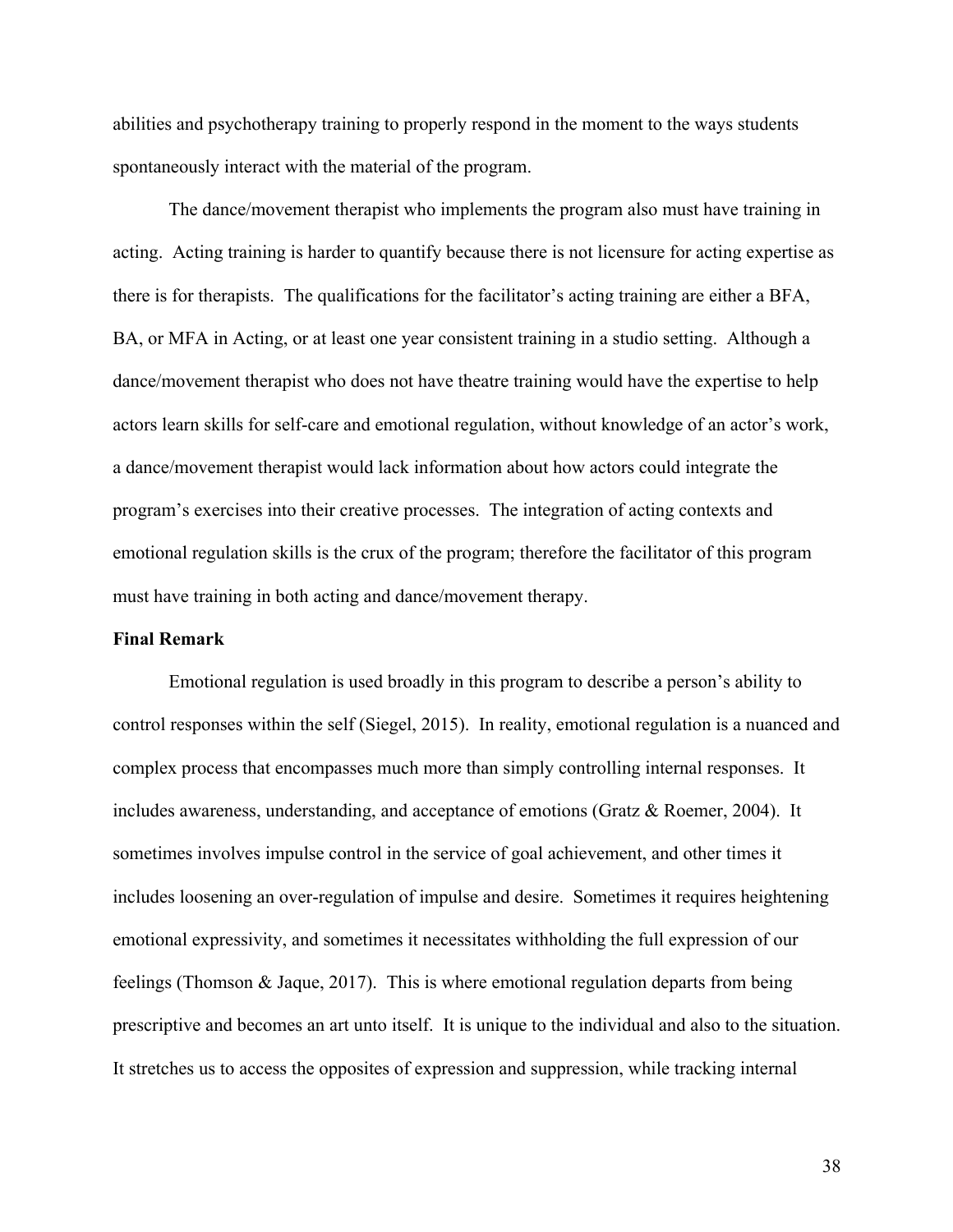abilities and psychotherapy training to properly respond in the moment to the ways students spontaneously interact with the material of the program.

The dance/movement therapist who implements the program also must have training in acting. Acting training is harder to quantify because there is not licensure for acting expertise as there is for therapists. The qualifications for the facilitator's acting training are either a BFA, BA, or MFA in Acting, or at least one year consistent training in a studio setting. Although a dance/movement therapist who does not have theatre training would have the expertise to help actors learn skills for self-care and emotional regulation, without knowledge of an actor's work, a dance/movement therapist would lack information about how actors could integrate the program's exercises into their creative processes. The integration of acting contexts and emotional regulation skills is the crux of the program; therefore the facilitator of this program must have training in both acting and dance/movement therapy.

**Final Remark**

Emotional regulation is used broadly in this program to describe a person's ability to control responses within the self (Siegel, 2015). In reality, emotional regulation is a nuanced and complex process that encompasses much more than simply controlling internal responses. It includes awareness, understanding, and acceptance of emotions (Gratz & Roemer, 2004). It sometimes involves impulse control in the service of goal achievement, and other times it includes loosening an over-regulation of impulse and desire. Sometimes it requires heightening emotional expressivity, and sometimes it necessitates withholding the full expression of our feelings (Thomson & Jaque, 2017). This is where emotional regulation departs from being prescriptive and becomes an art unto itself. It is unique to the individual and also to the situation. It stretches us to access the opposites of expression and suppression, while tracking internal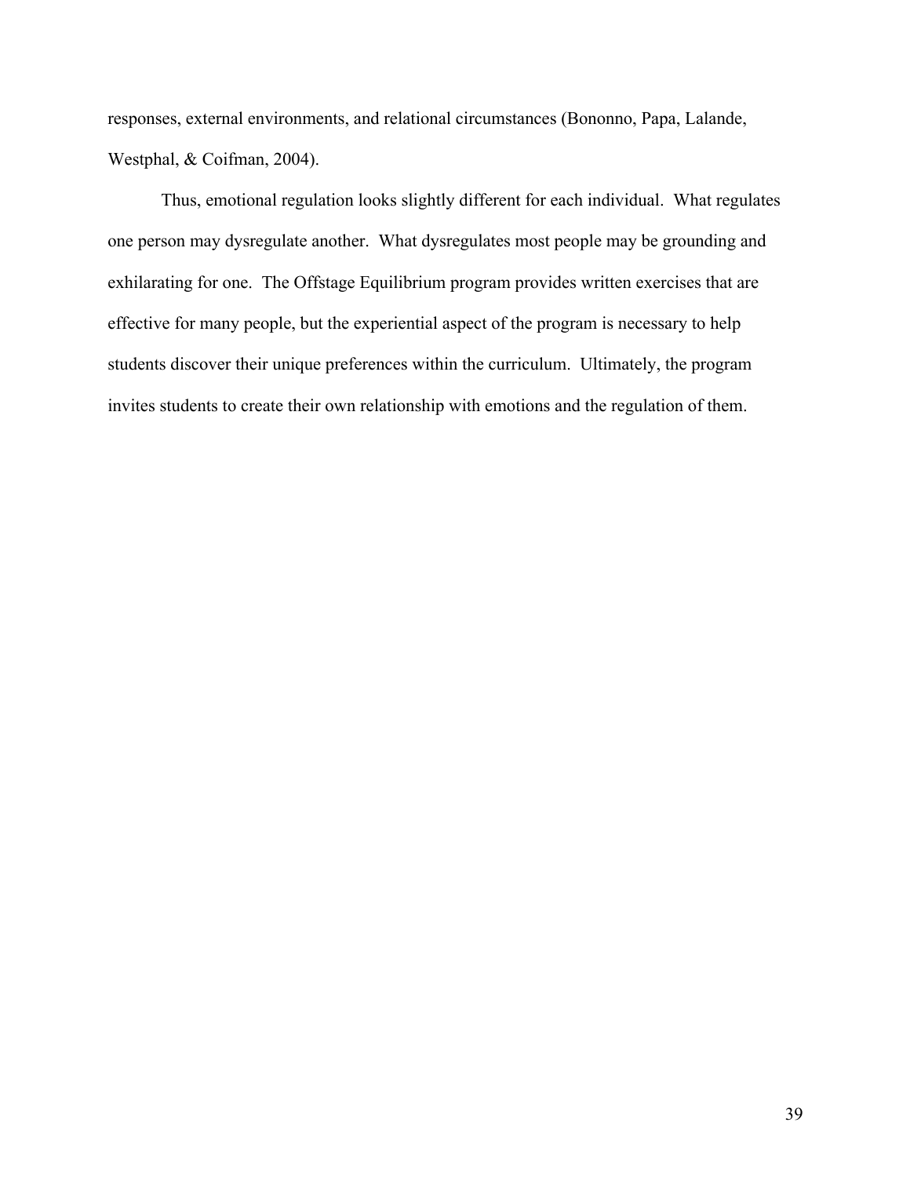responses, external environments, and relational circumstances (Bononno, Papa, Lalande, Westphal, & Coifman, 2004).

Thus, emotional regulation looks slightly different for each individual. What regulates one person may dysregulate another. What dysregulates most people may be grounding and exhilarating for one. The Offstage Equilibrium program provides written exercises that are effective for many people, but the experiential aspect of the program is necessary to help students discover their unique preferences within the curriculum. Ultimately, the program invites students to create their own relationship with emotions and the regulation of them.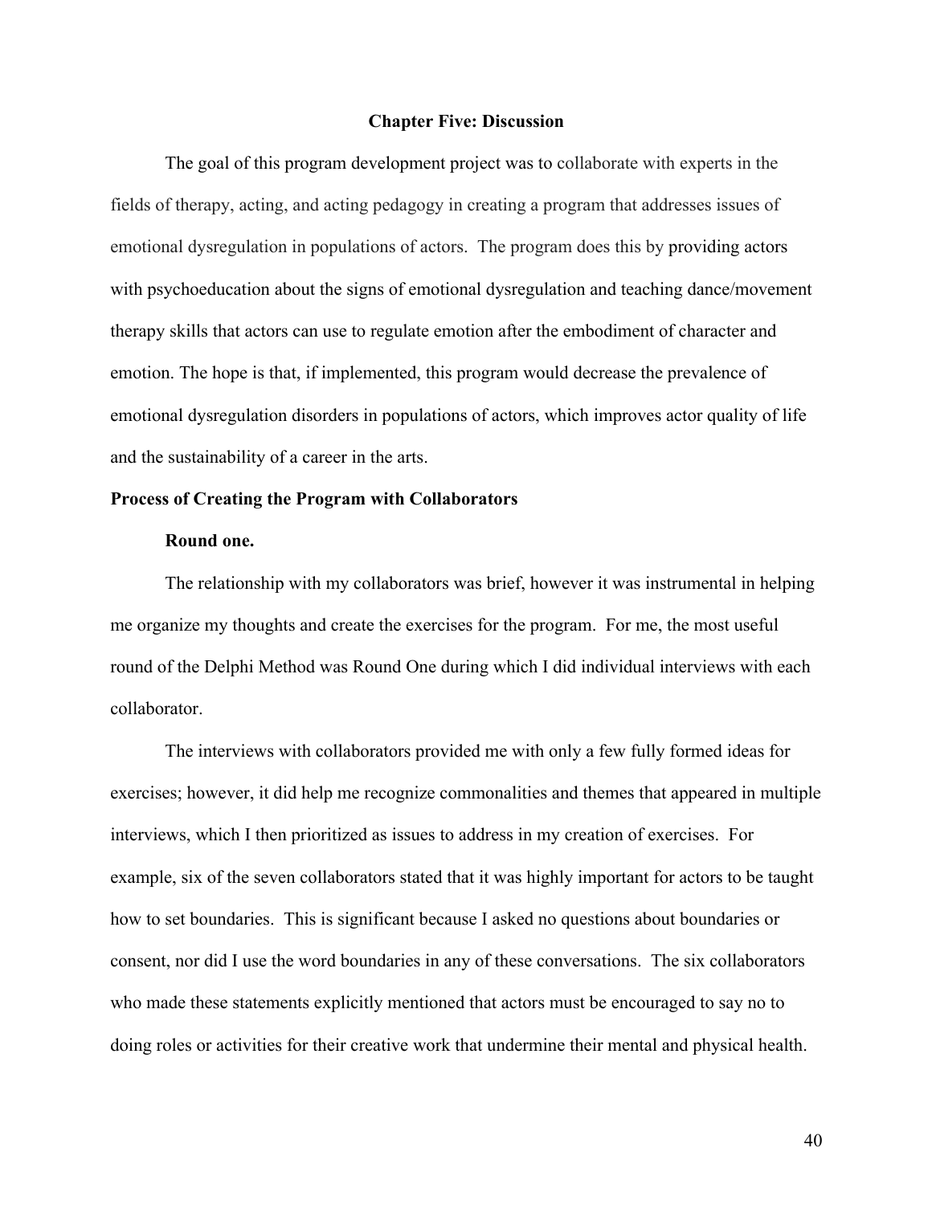# Chapter Five: Discussion

The goal of this program development project was to collaborate with experts in the fields of therapy, acting, and acting pedagogy in creating a program that addresses issues of emotional dysregulation in populations of actors. The program does this by providing actors with psychoeducation about the signs of emotional dysregulation and teaching dance/movement therapy skills that actors can use to regulate emotion after the embodiment of character and emotion. The hope is that, if implemented, this program would decrease the prevalence of emotional dysregulation disorders in populations of actors, which improves actor quality of life and the sustainability of a career in the arts.

## Process of Creating the Program with Collaborators

### Round one.

The relationship with my collaborators was brief, however it was instrumental in helping me organize my thoughts and create the exercises for the program. For me, the most useful round of the Delphi Method was Round One during which I did individual interviews with each collaborator.

The interviews with collaborators provided me with only a few fully formed ideas for exercises; however, it did help me recognize commonalities and themes that appeared in multiple interviews, which I then prioritized as issues to address in my creation of exercises. For example, six of the seven collaborators stated that it was highly important for actors to be taught how to set boundaries. This is significant because I asked no questions about boundaries or consent, nor did I use the word boundaries in any of these conversations. The six collaborators who made these statements explicitly mentioned that actors must be encouraged to say no to doing roles or activities for their creative work that undermine their mental and physical health.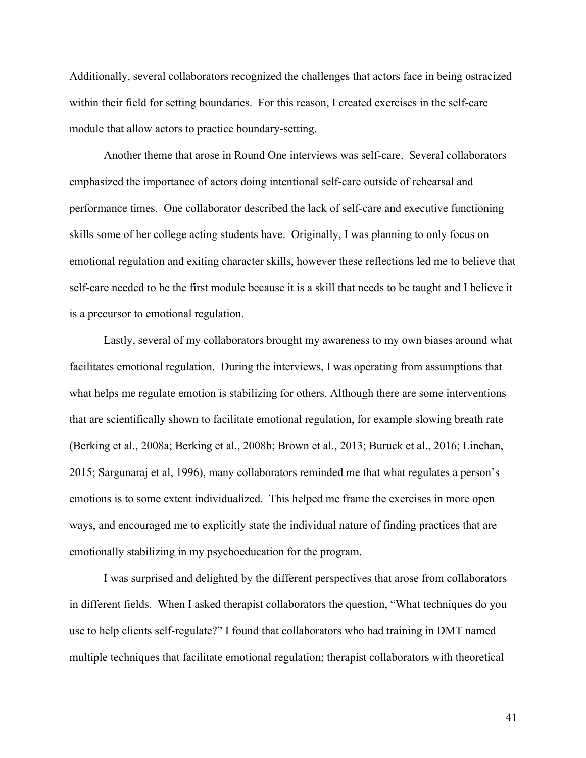Additionally, several collaborators recognized the challenges that actors face in being ostracized within their field for setting boundaries. For this reason, I created exercises in the self-care module that allow actors to practice boundary-setting.

Another theme that arose in Round One interviews was self-care. Several collaborators emphasized the importance of actors doing intentional self-care outside of rehearsal and performance times. One collaborator described the lack of self-care and executive functioning skills some of her college acting students have. Originally, I was planning to only focus on emotional regulation and exiting character skills, however these reflections led me to believe that self-care needed to be the first module because it is a skill that needs to be taught and I believe it is a precursor to emotional regulation.

Lastly, several of my collaborators brought my awareness to my own biases around what facilitates emotional regulation. During the interviews, I was operating from assumptions that what helps me regulate emotion is stabilizing for others. Although there are some interventions that are scientifically shown to facilitate emotional regulation, for example slowing breath rate (Berking et al., 2008a; Berking et al., 2008b; Brown et al., 2013; Buruck et al., 2016; Linehan, 2015; Sargunaraj et al, 1996), many collaborators reminded me that what regulates a person's emotions is to some extent individualized. This helped me frame the exercises in more open ways, and encouraged me to explicitly state the individual nature of finding practices that are emotionally stabilizing in my psychoeducation for the program.

I was surprised and delighted by the different perspectives that arose from collaborators in different fields. When I asked therapist collaborators the question, "What techniques do you use to help clients self-regulate?" I found that collaborators who had training in DMT named multiple techniques that facilitate emotional regulation; therapist collaborators with theoretical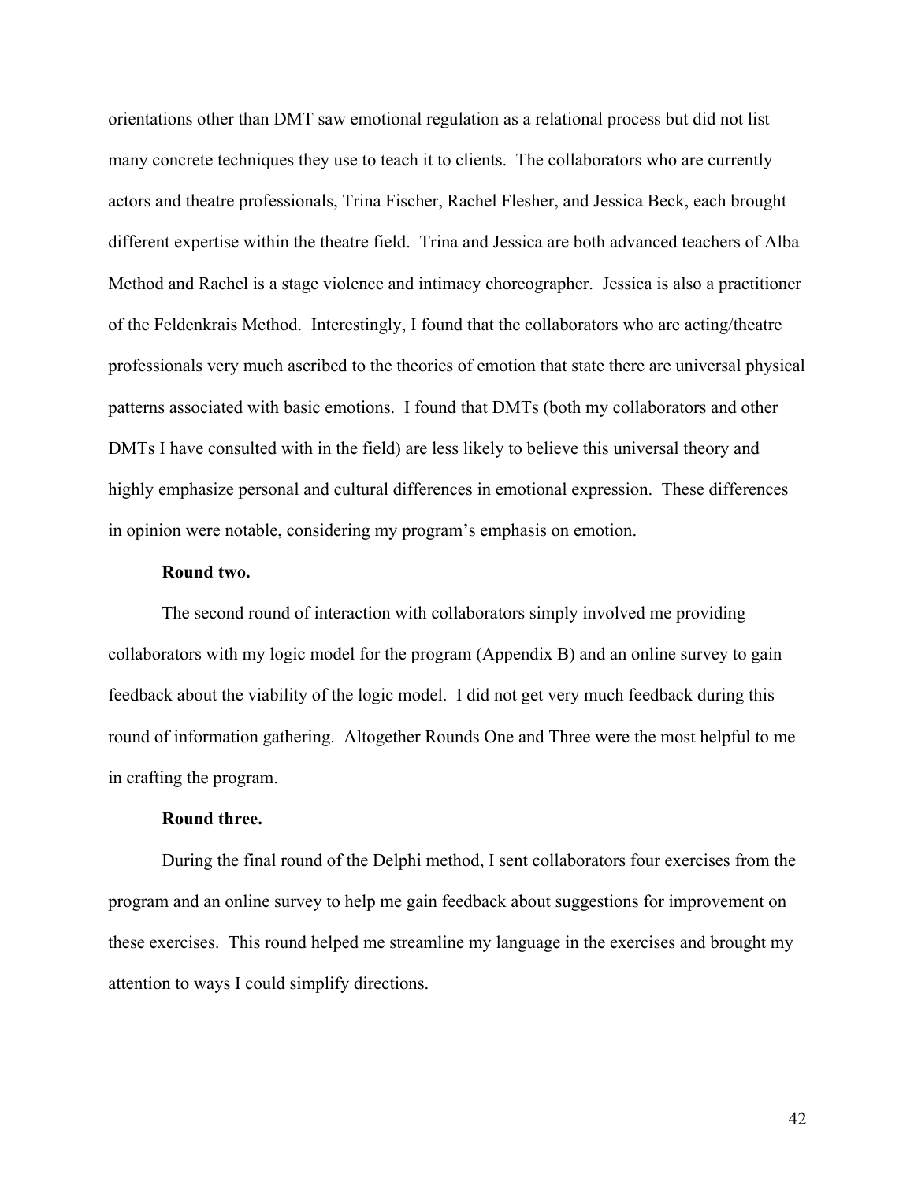orientations other than DMT saw emotional regulation as a relational process but did not list many concrete techniques they use to teach it to clients. The collaborators who are currently actors and theatre professionals, Trina Fischer, Rachel Flesher, and Jessica Beck, each brought different expertise within the theatre field. Trina and Jessica are both advanced teachers of Alba Method and Rachel is a stage violence and intimacy choreographer. Jessica is also a practitioner of the Feldenkrais Method. Interestingly, I found that the collaborators who are acting/theatre professionals very much ascribed to the theories of emotion that state there are universal physical patterns associated with basic emotions. I found that DMTs (both my collaborators and other DMTs I have consulted with in the field) are less likely to believe this universal theory and highly emphasize personal and cultural differences in emotional expression. These differences in opinion were notable, considering my program's emphasis on emotion.

**Round two.**

The second round of interaction with collaborators simply involved me providing collaborators with my logic model for the program (Appendix B) and an online survey to gain feedback about the viability of the logic model. I did not get very much feedback during this round of information gathering. Altogether Rounds One and Three were the most helpful to me in crafting the program.

**Round three.**

During the final round of the Delphi method, I sent collaborators four exercises from the program and an online survey to help me gain feedback about suggestions for improvement on these exercises. This round helped me streamline my language in the exercises and brought my attention to ways I could simplify directions.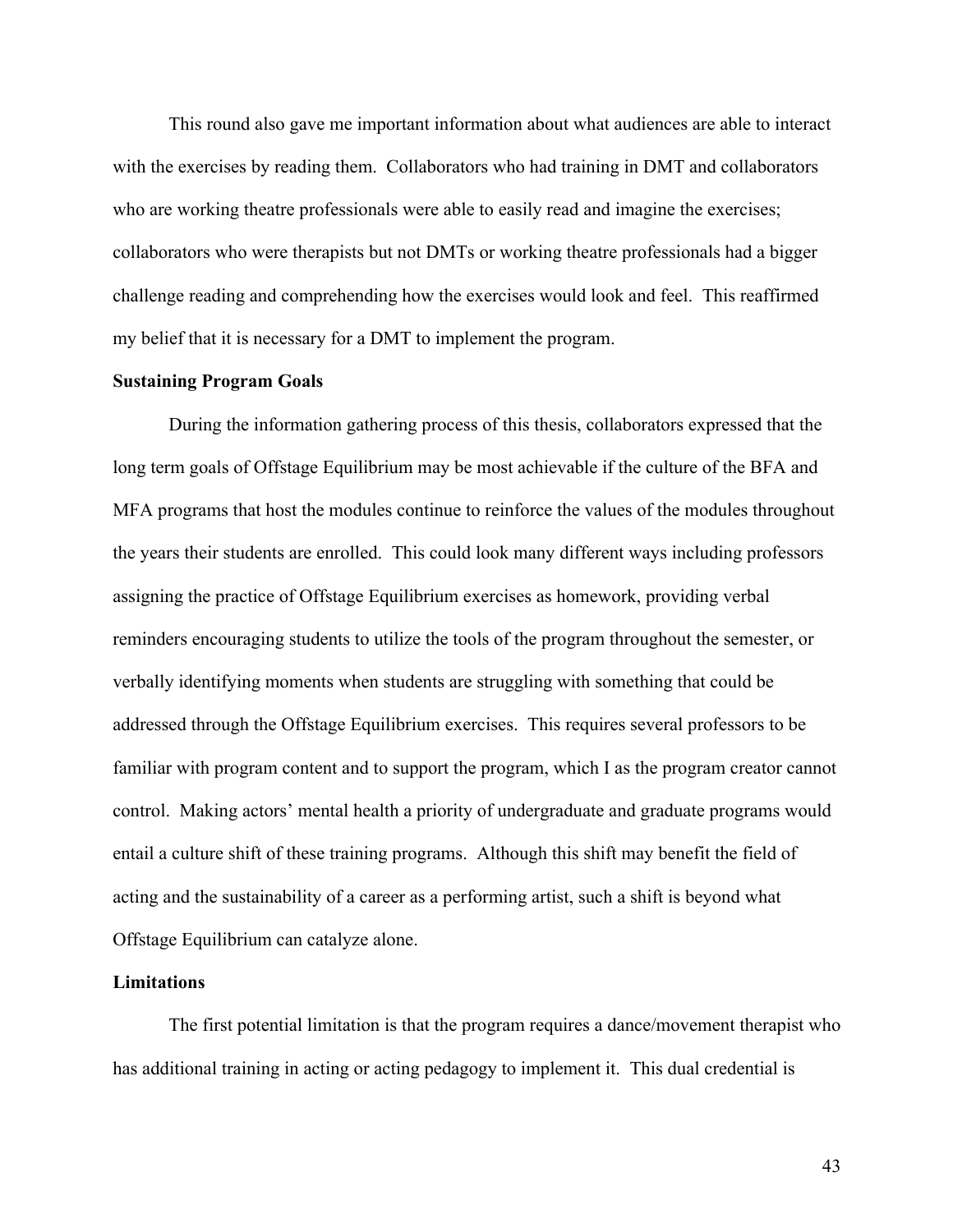This round also gave me important information about what audiences are able to interact with the exercises by reading them. Collaborators who had training in DMT and collaborators who are working theatre professionals were able to easily read and imagine the exercises; collaborators who were therapists but not DMTs or working theatre professionals had a bigger challenge reading and comprehending how the exercises would look and feel. This reaffirmed my belief that it is necessary for a DMT to implement the program.

**Sustaining Program Goals**

During the information gathering process of this thesis, collaborators expressed that the long term goals of Offstage Equilibrium may be most achievable if the culture of the BFA and MFA programs that host the modules continue to reinforce the values of the modules throughout the years their students are enrolled. This could look many different ways including professors assigning the practice of Offstage Equilibrium exercises as homework, providing verbal reminders encouraging students to utilize the tools of the program throughout the semester, or verbally identifying moments when students are struggling with something that could be addressed through the Offstage Equilibrium exercises. This requires several professors to be familiar with program content and to support the program, which I as the program creator cannot control. Making actors' mental health a priority of undergraduate and graduate programs would entail a culture shift of these training programs. Although this shift may benefit the field of acting and the sustainability of a career as a performing artist, such a shift is beyond what Offstage Equilibrium can catalyze alone.

**Limitations**

The first potential limitation is that the program requires a dance/movement therapist who has additional training in acting or acting pedagogy to implement it. This dual credential is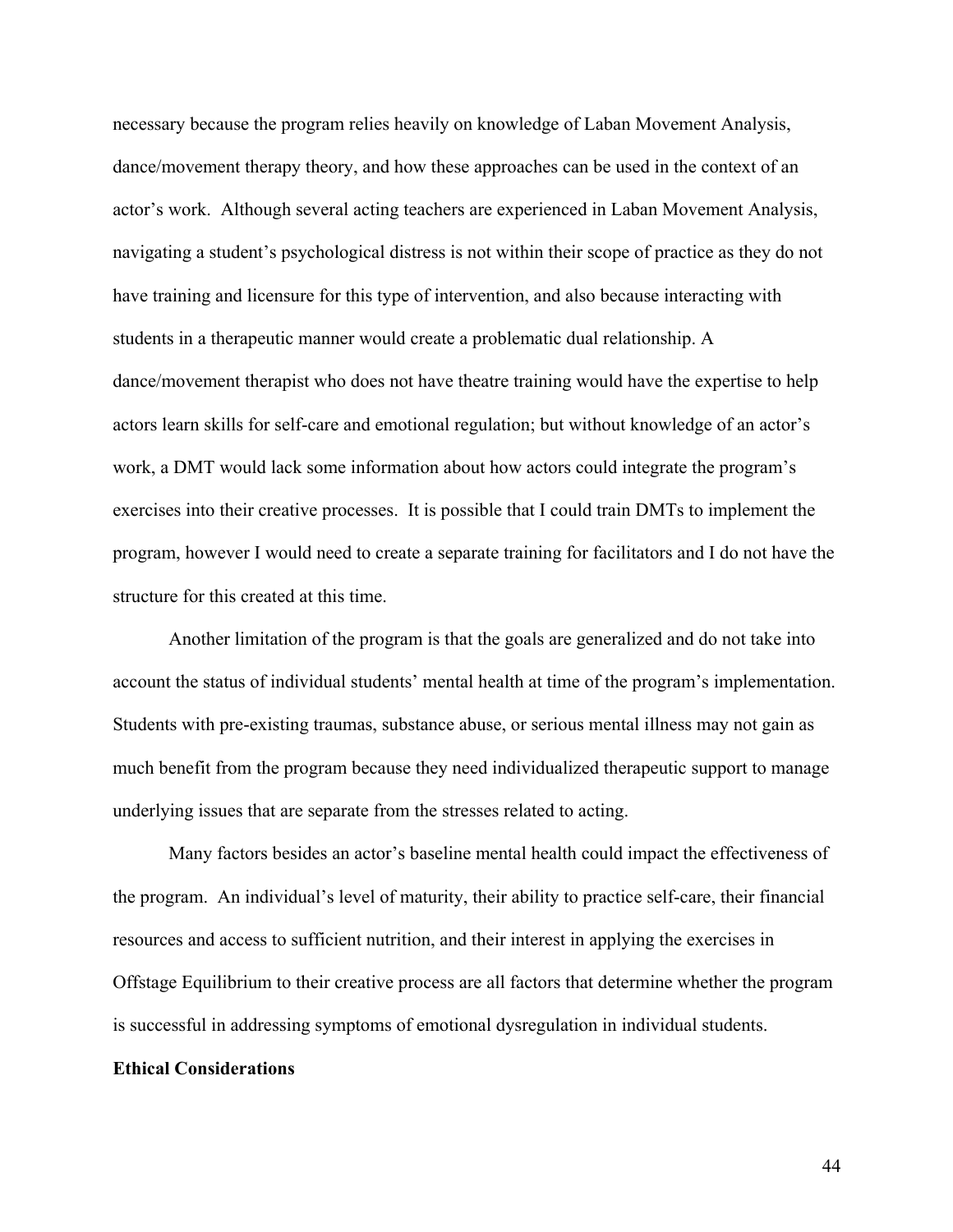necessary because the program relies heavily on knowledge of Laban Movement Analysis, dance/movement therapy theory, and how these approaches can be used in the context of an actor's work. Although several acting teachers are experienced in Laban Movement Analysis, navigating a student's psychological distress is not within their scope of practice as they do not have training and licensure for this type of intervention, and also because interacting with students in a therapeutic manner would create a problematic dual relationship. A dance/movement therapist who does not have theatre training would have the expertise to help actors learn skills for self-care and emotional regulation; but without knowledge of an actor's work, a DMT would lack some information about how actors could integrate the program's exercises into their creative processes. It is possible that I could train DMTs to implement the program, however I would need to create a separate training for facilitators and I do not have the structure for this created at this time.

Another limitation of the program is that the goals are generalized and do not take into account the status of individual students' mental health at time of the program's implementation. Students with pre-existing traumas, substance abuse, or serious mental illness may not gain as much benefit from the program because they need individualized therapeutic support to manage underlying issues that are separate from the stresses related to acting.

Many factors besides an actor's baseline mental health could impact the effectiveness of the program. An individual's level of maturity, their ability to practice self-care, their financial resources and access to sufficient nutrition, and their interest in applying the exercises in Offstage Equilibrium to their creative process are all factors that determine whether the program is successful in addressing symptoms of emotional dysregulation in individual students.

**Ethical Considerations**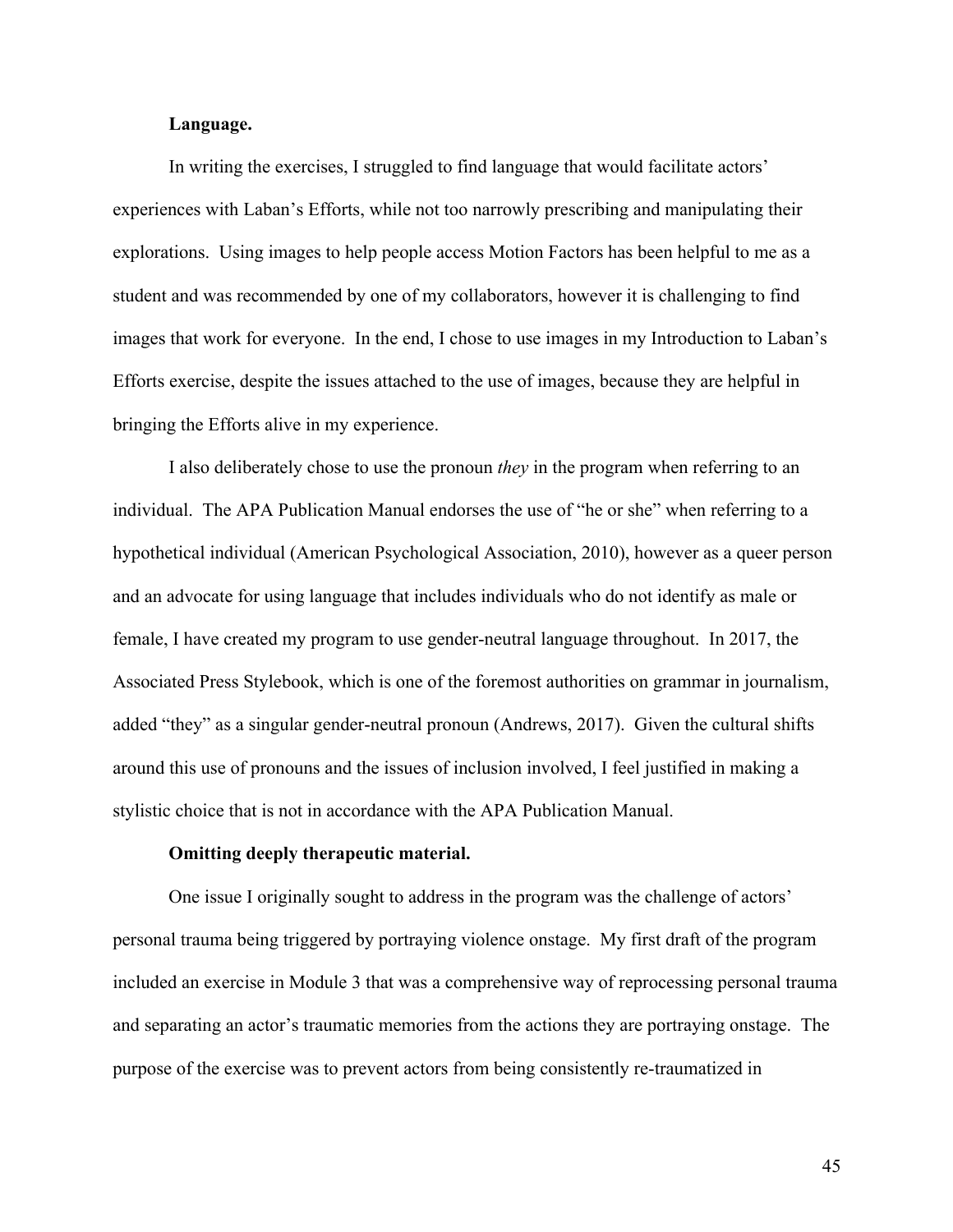**Language.**

In writing the exercises, I struggled to find language that would facilitate actors' experiences with Laban's Efforts, while not too narrowly prescribing and manipulating their explorations. Using images to help people access Motion Factors has been helpful to me as a student and was recommended by one of my collaborators, however it is challenging to find images that work for everyone. In the end, I chose to use images in my Introduction to Laban's Efforts exercise, despite the issues attached to the use of images, because they are helpful in bringing the Efforts alive in my experience.

I also deliberately chose to use the pronoun *they* in the program when referring to an individual. The APA Publication Manual endorses the use of "he or she" when referring to a hypothetical individual (American Psychological Association, 2010), however as a queer person and an advocate for using language that includes individuals who do not identify as male or female, I have created my program to use gender-neutral language throughout. In 2017, the Associated Press Stylebook, which is one of the foremost authorities on grammar in journalism, added "they" as a singular gender-neutral pronoun (Andrews, 2017). Given the cultural shifts around this use of pronouns and the issues of inclusion involved, I feel justified in making a stylistic choice that is not in accordance with the APA Publication Manual.

**Omitting deeply therapeutic material.**

One issue I originally sought to address in the program was the challenge of actors' personal trauma being triggered by portraying violence onstage. My first draft of the program included an exercise in Module 3 that was a comprehensive way of reprocessing personal trauma and separating an actor's traumatic memories from the actions they are portraying onstage. The purpose of the exercise was to prevent actors from being consistently re-traumatized in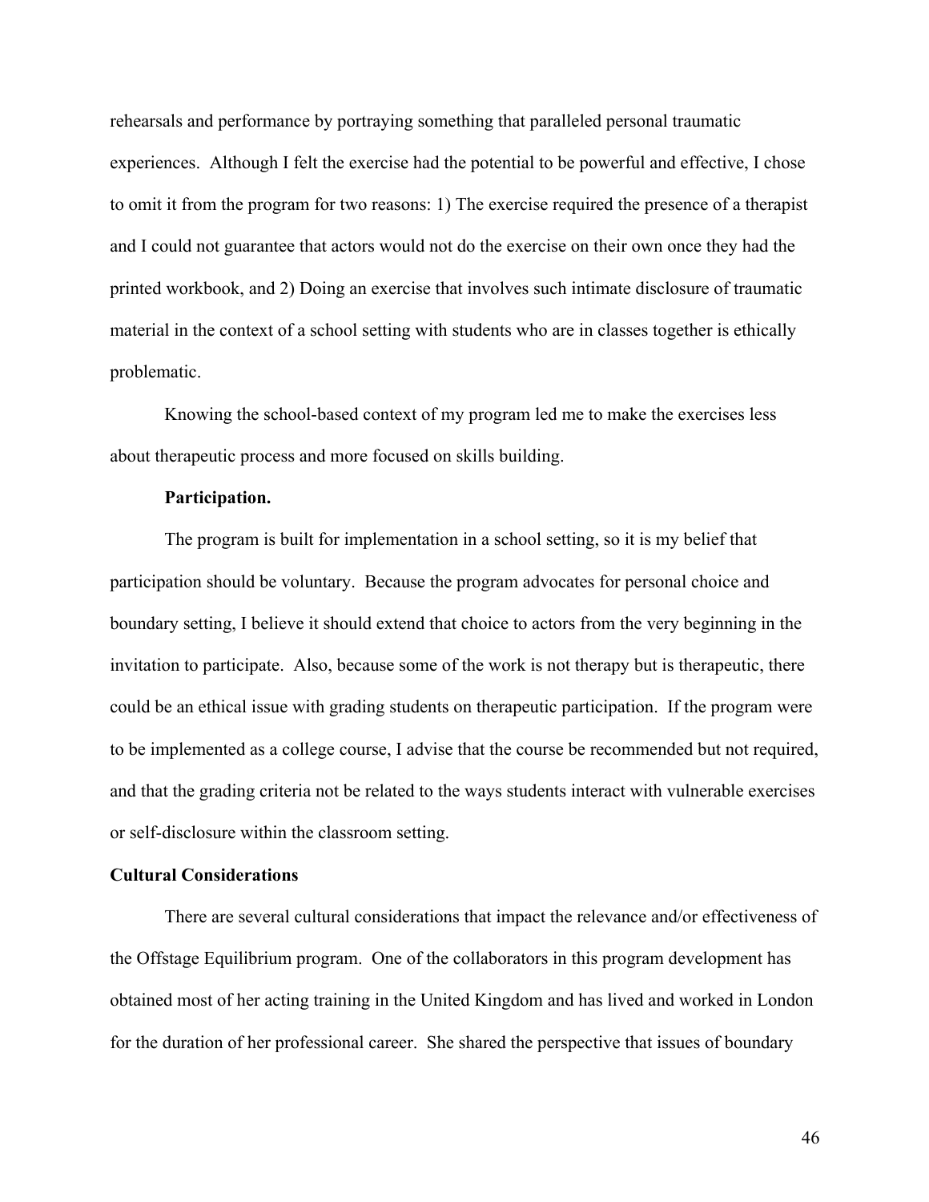rehearsals and performance by portraying something that paralleled personal traumatic experiences. Although I felt the exercise had the potential to be powerful and effective, I chose to omit it from the program for two reasons: 1) The exercise required the presence of a therapist and I could not guarantee that actors would not do the exercise on their own once they had the printed workbook, and 2) Doing an exercise that involves such intimate disclosure of traumatic material in the context of a school setting with students who are in classes together is ethically problematic.

Knowing the school-based context of my program led me to make the exercises less about therapeutic process and more focused on skills building.

#### Participation.

The program is built for implementation in a school setting, so it is my belief that participation should be voluntary. Because the program advocates for personal choice and boundary setting, I believe it should extend that choice to actors from the very beginning in the invitation to participate. Also, because some of the work is not therapy but is therapeutic, there could be an ethical issue with grading students on therapeutic participation. If the program were to be implemented as a college course, I advise that the course be recommended but not required, and that the grading criteria not be related to the ways students interact with vulnerable exercises or self-disclosure within the classroom setting.

### Cultural Considerations

There are several cultural considerations that impact the relevance and/or effectiveness of the Offstage Equilibrium program. One of the collaborators in this program development has obtained most of her acting training in the United Kingdom and has lived and worked in London for the duration of her professional career. She shared the perspective that issues of boundary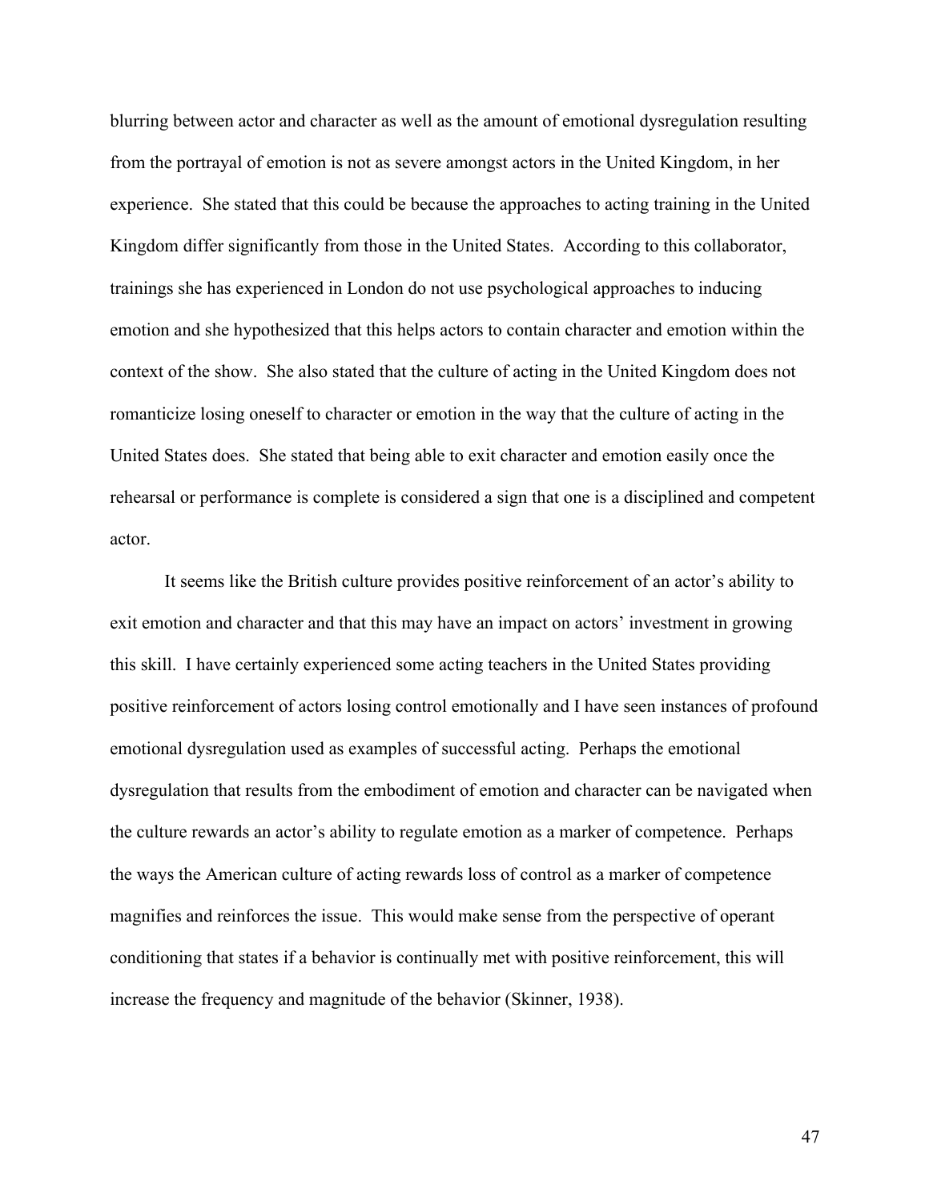blurring between actor and character as well as the amount of emotional dysregulation resulting from the portrayal of emotion is not as severe amongst actors in the United Kingdom, in her experience. She stated that this could be because the approaches to acting training in the United Kingdom differ significantly from those in the United States. According to this collaborator, trainings she has experienced in London do not use psychological approaches to inducing emotion and she hypothesized that this helps actors to contain character and emotion within the context of the show. She also stated that the culture of acting in the United Kingdom does not romanticize losing oneself to character or emotion in the way that the culture of acting in the United States does. She stated that being able to exit character and emotion easily once the rehearsal or performance is complete is considered a sign that one is a disciplined and competent actor.

It seems like the British culture provides positive reinforcement of an actor's ability to exit emotion and character and that this may have an impact on actors' investment in growing this skill. I have certainly experienced some acting teachers in the United States providing positive reinforcement of actors losing control emotionally and I have seen instances of profound emotional dysregulation used as examples of successful acting. Perhaps the emotional dysregulation that results from the embodiment of emotion and character can be navigated when the culture rewards an actor's ability to regulate emotion as a marker of competence. Perhaps the ways the American culture of acting rewards loss of control as a marker of competence magnifies and reinforces the issue. This would make sense from the perspective of operant conditioning that states if a behavior is continually met with positive reinforcement, this will increase the frequency and magnitude of the behavior (Skinner, 1938).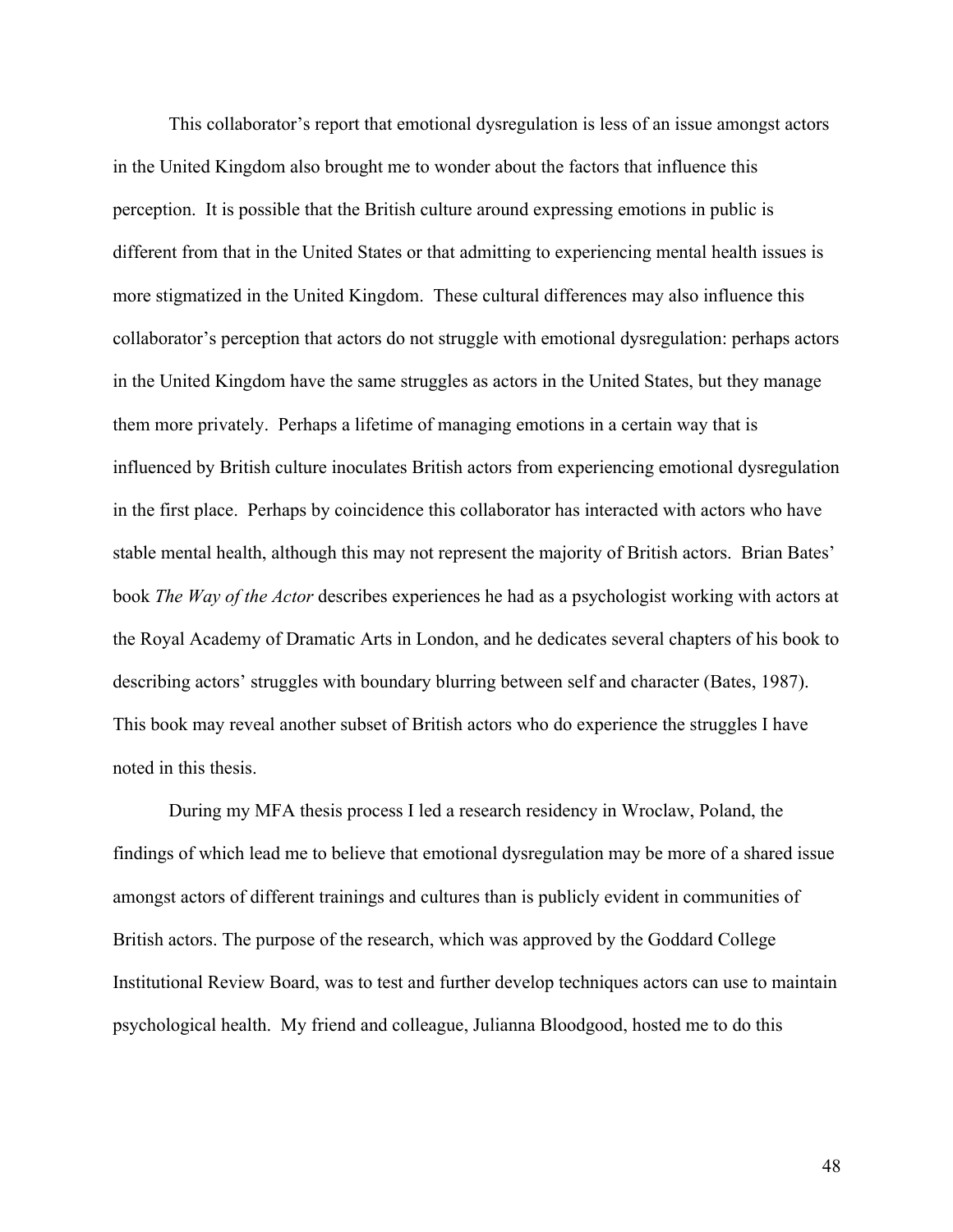This collaborator's report that emotional dysregulation is less of an issue amongst actors in the United Kingdom also brought me to wonder about the factors that influence this perception. It is possible that the British culture around expressing emotions in public is different from that in the United States or that admitting to experiencing mental health issues is more stigmatized in the United Kingdom. These cultural differences may also influence this collaborator's perception that actors do not struggle with emotional dysregulation: perhaps actors in the United Kingdom have the same struggles as actors in the United States, but they manage them more privately. Perhaps a lifetime of managing emotions in a certain way that is influenced by British culture inoculates British actors from experiencing emotional dysregulation in the first place. Perhaps by coincidence this collaborator has interacted with actors who have stable mental health, although this may not represent the majority of British actors. Brian Bates' book *The Way of the Actor* describes experiences he had as a psychologist working with actors at the Royal Academy of Dramatic Arts in London, and he dedicates several chapters of his book to describing actors' struggles with boundary blurring between self and character (Bates, 1987). This book may reveal another subset of British actors who do experience the struggles I have noted in this thesis.

During my MFA thesis process I led a research residency in Wroclaw, Poland, the findings of which lead me to believe that emotional dysregulation may be more of a shared issue amongst actors of different trainings and cultures than is publicly evident in communities of British actors. The purpose of the research, which was approved by the Goddard College Institutional Review Board, was to test and further develop techniques actors can use to maintain psychological health. My friend and colleague, Julianna Bloodgood, hosted me to do this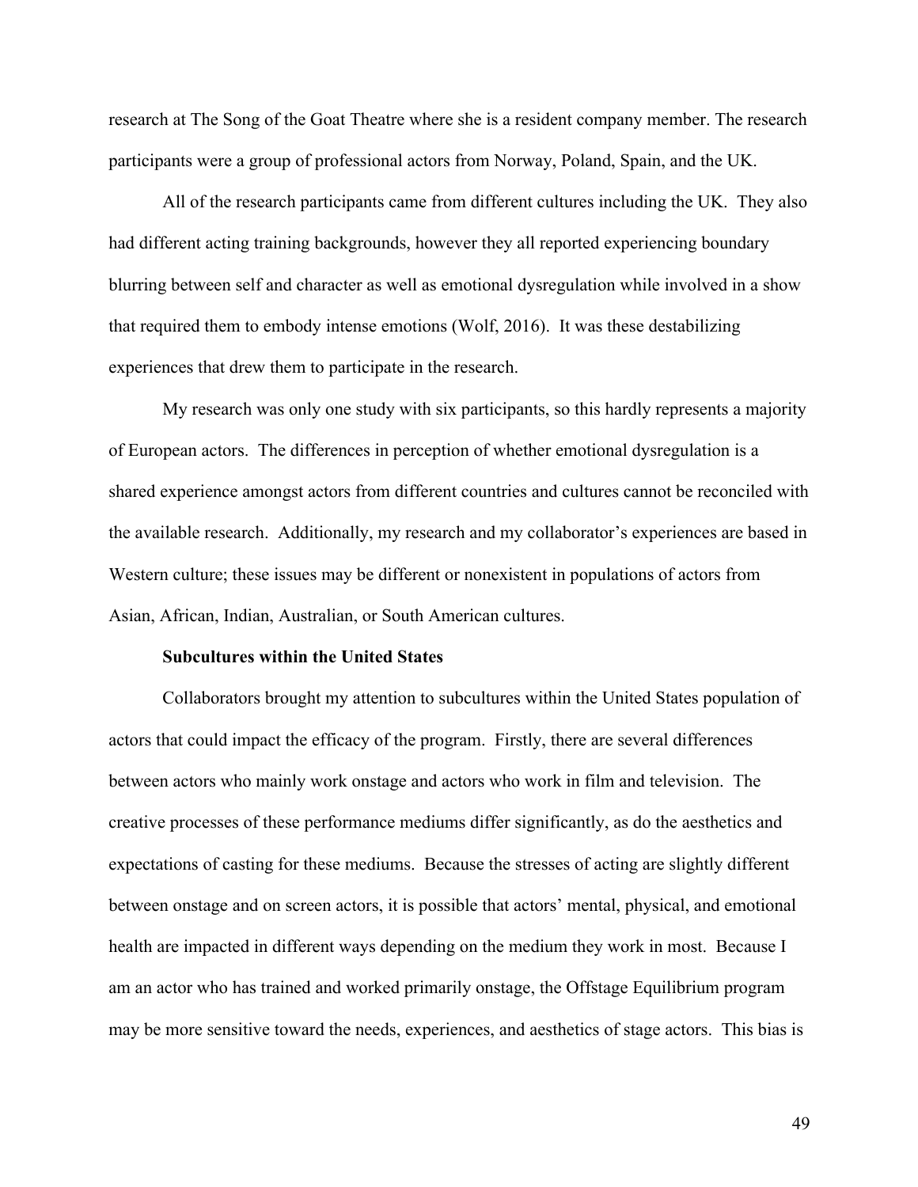research at The Song of the Goat Theatre where she is a resident company member. The research participants were a group of professional actors from Norway, Poland, Spain, and the UK.

All of the research participants came from different cultures including the UK. They also had different acting training backgrounds, however they all reported experiencing boundary blurring between self and character as well as emotional dysregulation while involved in a show that required them to embody intense emotions (Wolf, 2016). It was these destabilizing experiences that drew them to participate in the research.

My research was only one study with six participants, so this hardly represents a majority of European actors. The differences in perception of whether emotional dysregulation is a shared experience amongst actors from different countries and cultures cannot be reconciled with the available research. Additionally, my research and my collaborator's experiences are based in Western culture; these issues may be different or nonexistent in populations of actors from Asian, African, Indian, Australian, or South American cultures.

**Subcultures within the United States**

Collaborators brought my attention to subcultures within the United States population of actors that could impact the efficacy of the program. Firstly, there are several differences between actors who mainly work onstage and actors who work in film and television. The creative processes of these performance mediums differ significantly, as do the aesthetics and expectations of casting for these mediums. Because the stresses of acting are slightly different between onstage and on screen actors, it is possible that actors' mental, physical, and emotional health are impacted in different ways depending on the medium they work in most. Because I am an actor who has trained and worked primarily onstage, the Offstage Equilibrium program may be more sensitive toward the needs, experiences, and aesthetics of stage actors. This bias is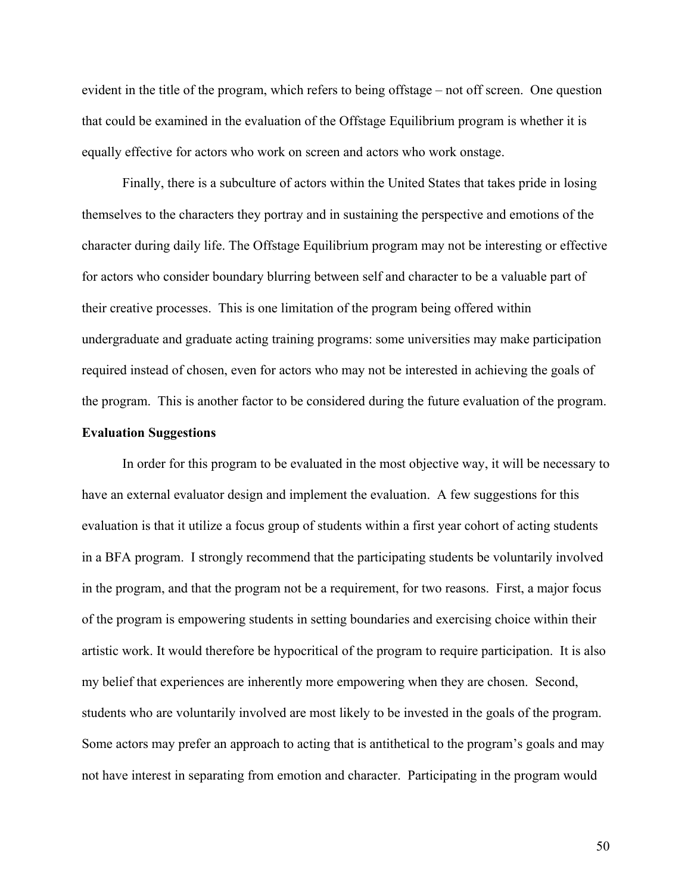evident in the title of the program, which refers to being offstage – not off screen. One question that could be examined in the evaluation of the Offstage Equilibrium program is whether it is equally effective for actors who work on screen and actors who work onstage.

Finally, there is a subculture of actors within the United States that takes pride in losing themselves to the characters they portray and in sustaining the perspective and emotions of the character during daily life. The Offstage Equilibrium program may not be interesting or effective for actors who consider boundary blurring between self and character to be a valuable part of their creative processes. This is one limitation of the program being offered within undergraduate and graduate acting training programs: some universities may make participation required instead of chosen, even for actors who may not be interested in achieving the goals of the program. This is another factor to be considered during the future evaluation of the program.

**Evaluation Suggestions**

In order for this program to be evaluated in the most objective way, it will be necessary to have an external evaluator design and implement the evaluation. A few suggestions for this evaluation is that it utilize a focus group of students within a first year cohort of acting students in a BFA program. I strongly recommend that the participating students be voluntarily involved in the program, and that the program not be a requirement, for two reasons. First, a major focus of the program is empowering students in setting boundaries and exercising choice within their artistic work. It would therefore be hypocritical of the program to require participation. It is also my belief that experiences are inherently more empowering when they are chosen. Second, students who are voluntarily involved are most likely to be invested in the goals of the program. Some actors may prefer an approach to acting that is antithetical to the program's goals and may not have interest in separating from emotion and character. Participating in the program would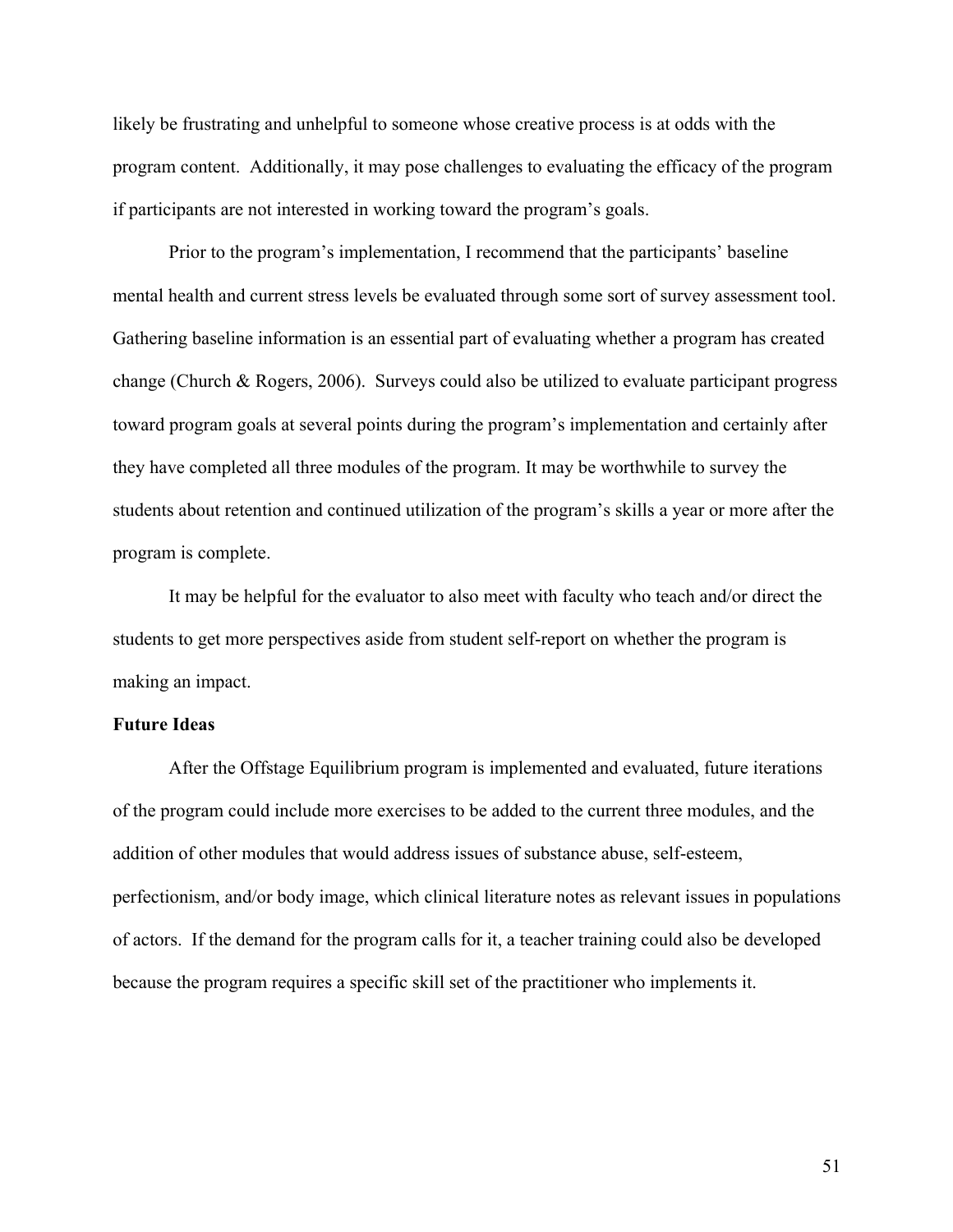likely be frustrating and unhelpful to someone whose creative process is at odds with the program content. Additionally, it may pose challenges to evaluating the efficacy of the program if participants are not interested in working toward the program's goals.

Prior to the program's implementation, I recommend that the participants' baseline mental health and current stress levels be evaluated through some sort of survey assessment tool. Gathering baseline information is an essential part of evaluating whether a program has created change (Church & Rogers, 2006). Surveys could also be utilized to evaluate participant progress toward program goals at several points during the program's implementation and certainly after they have completed all three modules of the program. It may be worthwhile to survey the students about retention and continued utilization of the program's skills a year or more after the program is complete.

It may be helpful for the evaluator to also meet with faculty who teach and/or direct the students to get more perspectives aside from student self-report on whether the program is making an impact.

**Future Ideas**

After the Offstage Equilibrium program is implemented and evaluated, future iterations of the program could include more exercises to be added to the current three modules, and the addition of other modules that would address issues of substance abuse, self-esteem, perfectionism, and/or body image, which clinical literature notes as relevant issues in populations of actors. If the demand for the program calls for it, a teacher training could also be developed because the program requires a specific skill set of the practitioner who implements it.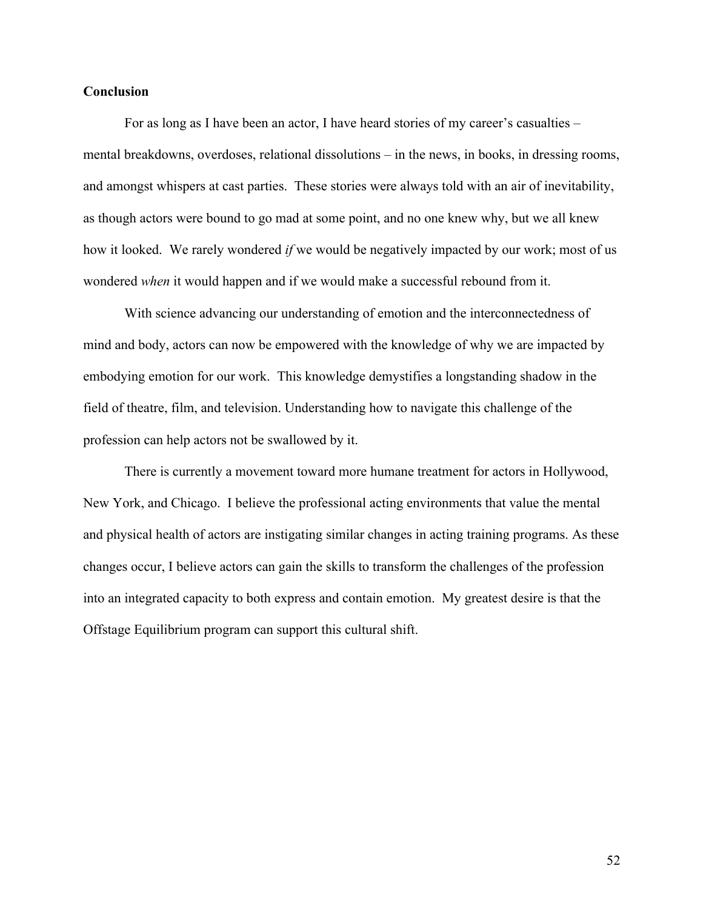## Conclusion

For as long as I have been an actor, I have heard stories of my career's casualties – mental breakdowns, overdoses, relational dissolutions – in the news, in books, in dressing rooms, and amongst whispers at cast parties. These stories were always told with an air of inevitability, as though actors were bound to go mad at some point, and no one knew why, but we all knew how it looked. We rarely wondered *if* we would be negatively impacted by our work; most of us wondered *when* it would happen and if we would make a successful rebound from it.

With science advancing our understanding of emotion and the interconnectedness of mind and body, actors can now be empowered with the knowledge of why we are impacted by embodying emotion for our work. This knowledge demystifies a longstanding shadow in the field of theatre, film, and television. Understanding how to navigate this challenge of the profession can help actors not be swallowed by it.

There is currently a movement toward more humane treatment for actors in Hollywood, New York, and Chicago. I believe the professional acting environments that value the mental and physical health of actors are instigating similar changes in acting training programs. As these changes occur, I believe actors can gain the skills to transform the challenges of the profession into an integrated capacity to both express and contain emotion. My greatest desire is that the Offstage Equilibrium program can support this cultural shift.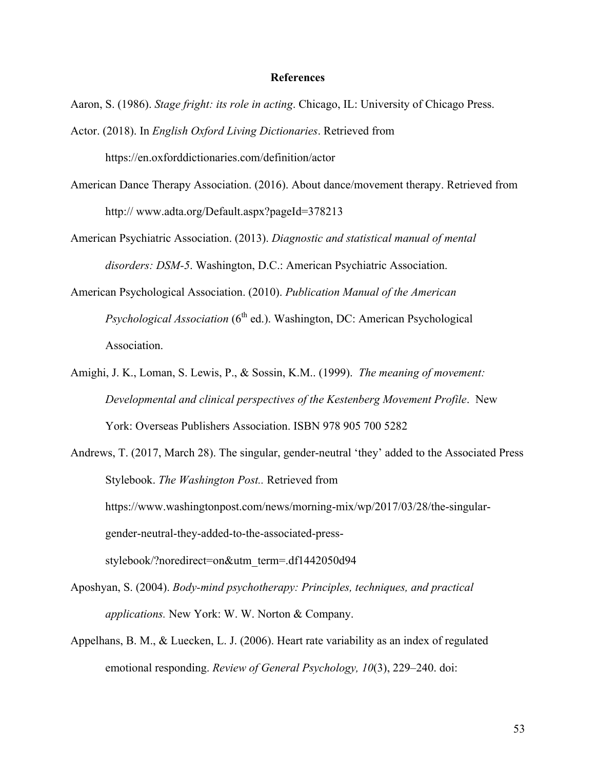# References

Aaron, S. (1986). *Stage fright: its role in acting*. Chicago, IL: University of Chicago Press.

Actor. (2018). In *English Oxford Living Dictionaries*. Retrieved from https://en.oxforddictionaries.com/definition/actor

American Dance Therapy Association. (2016). About dance/movement therapy. Retrieved from http:// www.adta.org/Default.aspx?pageId=378213

American Psychiatric Association. (2013). *Diagnostic and statistical manual of mental disorders: DSM-5*. Washington, D.C.: American Psychiatric Association.

American Psychological Association. (2010). *Publication Manual of the American Psychological Association* (6th ed.). Washington, DC: American Psychological Association.

Amighi, J. K., Loman, S. Lewis, P., & Sossin, K.M.. (1999). *The meaning of movement: Developmental and clinical perspectives of the Kestenberg Movement Profile*. New York: Overseas Publishers Association. ISBN 978 905 700 5282

Andrews, T. (2017, March 28). The singular, gender-neutral 'they' added to the Associated Press Stylebook. *The Washington Post.*. Retrieved from https://www.washingtonpost.com/news/morning-mix/wp/2017/03/28/the-singular-gender-neutral-they-added-to-the-associated-press-stylebook/?noredirect=on&utm_term=.df1442050d94

Aposhyan, S. (2004). *Body-mind psychotherapy: Principles, techniques, and practical applications.* New York: W. W. Norton & Company.

Appelhans, B. M., & Luecken, L. J. (2006). Heart rate variability as an index of regulated emotional responding. *Review of General Psychology, 10*(3), 229–240. doi: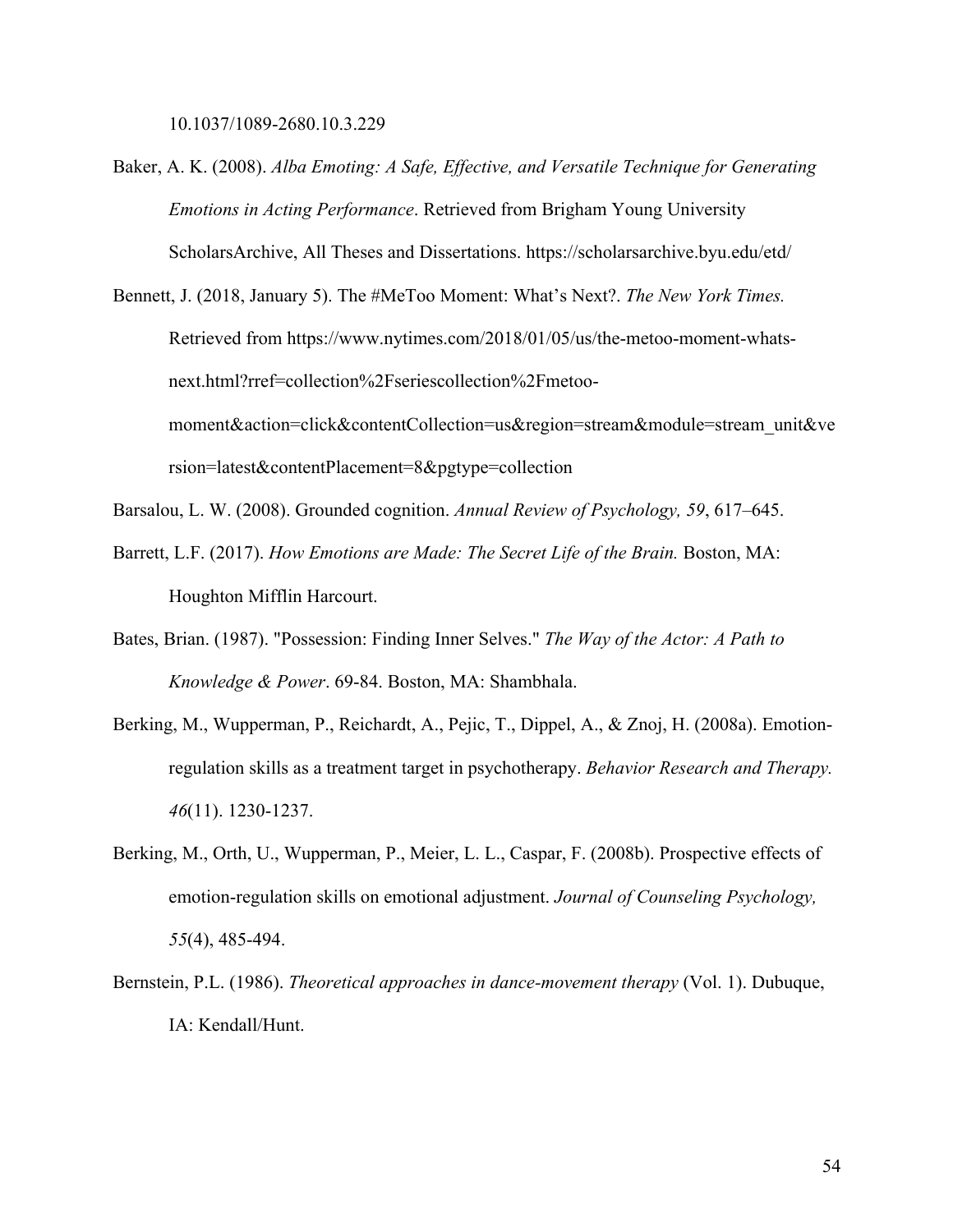10.1037/1089-2680.10.3.229

Baker, A. K. (2008). *Alba Emoting: A Safe, Effective, and Versatile Technique for Generating Emotions in Acting Performance*. Retrieved from Brigham Young University ScholarsArchive, All Theses and Dissertations. https://scholarsarchive.byu.edu/etd/

Bennett, J. (2018, January 5). The #MeToo Moment: What's Next?. *The New York Times.* Retrieved from https://www.nytimes.com/2018/01/05/us/the-metoo-moment-whats-next.html?rref=collection%2Fseriescollection%2Fmetoo-moment&action=click&contentCollection=us&region=stream&module=stream_unit&version=latest&contentPlacement=8&pgtype=collection

Barsalou, L. W. (2008). Grounded cognition. *Annual Review of Psychology, 59*, 617–645.

Barrett, L.F. (2017). *How Emotions are Made: The Secret Life of the Brain.* Boston, MA: Houghton Mifflin Harcourt.

Bates, Brian. (1987). "Possession: Finding Inner Selves." *The Way of the Actor: A Path to Knowledge & Power*. 69-84. Boston, MA: Shambhala.

Berking, M., Wupperman, P., Reichardt, A., Pejic, T., Dippel, A., & Znoj, H. (2008a). Emotion-regulation skills as a treatment target in psychotherapy. *Behavior Research and Therapy. 46*(11). 1230-1237.

Berking, M., Orth, U., Wupperman, P., Meier, L. L., Caspar, F. (2008b). Prospective effects of emotion-regulation skills on emotional adjustment. *Journal of Counseling Psychology, 55*(4), 485-494.

Bernstein, P.L. (1986). *Theoretical approaches in dance-movement therapy* (Vol. 1). Dubuque, IA: Kendall/Hunt.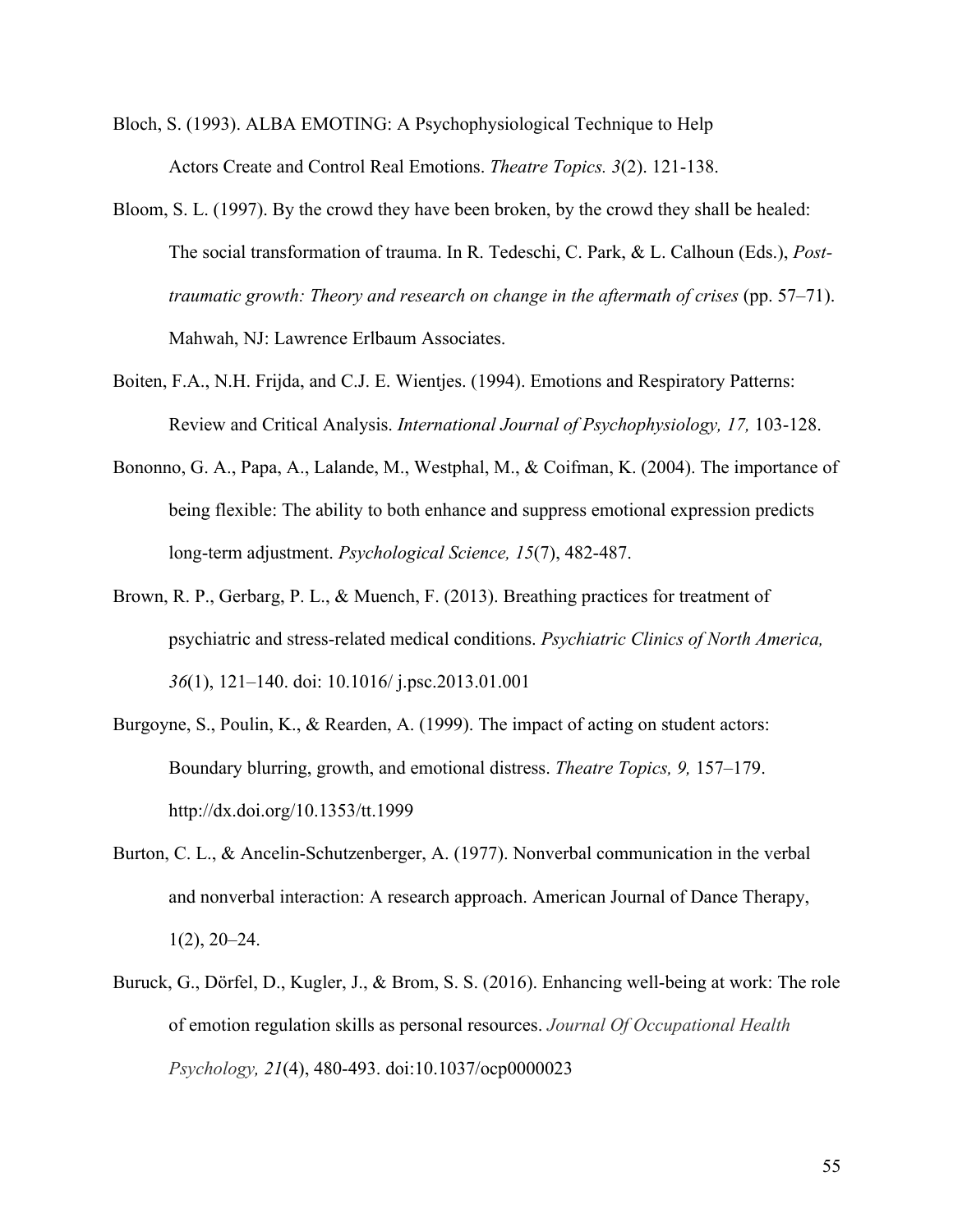Bloch, S. (1993). ALBA EMOTING: A Psychophysiological Technique to Help Actors Create and Control Real Emotions. *Theatre Topics. 3*(2). 121-138.

Bloom, S. L. (1997). By the crowd they have been broken, by the crowd they shall be healed: The social transformation of trauma. In R. Tedeschi, C. Park, & L. Calhoun (Eds.), *Post-traumatic growth: Theory and research on change in the aftermath of crises* (pp. 57–71). Mahwah, NJ: Lawrence Erlbaum Associates.

Boiten, F.A., N.H. Frijda, and C.J. E. Wientjes. (1994). Emotions and Respiratory Patterns: Review and Critical Analysis. *International Journal of Psychophysiology, 17,* 103-128.

Bononno, G. A., Papa, A., Lalande, M., Westphal, M., & Coifman, K. (2004). The importance of being flexible: The ability to both enhance and suppress emotional expression predicts long-term adjustment. *Psychological Science, 15*(7), 482-487.

Brown, R. P., Gerbarg, P. L., & Muench, F. (2013). Breathing practices for treatment of psychiatric and stress-related medical conditions. *Psychiatric Clinics of North America, 36*(1), 121–140. doi: 10.1016/ j.psc.2013.01.001

Burgoyne, S., Poulin, K., & Rearden, A. (1999). The impact of acting on student actors: Boundary blurring, growth, and emotional distress. *Theatre Topics, 9,* 157–179. http://dx.doi.org/10.1353/tt.1999

Burton, C. L., & Ancelin-Schutzenberger, A. (1977). Nonverbal communication in the verbal and nonverbal interaction: A research approach. American Journal of Dance Therapy, 1(2), 20–24.

Buruck, G., Dörfel, D., Kugler, J., & Brom, S. S. (2016). Enhancing well-being at work: The role of emotion regulation skills as personal resources. *Journal Of Occupational Health Psychology, 21*(4), 480-493. doi:10.1037/ocp0000023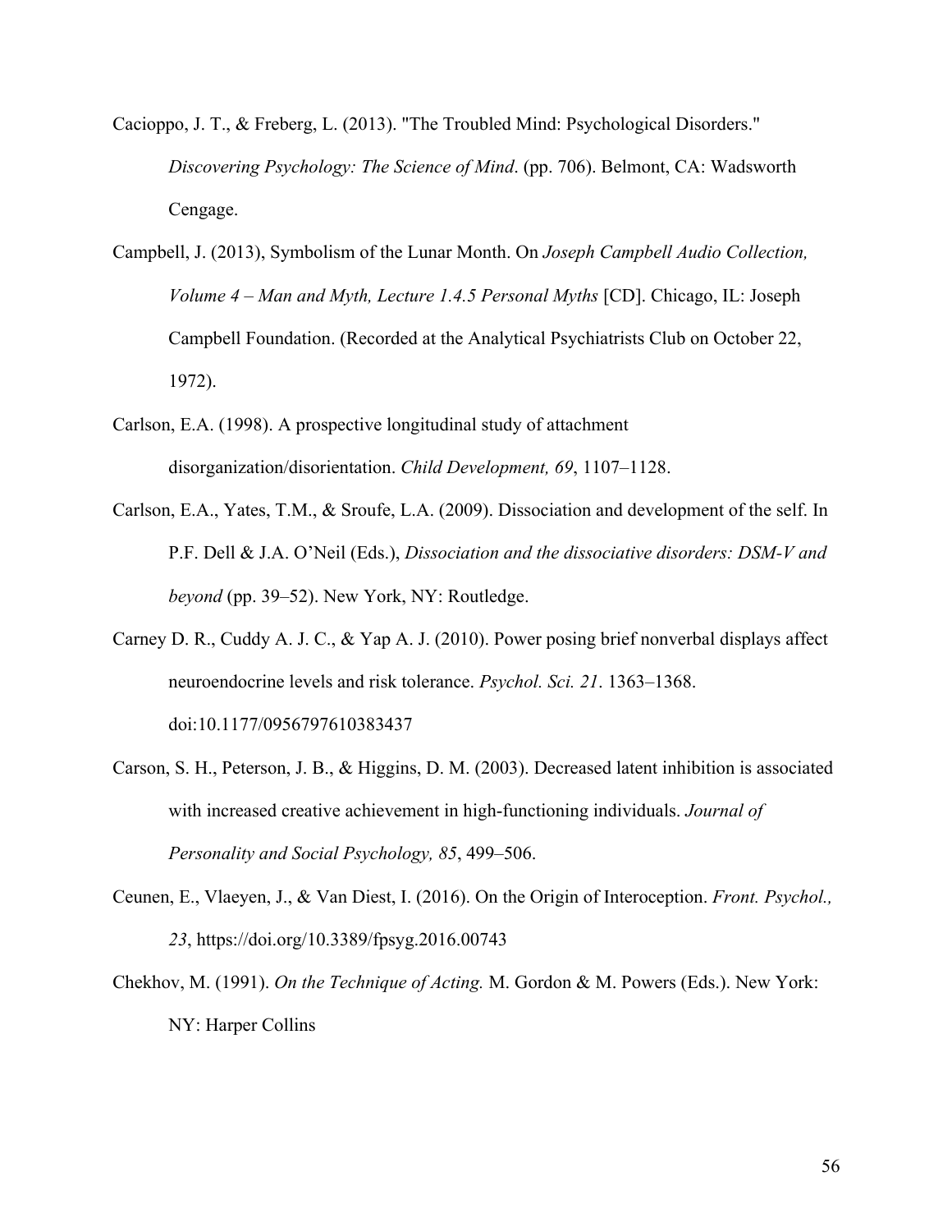Cacioppo, J. T., & Freberg, L. (2013). "The Troubled Mind: Psychological Disorders." *Discovering Psychology: The Science of Mind*. (pp. 706). Belmont, CA: Wadsworth Cengage.

Campbell, J. (2013), Symbolism of the Lunar Month. On *Joseph Campbell Audio Collection, Volume 4 – Man and Myth, Lecture 1.4.5 Personal Myths* [CD]. Chicago, IL: Joseph Campbell Foundation. (Recorded at the Analytical Psychiatrists Club on October 22, 1972).

Carlson, E.A. (1998). A prospective longitudinal study of attachment disorganization/disorientation. *Child Development, 69*, 1107–1128.

Carlson, E.A., Yates, T.M., & Sroufe, L.A. (2009). Dissociation and development of the self. In P.F. Dell & J.A. O'Neil (Eds.), *Dissociation and the dissociative disorders: DSM-V and beyond* (pp. 39–52). New York, NY: Routledge.

Carney D. R., Cuddy A. J. C., & Yap A. J. (2010). Power posing brief nonverbal displays affect neuroendocrine levels and risk tolerance. *Psychol. Sci. 21*. 1363–1368. doi:10.1177/0956797610383437

Carson, S. H., Peterson, J. B., & Higgins, D. M. (2003). Decreased latent inhibition is associated with increased creative achievement in high-functioning individuals. *Journal of Personality and Social Psychology, 85*, 499–506.

Ceunen, E., Vlaeyen, J., & Van Diest, I. (2016). On the Origin of Interoception. *Front. Psychol., 23*, https://doi.org/10.3389/fpsyg.2016.00743

Chekhov, M. (1991). *On the Technique of Acting.* M. Gordon & M. Powers (Eds.). New York: NY: Harper Collins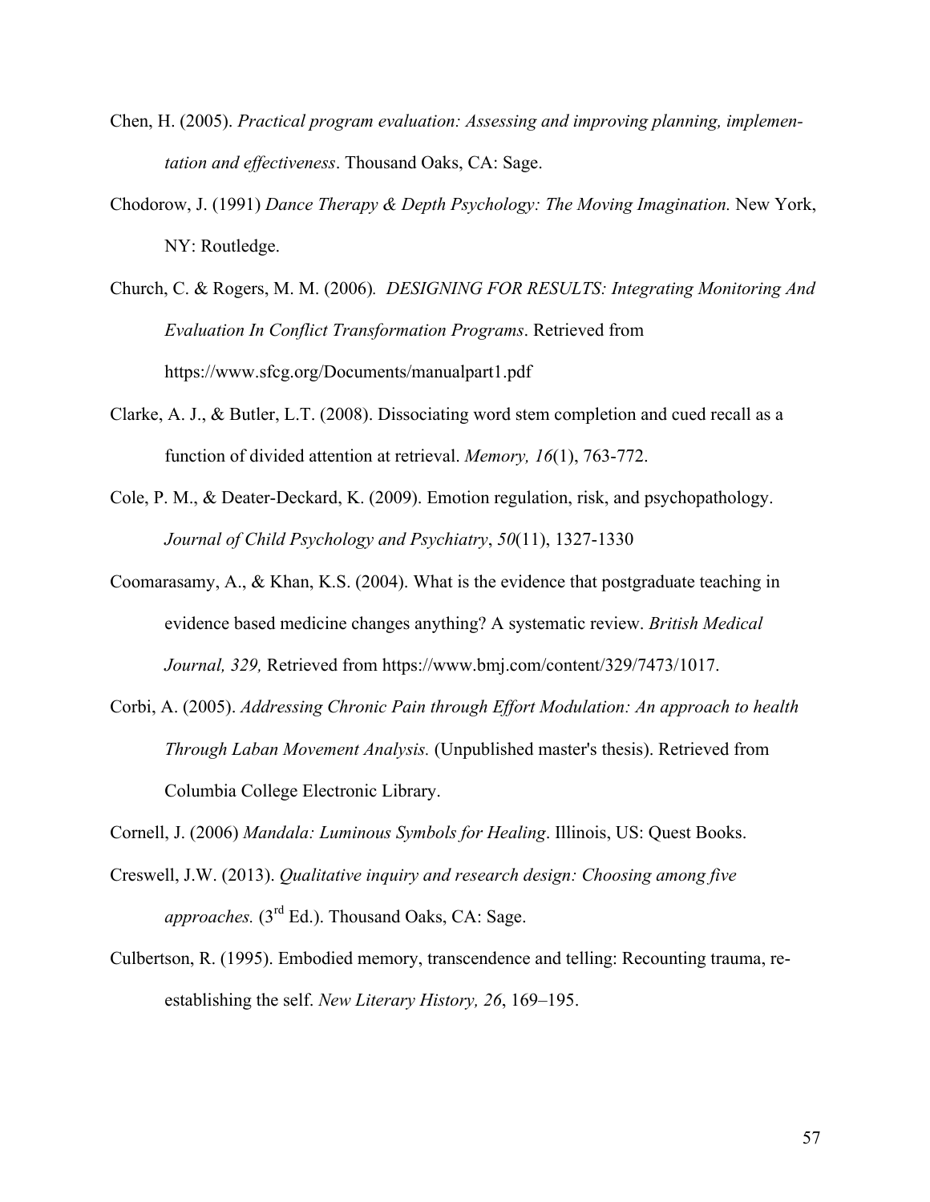Chen, H. (2005). *Practical program evaluation: Assessing and improving planning, implementation and effectiveness*. Thousand Oaks, CA: Sage.

Chodorow, J. (1991) *Dance Therapy & Depth Psychology: The Moving Imagination.* New York, NY: Routledge.

Church, C. & Rogers, M. M. (2006). *DESIGNING FOR RESULTS: Integrating Monitoring And Evaluation In Conflict Transformation Programs*. Retrieved from https://www.sfcg.org/Documents/manualpart1.pdf

Clarke, A. J., & Butler, L.T. (2008). Dissociating word stem completion and cued recall as a function of divided attention at retrieval. *Memory, 16*(1), 763-772.

Cole, P. M., & Deater-Deckard, K. (2009). Emotion regulation, risk, and psychopathology. *Journal of Child Psychology and Psychiatry*, *50*(11), 1327-1330

Coomarasamy, A., & Khan, K.S. (2004). What is the evidence that postgraduate teaching in evidence based medicine changes anything? A systematic review. *British Medical Journal, 329,* Retrieved from https://www.bmj.com/content/329/7473/1017.

Corbi, A. (2005). *Addressing Chronic Pain through Effort Modulation: An approach to health Through Laban Movement Analysis.* (Unpublished master's thesis). Retrieved from Columbia College Electronic Library.

Cornell, J. (2006) *Mandala: Luminous Symbols for Healing*. Illinois, US: Quest Books.

Creswell, J.W. (2013). *Qualitative inquiry and research design: Choosing among five approaches.* (3rd Ed.). Thousand Oaks, CA: Sage.

Culbertson, R. (1995). Embodied memory, transcendence and telling: Recounting trauma, re-establishing the self. *New Literary History, 26*, 169–195.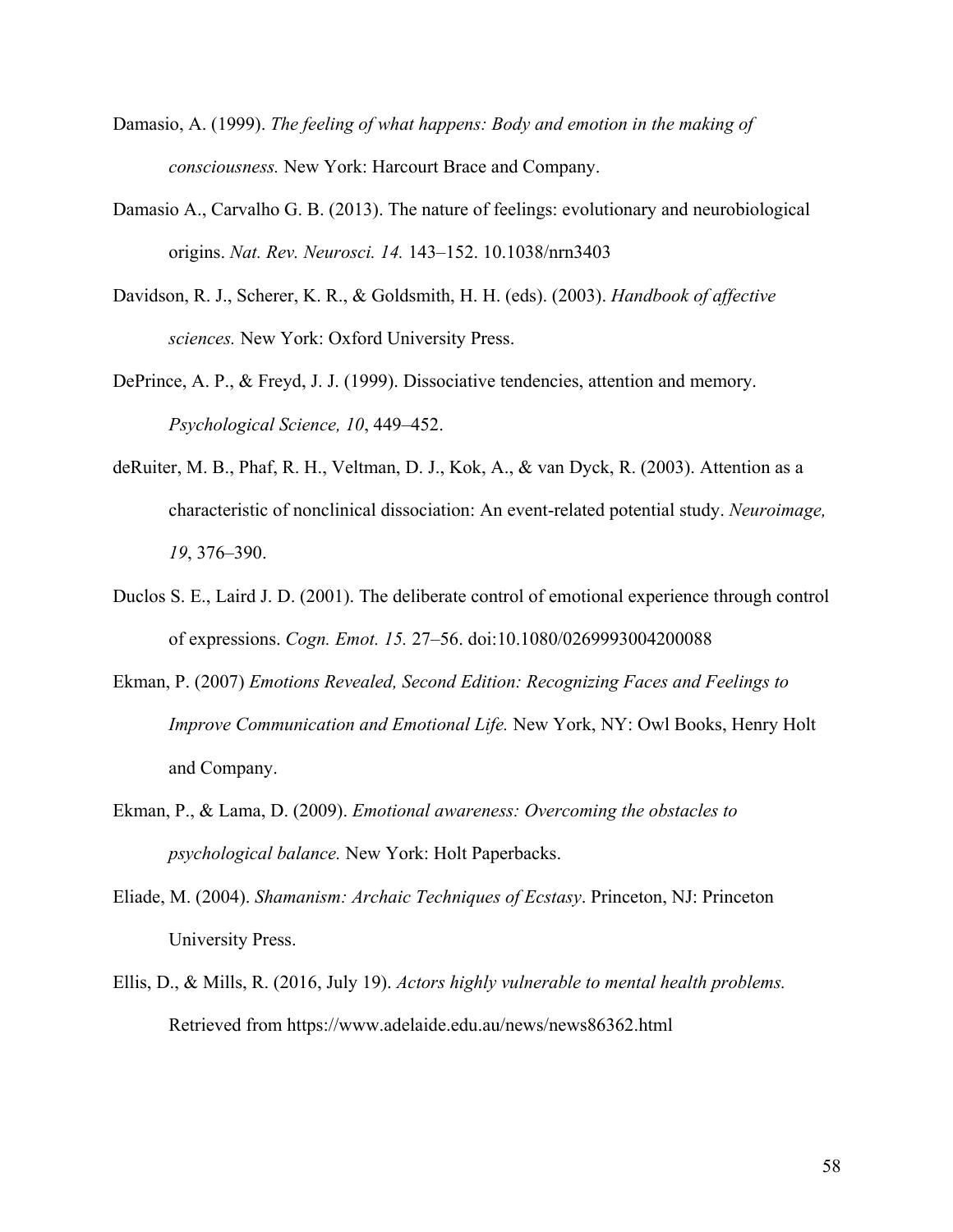Damasio, A. (1999). *The feeling of what happens: Body and emotion in the making of consciousness.* New York: Harcourt Brace and Company.

Damasio A., Carvalho G. B. (2013). The nature of feelings: evolutionary and neurobiological origins. *Nat. Rev. Neurosci. 14.* 143–152. 10.1038/nrn3403

Davidson, R. J., Scherer, K. R., & Goldsmith, H. H. (eds). (2003). *Handbook of affective sciences.* New York: Oxford University Press.

DePrince, A. P., & Freyd, J. J. (1999). Dissociative tendencies, attention and memory. *Psychological Science, 10*, 449–452.

deRuiter, M. B., Phaf, R. H., Veltman, D. J., Kok, A., & van Dyck, R. (2003). Attention as a characteristic of nonclinical dissociation: An event-related potential study. *Neuroimage, 19*, 376–390.

Duclos S. E., Laird J. D. (2001). The deliberate control of emotional experience through control of expressions. *Cogn. Emot. 15.* 27–56. doi:10.1080/0269993004200088

Ekman, P. (2007) *Emotions Revealed, Second Edition: Recognizing Faces and Feelings to Improve Communication and Emotional Life.* New York, NY: Owl Books, Henry Holt and Company.

Ekman, P., & Lama, D. (2009). *Emotional awareness: Overcoming the obstacles to psychological balance.* New York: Holt Paperbacks.

Eliade, M. (2004). *Shamanism: Archaic Techniques of Ecstasy*. Princeton, NJ: Princeton University Press.

Ellis, D., & Mills, R. (2016, July 19). *Actors highly vulnerable to mental health problems.* Retrieved from https://www.adelaide.edu.au/news/news86362.html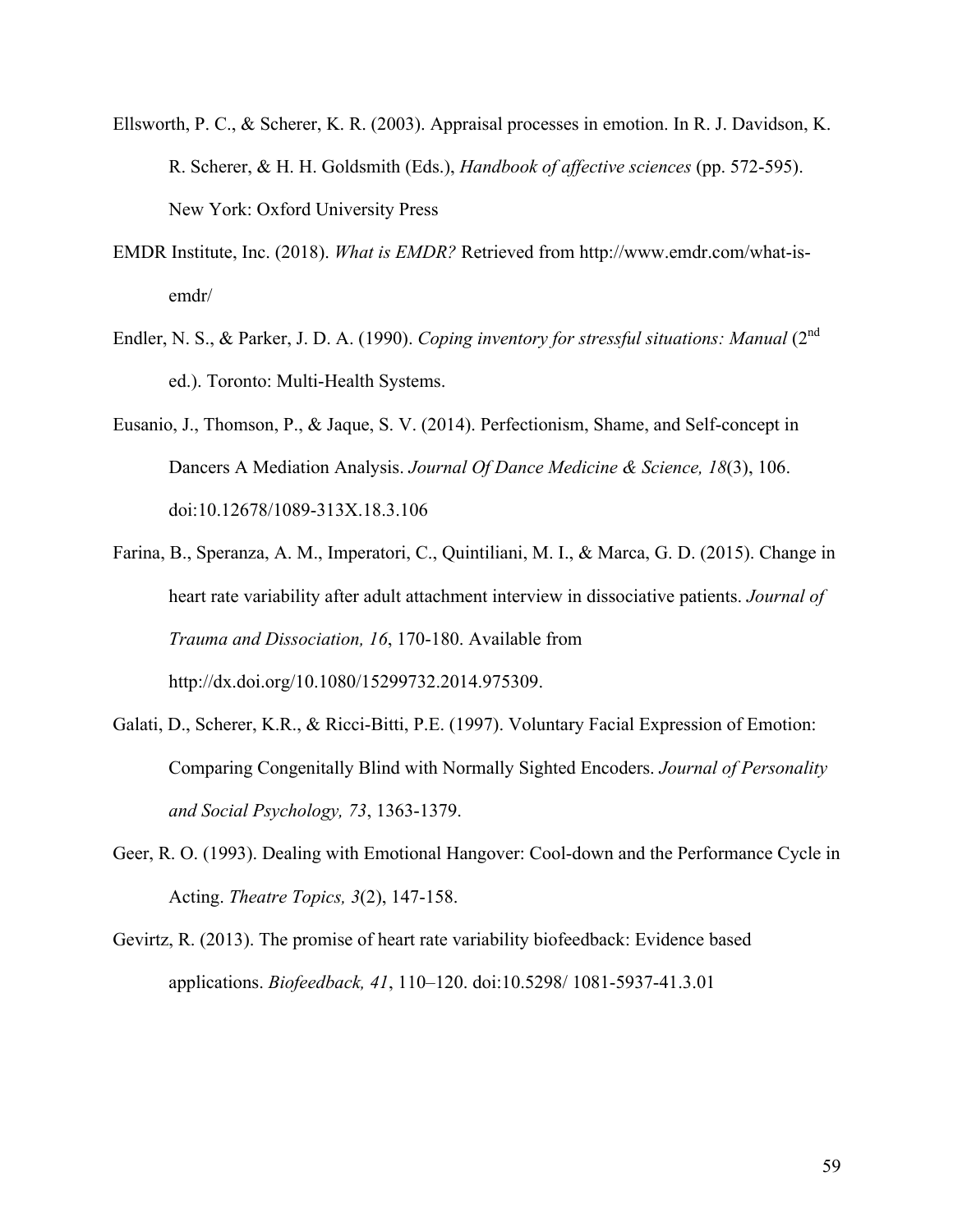Ellsworth, P. C., & Scherer, K. R. (2003). Appraisal processes in emotion. In R. J. Davidson, K. R. Scherer, & H. H. Goldsmith (Eds.), *Handbook of affective sciences* (pp. 572-595). New York: Oxford University Press

EMDR Institute, Inc. (2018). *What is EMDR?* Retrieved from http://www.emdr.com/what-is-emdr/

Endler, N. S., & Parker, J. D. A. (1990). *Coping inventory for stressful situations: Manual* (2nd ed.). Toronto: Multi-Health Systems.

Eusanio, J., Thomson, P., & Jaque, S. V. (2014). Perfectionism, Shame, and Self-concept in Dancers A Mediation Analysis. *Journal Of Dance Medicine & Science, 18*(3), 106. doi:10.12678/1089-313X.18.3.106

Farina, B., Speranza, A. M., Imperatori, C., Quintiliani, M. I., & Marca, G. D. (2015). Change in heart rate variability after adult attachment interview in dissociative patients. *Journal of Trauma and Dissociation, 16*, 170-180. Available from http://dx.doi.org/10.1080/15299732.2014.975309.

Galati, D., Scherer, K.R., & Ricci-Bitti, P.E. (1997). Voluntary Facial Expression of Emotion: Comparing Congenitally Blind with Normally Sighted Encoders. *Journal of Personality and Social Psychology, 73*, 1363-1379.

Geer, R. O. (1993). Dealing with Emotional Hangover: Cool-down and the Performance Cycle in Acting. *Theatre Topics, 3*(2), 147-158.

Gevirtz, R. (2013). The promise of heart rate variability biofeedback: Evidence based applications. *Biofeedback, 41*, 110–120. doi:10.5298/ 1081-5937-41.3.01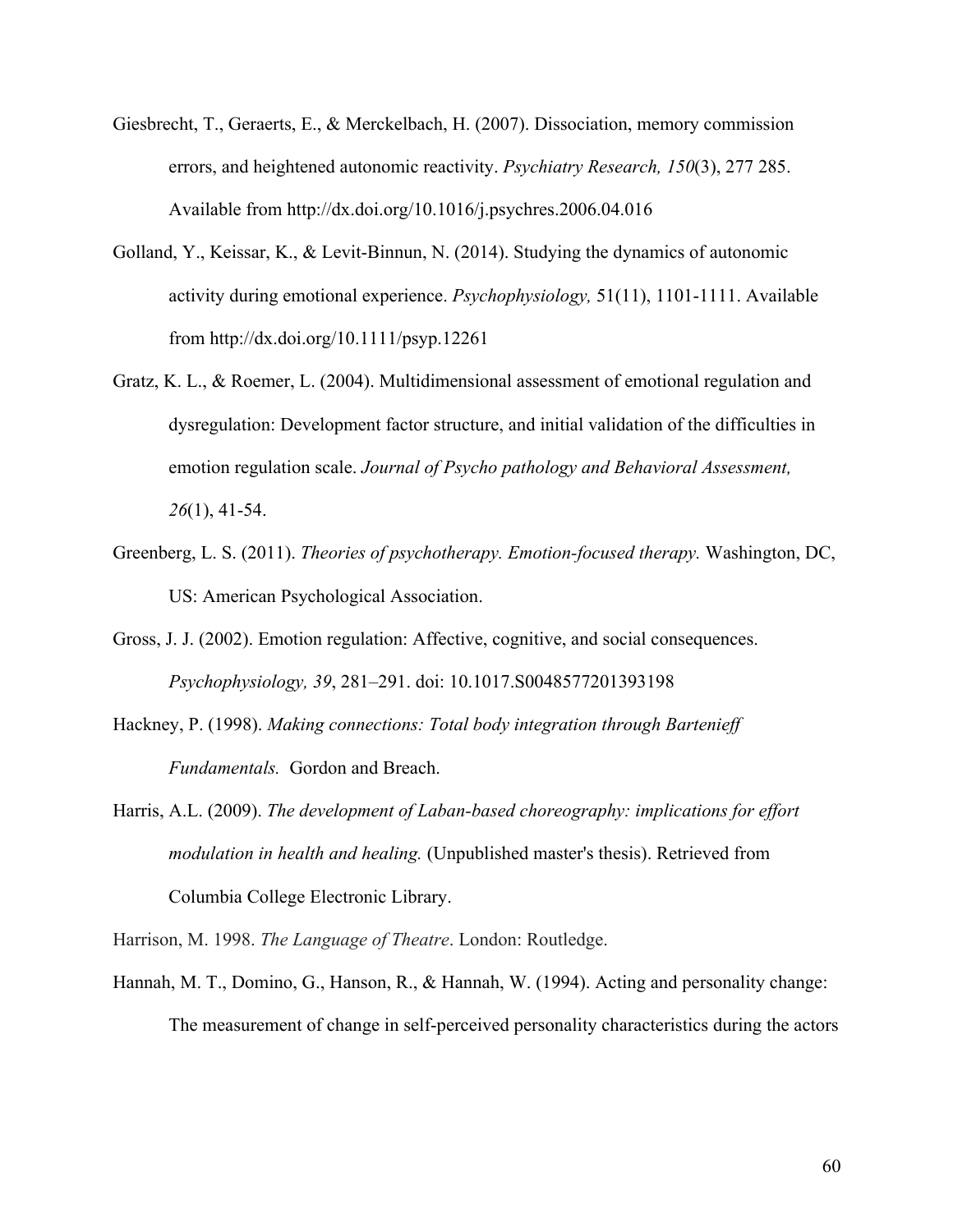Giesbrecht, T., Geraerts, E., & Merckelbach, H. (2007). Dissociation, memory commission errors, and heightened autonomic reactivity. *Psychiatry Research, 150*(3), 277 285. Available from http://dx.doi.org/10.1016/j.psychres.2006.04.016

Golland, Y., Keissar, K., & Levit-Binnun, N. (2014). Studying the dynamics of autonomic activity during emotional experience. *Psychophysiology,* 51(11), 1101-1111. Available from http://dx.doi.org/10.1111/psyp.12261

Gratz, K. L., & Roemer, L. (2004). Multidimensional assessment of emotional regulation and dysregulation: Development factor structure, and initial validation of the difficulties in emotion regulation scale. *Journal of Psycho pathology and Behavioral Assessment, 26*(1), 41-54.

Greenberg, L. S. (2011). *Theories of psychotherapy. Emotion-focused therapy.* Washington, DC, US: American Psychological Association.

Gross, J. J. (2002). Emotion regulation: Affective, cognitive, and social consequences. *Psychophysiology, 39*, 281–291. doi: 10.1017.S0048577201393198

Hackney, P. (1998). *Making connections: Total body integration through Bartenieff Fundamentals.* Gordon and Breach.

Harris, A.L. (2009). *The development of Laban-based choreography: implications for effort modulation in health and healing.* (Unpublished master's thesis). Retrieved from Columbia College Electronic Library.

Harrison, M. 1998. *The Language of Theatre*. London: Routledge.

Hannah, M. T., Domino, G., Hanson, R., & Hannah, W. (1994). Acting and personality change: The measurement of change in self-perceived personality characteristics during the actors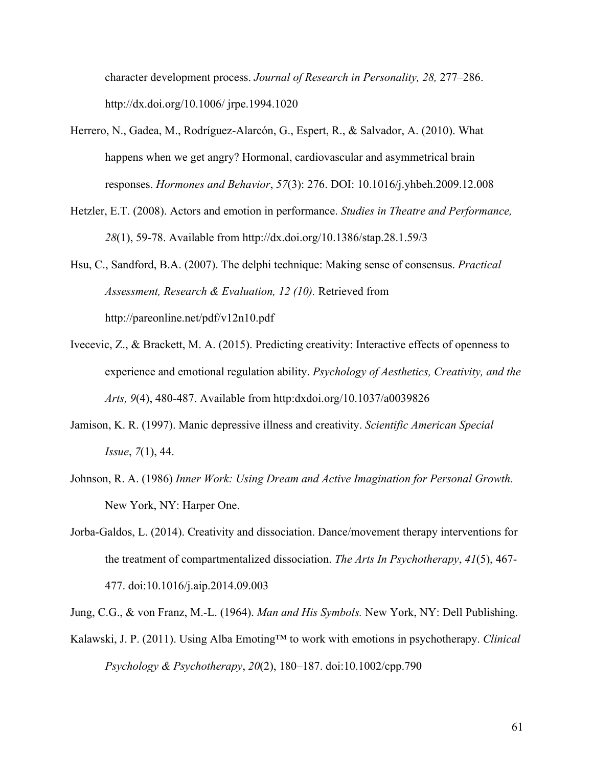character development process. *Journal of Research in Personality, 28,* 277–286. http://dx.doi.org/10.1006/ jrpe.1994.1020

Herrero, N., Gadea, M., Rodríguez-Alarcón, G., Espert, R., & Salvador, A. (2010). What happens when we get angry? Hormonal, cardiovascular and asymmetrical brain responses. *Hormones and Behavior*, *57*(3): 276. DOI: 10.1016/j.yhbeh.2009.12.008

Hetzler, E.T. (2008). Actors and emotion in performance. *Studies in Theatre and Performance, 28*(1), 59-78. Available from http://dx.doi.org/10.1386/stap.28.1.59/3

Hsu, C., Sandford, B.A. (2007). The delphi technique: Making sense of consensus. *Practical Assessment, Research & Evaluation, 12 (10).* Retrieved from http://pareonline.net/pdf/v12n10.pdf

Ivecevic, Z., & Brackett, M. A. (2015). Predicting creativity: Interactive effects of openness to experience and emotional regulation ability. *Psychology of Aesthetics, Creativity, and the Arts, 9*(4), 480-487. Available from http:dxdoi.org/10.1037/a0039826

Jamison, K. R. (1997). Manic depressive illness and creativity. *Scientific American Special Issue*, *7*(1), 44.

Johnson, R. A. (1986) *Inner Work: Using Dream and Active Imagination for Personal Growth.* New York, NY: Harper One.

Jorba-Galdos, L. (2014). Creativity and dissociation. Dance/movement therapy interventions for the treatment of compartmentalized dissociation. *The Arts In Psychotherapy*, *41*(5), 467-477. doi:10.1016/j.aip.2014.09.003

Jung, C.G., & von Franz, M.-L. (1964). *Man and His Symbols.* New York, NY: Dell Publishing.

Kalawski, J. P. (2011). Using Alba Emoting™ to work with emotions in psychotherapy. *Clinical Psychology & Psychotherapy*, *20*(2), 180–187. doi:10.1002/cpp.790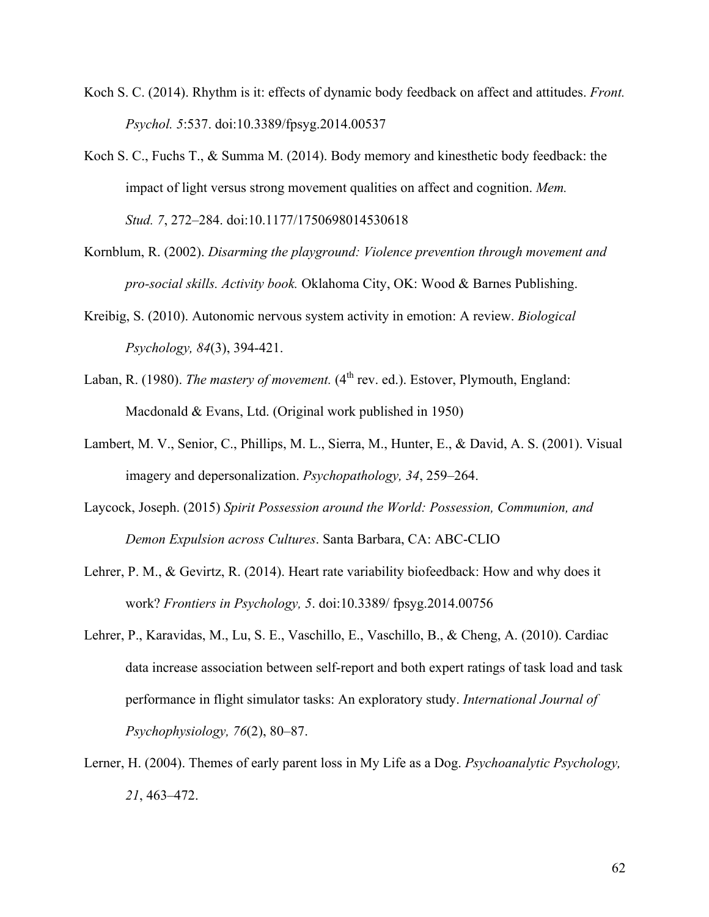Koch S. C. (2014). Rhythm is it: effects of dynamic body feedback on affect and attitudes. *Front. Psychol. 5*:537. doi:10.3389/fpsyg.2014.00537

Koch S. C., Fuchs T., & Summa M. (2014). Body memory and kinesthetic body feedback: the impact of light versus strong movement qualities on affect and cognition. *Mem. Stud. 7*, 272–284. doi:10.1177/1750698014530618

Kornblum, R. (2002). *Disarming the playground: Violence prevention through movement and pro-social skills. Activity book.* Oklahoma City, OK: Wood & Barnes Publishing.

Kreibig, S. (2010). Autonomic nervous system activity in emotion: A review. *Biological Psychology, 84*(3), 394-421.

Laban, R. (1980). *The mastery of movement.* (4th rev. ed.). Estover, Plymouth, England: Macdonald & Evans, Ltd. (Original work published in 1950)

Lambert, M. V., Senior, C., Phillips, M. L., Sierra, M., Hunter, E., & David, A. S. (2001). Visual imagery and depersonalization. *Psychopathology, 34*, 259–264.

Laycock, Joseph. (2015) *Spirit Possession around the World: Possession, Communion, and Demon Expulsion across Cultures*. Santa Barbara, CA: ABC-CLIO

Lehrer, P. M., & Gevirtz, R. (2014). Heart rate variability biofeedback: How and why does it work? *Frontiers in Psychology, 5*. doi:10.3389/ fpsyg.2014.00756

Lehrer, P., Karavidas, M., Lu, S. E., Vaschillo, E., Vaschillo, B., & Cheng, A. (2010). Cardiac data increase association between self-report and both expert ratings of task load and task performance in flight simulator tasks: An exploratory study. *International Journal of Psychophysiology, 76*(2), 80–87.

Lerner, H. (2004). Themes of early parent loss in My Life as a Dog. *Psychoanalytic Psychology, 21*, 463–472.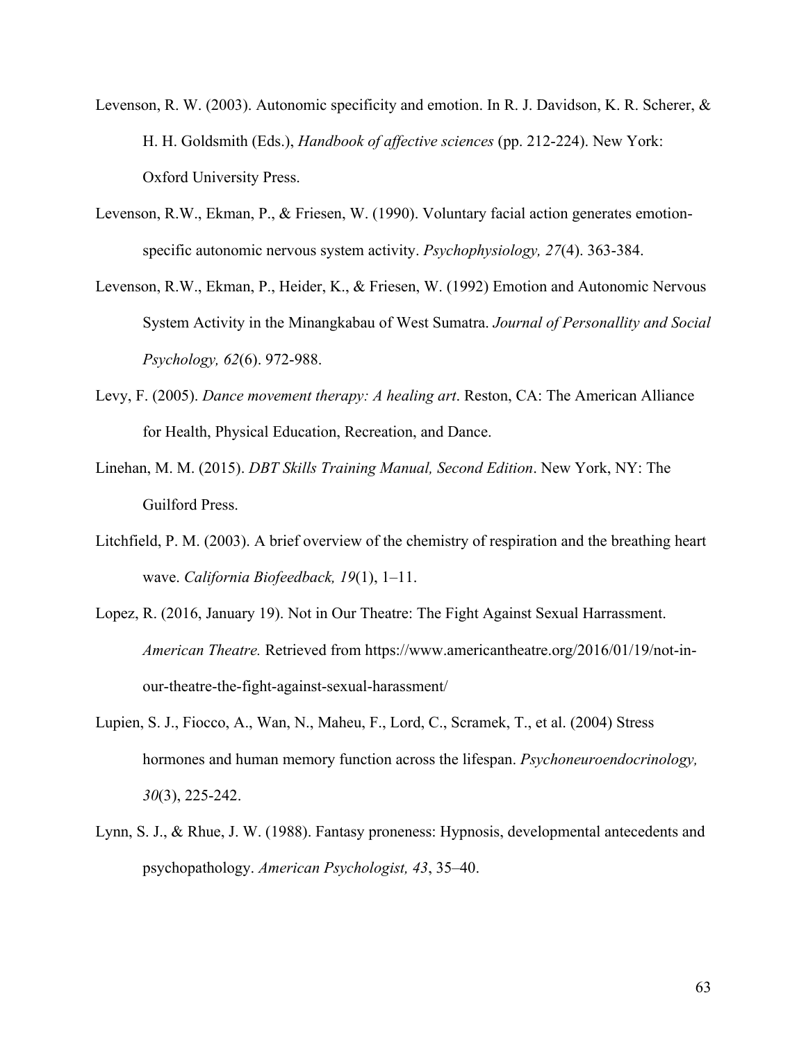Levenson, R. W. (2003). Autonomic specificity and emotion. In R. J. Davidson, K. R. Scherer, & H. H. Goldsmith (Eds.), *Handbook of affective sciences* (pp. 212-224). New York: Oxford University Press.

Levenson, R.W., Ekman, P., & Friesen, W. (1990). Voluntary facial action generates emotion-specific autonomic nervous system activity. *Psychophysiology, 27*(4). 363-384.

Levenson, R.W., Ekman, P., Heider, K., & Friesen, W. (1992) Emotion and Autonomic Nervous System Activity in the Minangkabau of West Sumatra. *Journal of Personallity and Social Psychology, 62*(6). 972-988.

Levy, F. (2005). *Dance movement therapy: A healing art*. Reston, CA: The American Alliance for Health, Physical Education, Recreation, and Dance.

Linehan, M. M. (2015). *DBT Skills Training Manual, Second Edition*. New York, NY: The Guilford Press.

Litchfield, P. M. (2003). A brief overview of the chemistry of respiration and the breathing heart wave. *California Biofeedback, 19*(1), 1–11.

Lopez, R. (2016, January 19). Not in Our Theatre: The Fight Against Sexual Harrassment. *American Theatre.* Retrieved from https://www.americantheatre.org/2016/01/19/not-in-our-theatre-the-fight-against-sexual-harassment/

Lupien, S. J., Fiocco, A., Wan, N., Maheu, F., Lord, C., Scramek, T., et al. (2004) Stress hormones and human memory function across the lifespan. *Psychoneuroendocrinology, 30*(3), 225-242.

Lynn, S. J., & Rhue, J. W. (1988). Fantasy proneness: Hypnosis, developmental antecedents and psychopathology. *American Psychologist, 43*, 35–40.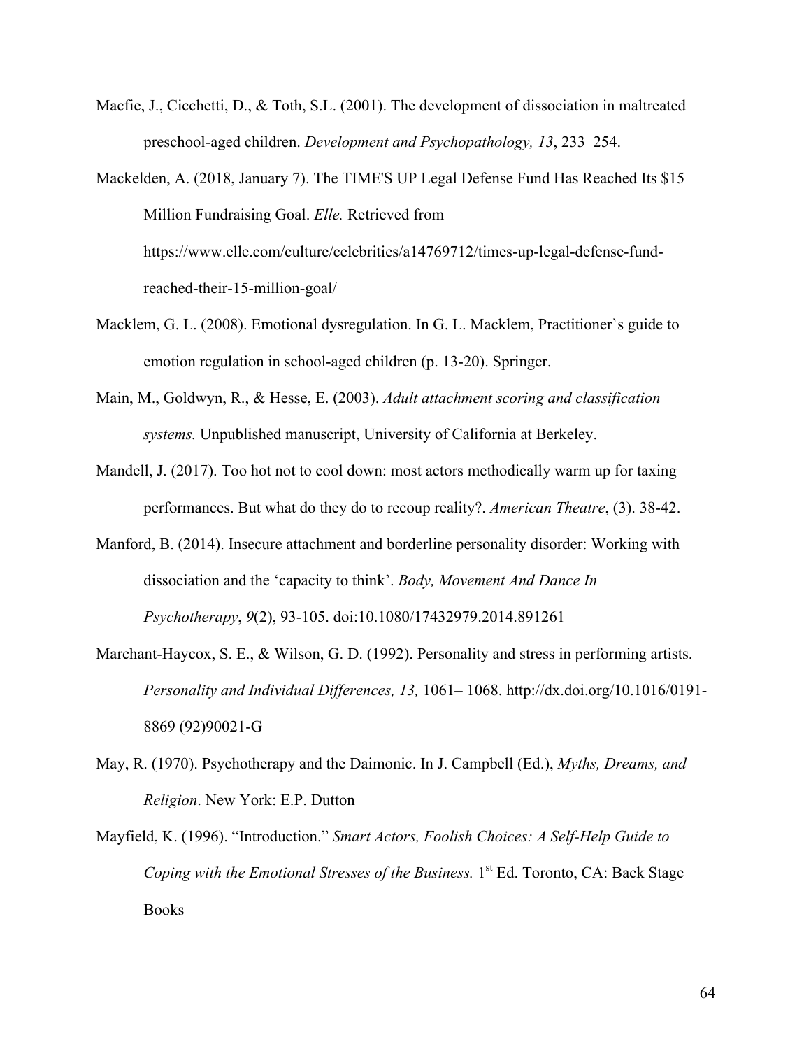Macfie, J., Cicchetti, D., & Toth, S.L. (2001). The development of dissociation in maltreated preschool-aged children. *Development and Psychopathology, 13*, 233–254.

Mackelden, A. (2018, January 7). The TIME'S UP Legal Defense Fund Has Reached Its $15 Million Fundraising Goal. *Elle.* Retrieved from https://www.elle.com/culture/celebrities/a14769712/times-up-legal-defense-fund-reached-their-15-million-goal/

Macklem, G. L. (2008). Emotional dysregulation. In G. L. Macklem, Practitioner`s guide to emotion regulation in school-aged children (p. 13-20). Springer.

Main, M., Goldwyn, R., & Hesse, E. (2003). *Adult attachment scoring and classification systems.* Unpublished manuscript, University of California at Berkeley.

Mandell, J. (2017). Too hot not to cool down: most actors methodically warm up for taxing performances. But what do they do to recoup reality?. *American Theatre*, (3). 38-42.

Manford, B. (2014). Insecure attachment and borderline personality disorder: Working with dissociation and the 'capacity to think'. *Body, Movement And Dance In Psychotherapy*, *9*(2), 93-105. doi:10.1080/17432979.2014.891261

Marchant-Haycox, S. E., & Wilson, G. D. (1992). Personality and stress in performing artists. *Personality and Individual Differences, 13,* 1061– 1068. http://dx.doi.org/10.1016/0191-8869 (92)90021-G

May, R. (1970). Psychotherapy and the Daimonic. In J. Campbell (Ed.), *Myths, Dreams, and Religion*. New York: E.P. Dutton

Mayfield, K. (1996). "Introduction." *Smart Actors, Foolish Choices: A Self-Help Guide to Coping with the Emotional Stresses of the Business.* 1st Ed. Toronto, CA: Back Stage Books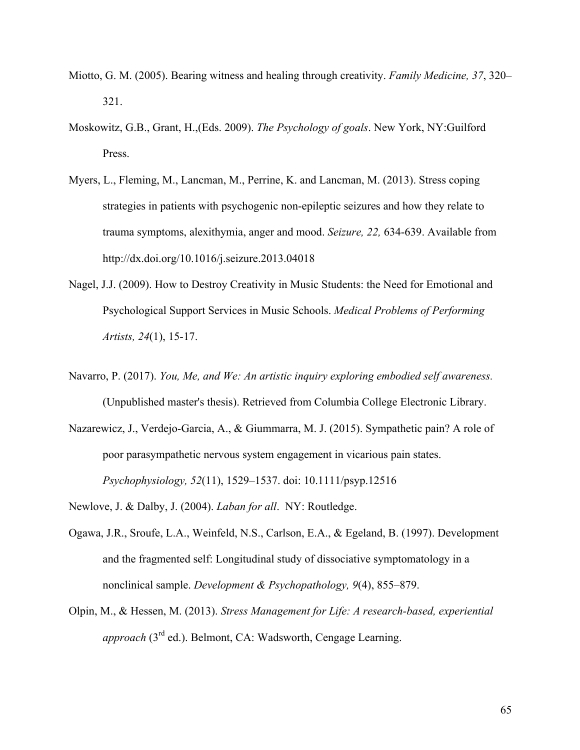Miotto, G. M. (2005). Bearing witness and healing through creativity. *Family Medicine, 37*, 320–321.

Moskowitz, G.B., Grant, H.,(Eds. 2009). *The Psychology of goals*. New York, NY:Guilford Press.

Myers, L., Fleming, M., Lancman, M., Perrine, K. and Lancman, M. (2013). Stress coping strategies in patients with psychogenic non-epileptic seizures and how they relate to trauma symptoms, alexithymia, anger and mood. *Seizure, 22,* 634-639. Available from http://dx.doi.org/10.1016/j.seizure.2013.04018

Nagel, J.J. (2009). How to Destroy Creativity in Music Students: the Need for Emotional and Psychological Support Services in Music Schools. *Medical Problems of Performing Artists, 24*(1), 15-17.

Navarro, P. (2017). *You, Me, and We: An artistic inquiry exploring embodied self awareness.* (Unpublished master's thesis). Retrieved from Columbia College Electronic Library.

Nazarewicz, J., Verdejo-Garcia, A., & Giummarra, M. J. (2015). Sympathetic pain? A role of poor parasympathetic nervous system engagement in vicarious pain states. *Psychophysiology, 52*(11), 1529–1537. doi: 10.1111/psyp.12516

Newlove, J. & Dalby, J. (2004). *Laban for all*. NY: Routledge.

Ogawa, J.R., Sroufe, L.A., Weinfeld, N.S., Carlson, E.A., & Egeland, B. (1997). Development and the fragmented self: Longitudinal study of dissociative symptomatology in a nonclinical sample. *Development & Psychopathology, 9*(4), 855–879.

Olpin, M., & Hessen, M. (2013). *Stress Management for Life: A research-based, experiential approach* (3rd ed.). Belmont, CA: Wadsworth, Cengage Learning.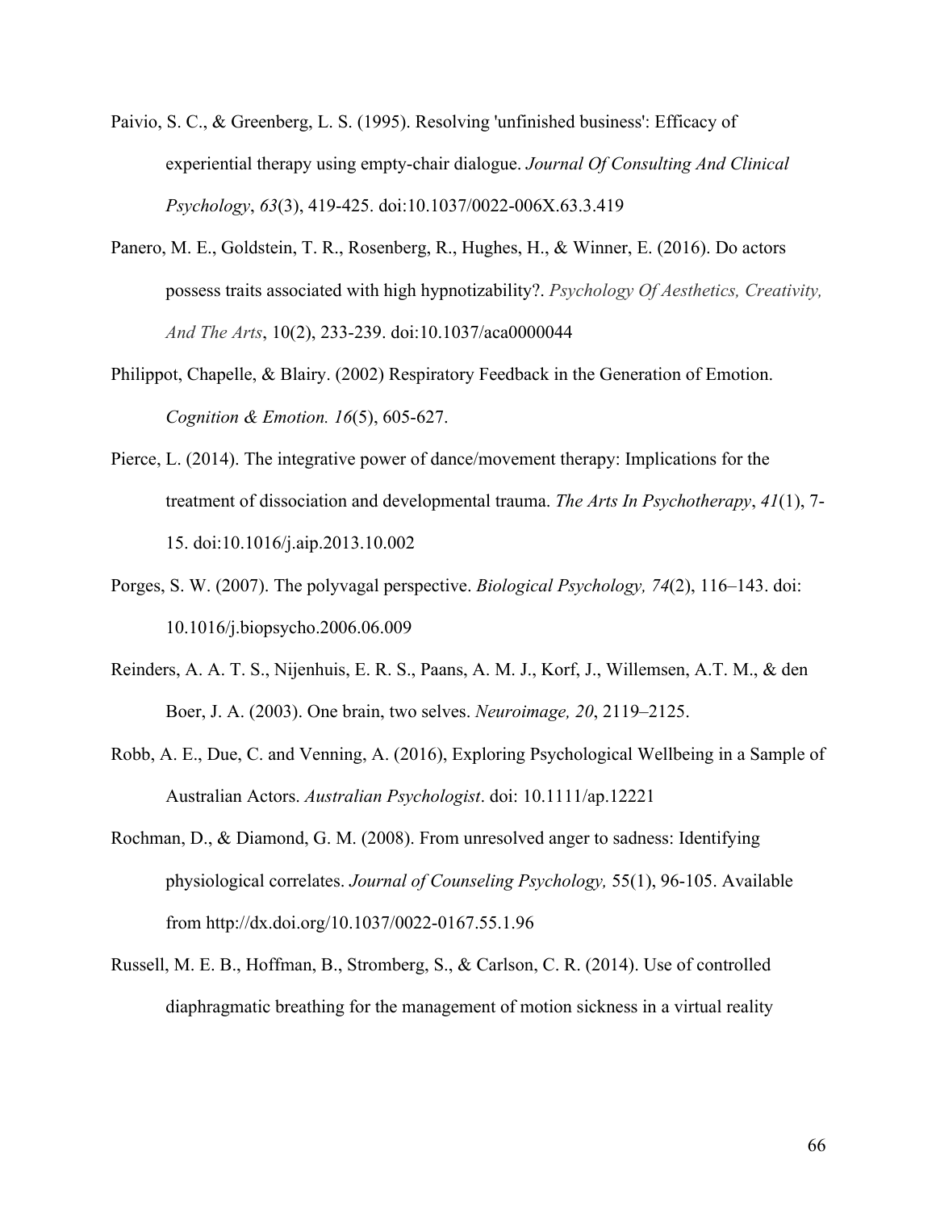Paivio, S. C., & Greenberg, L. S. (1995). Resolving 'unfinished business': Efficacy of experiential therapy using empty-chair dialogue. *Journal Of Consulting And Clinical Psychology*, *63*(3), 419-425. doi:10.1037/0022-006X.63.3.419

Panero, M. E., Goldstein, T. R., Rosenberg, R., Hughes, H., & Winner, E. (2016). Do actors possess traits associated with high hypnotizability?. *Psychology Of Aesthetics, Creativity, And The Arts*, 10(2), 233-239. doi:10.1037/aca0000044

Philippot, Chapelle, & Blairy. (2002) Respiratory Feedback in the Generation of Emotion. *Cognition & Emotion. 16*(5), 605-627.

Pierce, L. (2014). The integrative power of dance/movement therapy: Implications for the treatment of dissociation and developmental trauma. *The Arts In Psychotherapy*, *41*(1), 7-15. doi:10.1016/j.aip.2013.10.002

Porges, S. W. (2007). The polyvagal perspective. *Biological Psychology, 74*(2), 116–143. doi: 10.1016/j.biopsycho.2006.06.009

Reinders, A. A. T. S., Nijenhuis, E. R. S., Paans, A. M. J., Korf, J., Willemsen, A.T. M., & den Boer, J. A. (2003). One brain, two selves. *Neuroimage, 20*, 2119–2125.

Robb, A. E., Due, C. and Venning, A. (2016), Exploring Psychological Wellbeing in a Sample of Australian Actors. *Australian Psychologist*. doi: 10.1111/ap.12221

Rochman, D., & Diamond, G. M. (2008). From unresolved anger to sadness: Identifying physiological correlates. *Journal of Counseling Psychology,* 55(1), 96-105. Available from http://dx.doi.org/10.1037/0022-0167.55.1.96

Russell, M. E. B., Hoffman, B., Stromberg, S., & Carlson, C. R. (2014). Use of controlled diaphragmatic breathing for the management of motion sickness in a virtual reality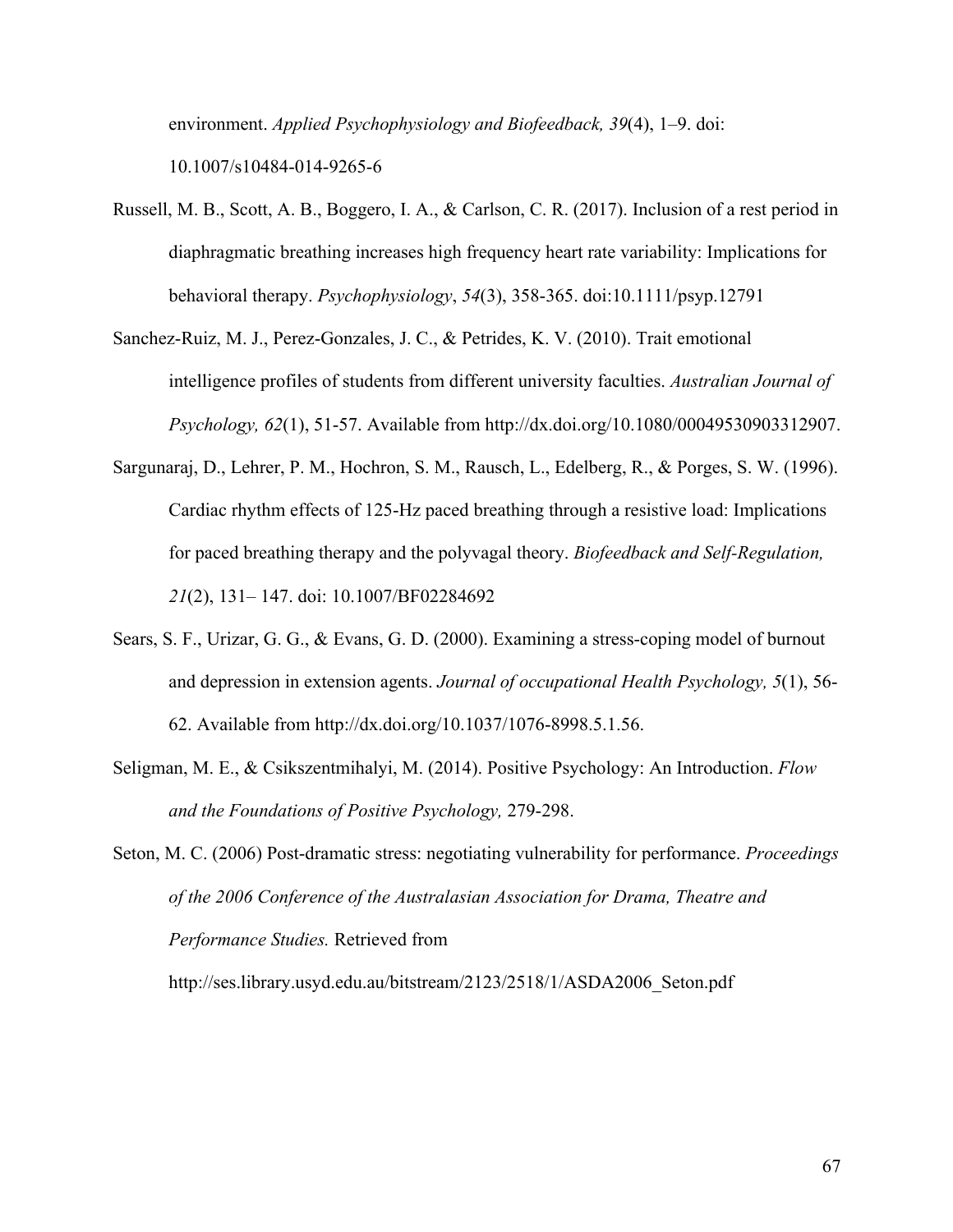environment. *Applied Psychophysiology and Biofeedback, 39*(4), 1–9. doi: 10.1007/s10484-014-9265-6

Russell, M. B., Scott, A. B., Boggero, I. A., & Carlson, C. R. (2017). Inclusion of a rest period in diaphragmatic breathing increases high frequency heart rate variability: Implications for behavioral therapy. *Psychophysiology*, *54*(3), 358-365. doi:10.1111/psyp.12791

Sanchez-Ruiz, M. J., Perez-Gonzales, J. C., & Petrides, K. V. (2010). Trait emotional intelligence profiles of students from different university faculties. *Australian Journal of Psychology, 62*(1), 51-57. Available from http://dx.doi.org/10.1080/00049530903312907.

Sargunaraj, D., Lehrer, P. M., Hochron, S. M., Rausch, L., Edelberg, R., & Porges, S. W. (1996). Cardiac rhythm effects of 125-Hz paced breathing through a resistive load: Implications for paced breathing therapy and the polyvagal theory. *Biofeedback and Self-Regulation, 21*(2), 131– 147. doi: 10.1007/BF02284692

Sears, S. F., Urizar, G. G., & Evans, G. D. (2000). Examining a stress-coping model of burnout and depression in extension agents. *Journal of occupational Health Psychology, 5*(1), 56-62. Available from http://dx.doi.org/10.1037/1076-8998.5.1.56.

Seligman, M. E., & Csikszentmihalyi, M. (2014). Positive Psychology: An Introduction. *Flow and the Foundations of Positive Psychology,* 279-298.

Seton, M. C. (2006) Post-dramatic stress: negotiating vulnerability for performance. *Proceedings of the 2006 Conference of the Australasian Association for Drama, Theatre and Performance Studies.* Retrieved from http://ses.library.usyd.edu.au/bitstream/2123/2518/1/ASDA2006_Seton.pdf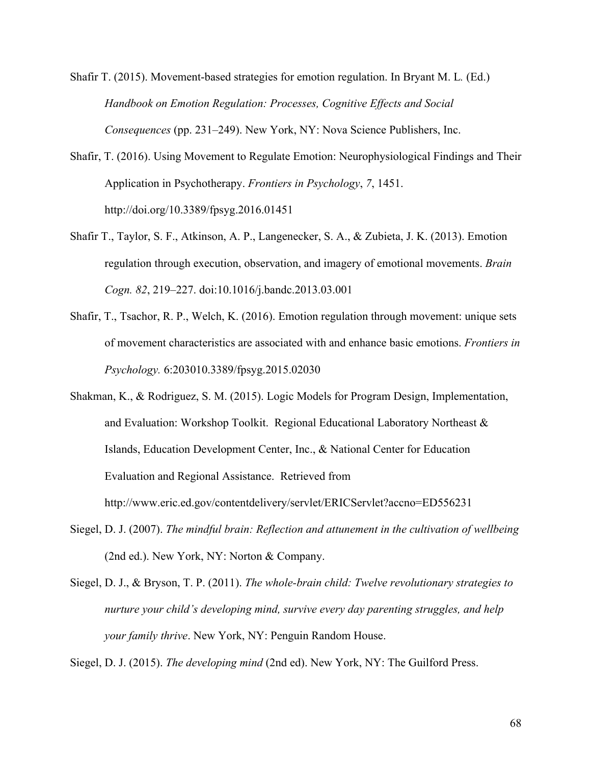Shafir T. (2015). Movement-based strategies for emotion regulation. In Bryant M. L. (Ed.) *Handbook on Emotion Regulation: Processes, Cognitive Effects and Social Consequences* (pp. 231–249). New York, NY: Nova Science Publishers, Inc.

Shafir, T. (2016). Using Movement to Regulate Emotion: Neurophysiological Findings and Their Application in Psychotherapy. *Frontiers in Psychology*, *7*, 1451. http://doi.org/10.3389/fpsyg.2016.01451

Shafir T., Taylor, S. F., Atkinson, A. P., Langenecker, S. A., & Zubieta, J. K. (2013). Emotion regulation through execution, observation, and imagery of emotional movements. *Brain Cogn. 82*, 219–227. doi:10.1016/j.bandc.2013.03.001

Shafir, T., Tsachor, R. P., Welch, K. (2016). Emotion regulation through movement: unique sets of movement characteristics are associated with and enhance basic emotions. *Frontiers in Psychology.* 6:203010.3389/fpsyg.2015.02030

Shakman, K., & Rodriguez, S. M. (2015). Logic Models for Program Design, Implementation, and Evaluation: Workshop Toolkit. Regional Educational Laboratory Northeast & Islands, Education Development Center, Inc., & National Center for Education Evaluation and Regional Assistance. Retrieved from http://www.eric.ed.gov/contentdelivery/servlet/ERICServlet?accno=ED556231

Siegel, D. J. (2007). *The mindful brain: Reflection and attunement in the cultivation of wellbeing* (2nd ed.). New York, NY: Norton & Company.

Siegel, D. J., & Bryson, T. P. (2011). *The whole-brain child: Twelve revolutionary strategies to nurture your child's developing mind, survive every day parenting struggles, and help your family thrive*. New York, NY: Penguin Random House.

Siegel, D. J. (2015). *The developing mind* (2nd ed). New York, NY: The Guilford Press.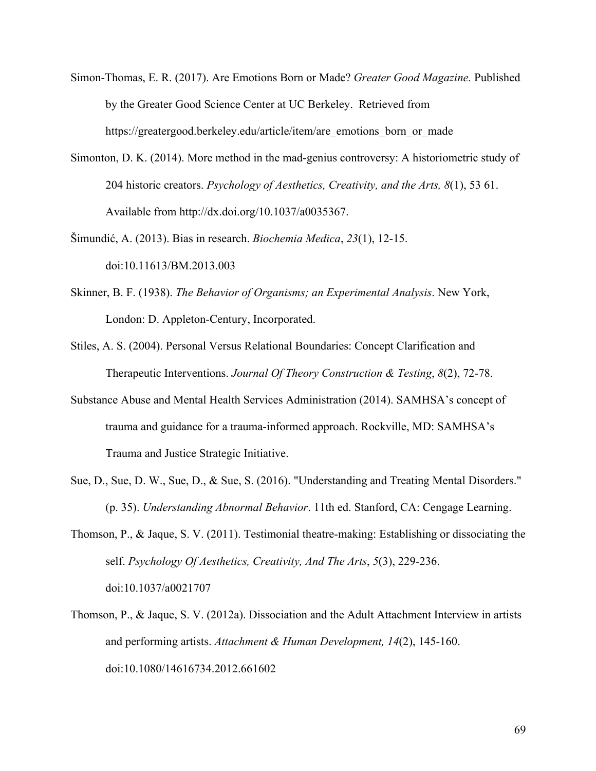Simon-Thomas, E. R. (2017). Are Emotions Born or Made? *Greater Good Magazine.* Published by the Greater Good Science Center at UC Berkeley. Retrieved from https://greatergood.berkeley.edu/article/item/are_emotions_born_or_made

Simonton, D. K. (2014). More method in the mad-genius controversy: A historiometric study of 204 historic creators. *Psychology of Aesthetics, Creativity, and the Arts, 8*(1), 53 61. Available from http://dx.doi.org/10.1037/a0035367.

Šimundić, A. (2013). Bias in research. *Biochemia Medica*, *23*(1), 12-15. doi:10.11613/BM.2013.003

Skinner, B. F. (1938). *The Behavior of Organisms; an Experimental Analysis*. New York, London: D. Appleton-Century, Incorporated.

Stiles, A. S. (2004). Personal Versus Relational Boundaries: Concept Clarification and Therapeutic Interventions. *Journal Of Theory Construction & Testing*, *8*(2), 72-78.

Substance Abuse and Mental Health Services Administration (2014). SAMHSA's concept of trauma and guidance for a trauma-informed approach. Rockville, MD: SAMHSA's Trauma and Justice Strategic Initiative.

Sue, D., Sue, D. W., Sue, D., & Sue, S. (2016). "Understanding and Treating Mental Disorders." (p. 35). *Understanding Abnormal Behavior*. 11th ed. Stanford, CA: Cengage Learning.

Thomson, P., & Jaque, S. V. (2011). Testimonial theatre-making: Establishing or dissociating the self. *Psychology Of Aesthetics, Creativity, And The Arts*, *5*(3), 229-236. doi:10.1037/a0021707

Thomson, P., & Jaque, S. V. (2012a). Dissociation and the Adult Attachment Interview in artists and performing artists. *Attachment & Human Development, 14*(2), 145-160. doi:10.1080/14616734.2012.661602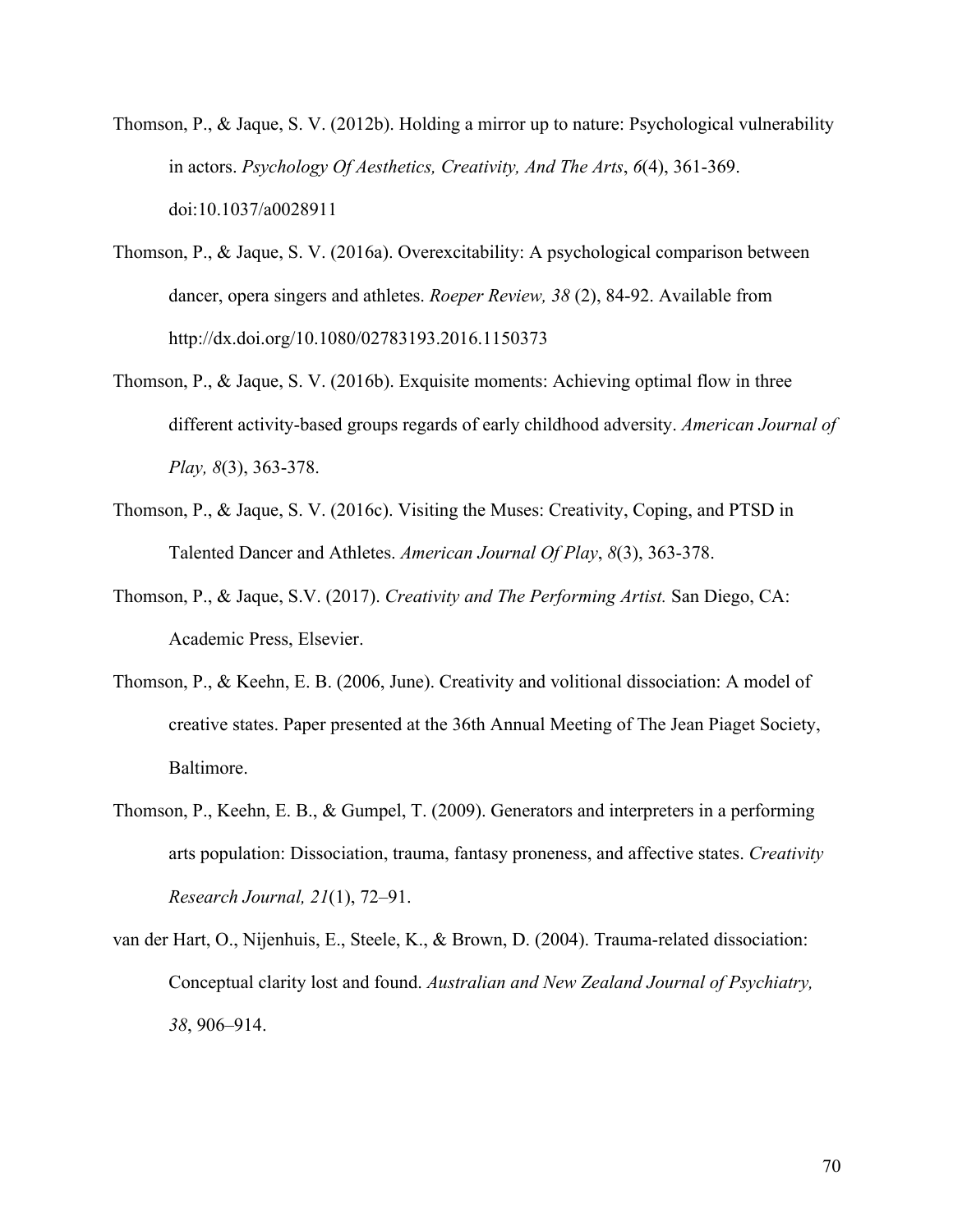Thomson, P., & Jaque, S. V. (2012b). Holding a mirror up to nature: Psychological vulnerability in actors. *Psychology Of Aesthetics, Creativity, And The Arts*, *6*(4), 361-369. doi:10.1037/a0028911

Thomson, P., & Jaque, S. V. (2016a). Overexcitability: A psychological comparison between dancer, opera singers and athletes. *Roeper Review, 38* (2), 84-92. Available from http://dx.doi.org/10.1080/02783193.2016.1150373

Thomson, P., & Jaque, S. V. (2016b). Exquisite moments: Achieving optimal flow in three different activity-based groups regards of early childhood adversity. *American Journal of Play, 8*(3), 363-378.

Thomson, P., & Jaque, S. V. (2016c). Visiting the Muses: Creativity, Coping, and PTSD in Talented Dancer and Athletes. *American Journal Of Play*, *8*(3), 363-378.

Thomson, P., & Jaque, S.V. (2017). *Creativity and The Performing Artist.* San Diego, CA: Academic Press, Elsevier.

Thomson, P., & Keehn, E. B. (2006, June). Creativity and volitional dissociation: A model of creative states. Paper presented at the 36th Annual Meeting of The Jean Piaget Society, Baltimore.

Thomson, P., Keehn, E. B., & Gumpel, T. (2009). Generators and interpreters in a performing arts population: Dissociation, trauma, fantasy proneness, and affective states. *Creativity Research Journal, 21*(1), 72–91.

van der Hart, O., Nijenhuis, E., Steele, K., & Brown, D. (2004). Trauma-related dissociation: Conceptual clarity lost and found. *Australian and New Zealand Journal of Psychiatry, 38*, 906–914.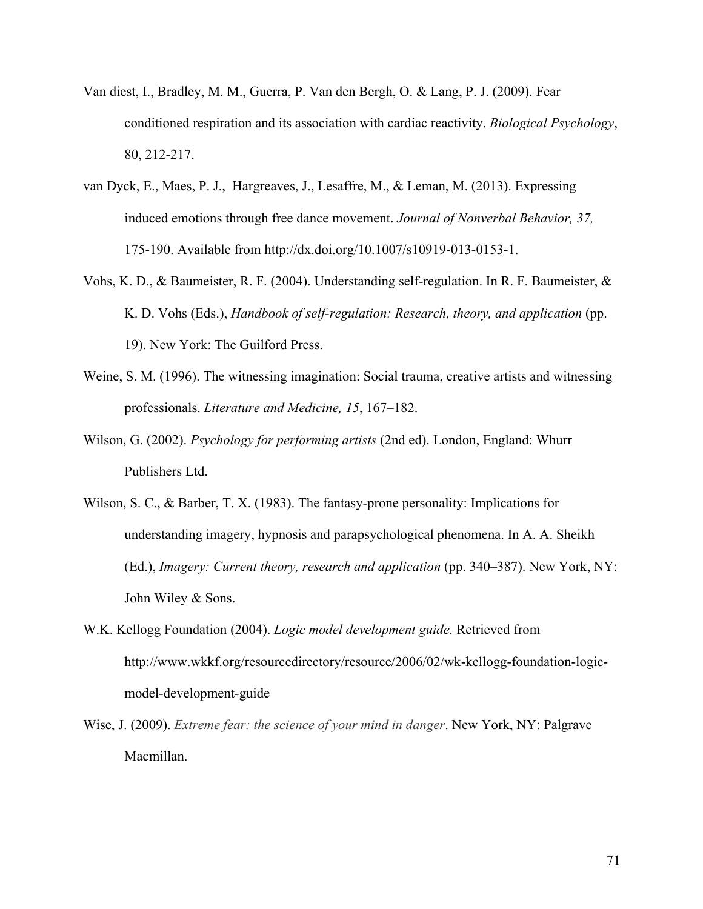Van diest, I., Bradley, M. M., Guerra, P. Van den Bergh, O. & Lang, P. J. (2009). Fear conditioned respiration and its association with cardiac reactivity. *Biological Psychology*, 80, 212-217.

van Dyck, E., Maes, P. J., Hargreaves, J., Lesaffre, M., & Leman, M. (2013). Expressing induced emotions through free dance movement. *Journal of Nonverbal Behavior, 37,* 175-190. Available from http://dx.doi.org/10.1007/s10919-013-0153-1.

Vohs, K. D., & Baumeister, R. F. (2004). Understanding self-regulation. In R. F. Baumeister, & K. D. Vohs (Eds.), *Handbook of self-regulation: Research, theory, and application* (pp. 19). New York: The Guilford Press.

Weine, S. M. (1996). The witnessing imagination: Social trauma, creative artists and witnessing professionals. *Literature and Medicine, 15*, 167–182.

Wilson, G. (2002). *Psychology for performing artists* (2nd ed). London, England: Whurr Publishers Ltd.

Wilson, S. C., & Barber, T. X. (1983). The fantasy-prone personality: Implications for understanding imagery, hypnosis and parapsychological phenomena. In A. A. Sheikh (Ed.), *Imagery: Current theory, research and application* (pp. 340–387). New York, NY: John Wiley & Sons.

W.K. Kellogg Foundation (2004). *Logic model development guide.* Retrieved from http://www.wkkf.org/resourcedirectory/resource/2006/02/wk-kellogg-foundation-logic-model-development-guide

Wise, J. (2009). *Extreme fear: the science of your mind in danger*. New York, NY: Palgrave Macmillan.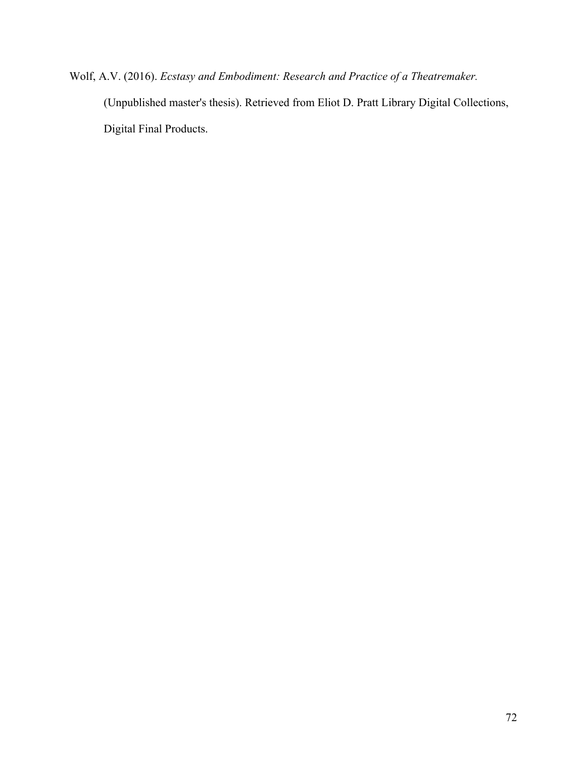Wolf, A.V. (2016). *Ecstasy and Embodiment: Research and Practice of a Theatremaker.* (Unpublished master's thesis). Retrieved from Eliot D. Pratt Library Digital Collections, Digital Final Products.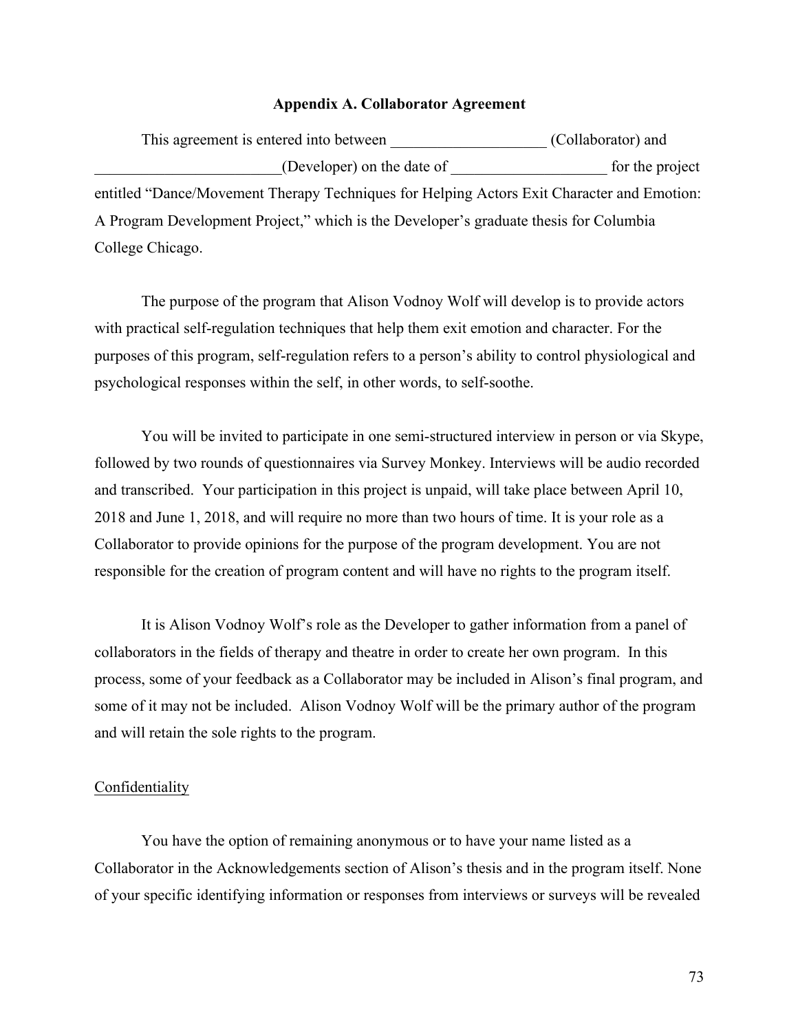## Appendix A. Collaborator Agreement

This agreement is entered into between ____________________ (Collaborator) and ________________________(Developer) on the date of ____________________ for the project entitled "Dance/Movement Therapy Techniques for Helping Actors Exit Character and Emotion: A Program Development Project," which is the Developer's graduate thesis for Columbia College Chicago.

The purpose of the program that Alison Vodnoy Wolf will develop is to provide actors with practical self-regulation techniques that help them exit emotion and character. For the purposes of this program, self-regulation refers to a person's ability to control physiological and psychological responses within the self, in other words, to self-soothe.

You will be invited to participate in one semi-structured interview in person or via Skype, followed by two rounds of questionnaires via Survey Monkey. Interviews will be audio recorded and transcribed. Your participation in this project is unpaid, will take place between April 10, 2018 and June 1, 2018, and will require no more than two hours of time. It is your role as a Collaborator to provide opinions for the purpose of the program development. You are not responsible for the creation of program content and will have no rights to the program itself.

It is Alison Vodnoy Wolf's role as the Developer to gather information from a panel of collaborators in the fields of therapy and theatre in order to create her own program. In this process, some of your feedback as a Collaborator may be included in Alison's final program, and some of it may not be included. Alison Vodnoy Wolf will be the primary author of the program and will retain the sole rights to the program.

Confidentiality

You have the option of remaining anonymous or to have your name listed as a Collaborator in the Acknowledgements section of Alison's thesis and in the program itself. None of your specific identifying information or responses from interviews or surveys will be revealed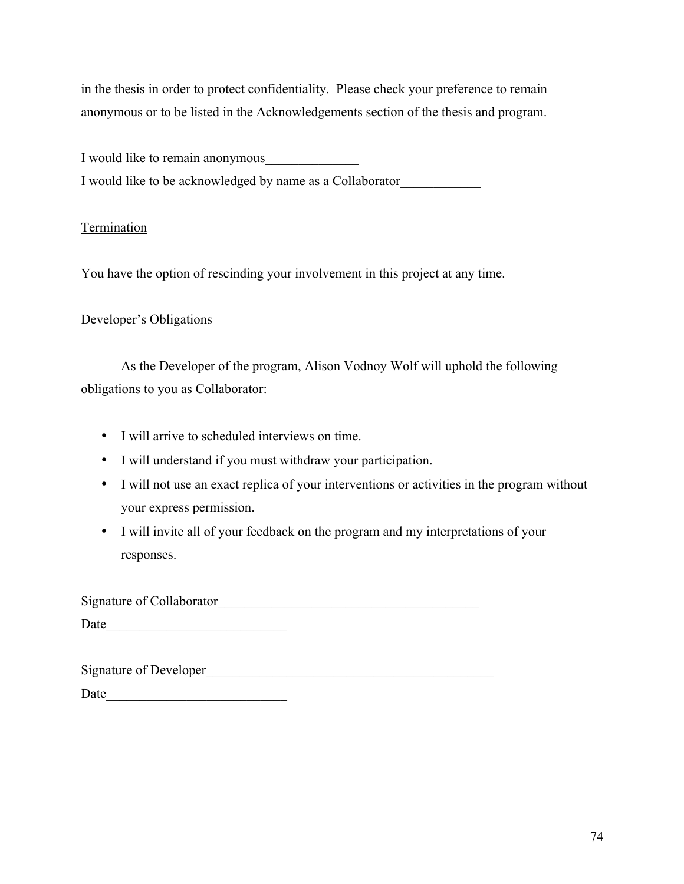in the thesis in order to protect confidentiality. Please check your preference to remain anonymous or to be listed in the Acknowledgements section of the thesis and program.

I would like to remain anonymous______________

I would like to be acknowledged by name as a Collaborator____________

Termination

You have the option of rescinding your involvement in this project at any time.

Developer's Obligations

As the Developer of the program, Alison Vodnoy Wolf will uphold the following obligations to you as Collaborator:

- I will arrive to scheduled interviews on time.
- I will understand if you must withdraw your participation.
- I will not use an exact replica of your interventions or activities in the program without your express permission.
- I will invite all of your feedback on the program and my interpretations of your responses.

Signature of Collaborator_______________________________________

Date___________________________

Signature of Developer____________________________________________

Date___________________________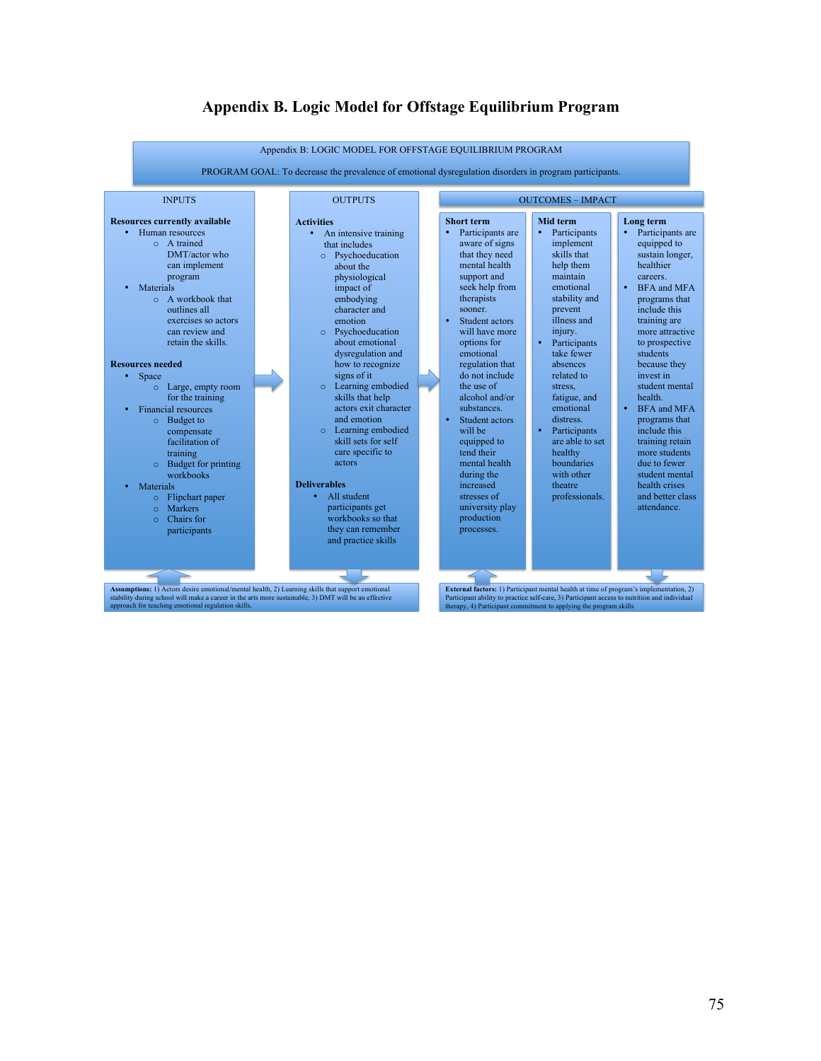# Appendix B. Logic Model for Offstage Equilibrium Program

Appendix B: LOGIC MODEL FOR OFFSTAGE EQUILIBRIUM PROGRAM

PROGRAM GOAL: To decrease the prevalence of emotional dysregulation disorders in program participants.

## INPUTS

**Resources currently available**

- Human resources
  - A trained DMT/actor who can implement program
- Materials
  - A workbook that outlines all exercises so actors can review and retain the skills.

**Resources needed**

- Space
  - Large, empty room for the training
- Financial resources
  - Budget to compensate facilitation of training
  - Budget for printing workbooks
- Materials
  - Flipchart paper
  - Markers
  - Chairs for participants

## OUTPUTS

**Activities**

- An intensive training that includes
  - Psychoeducation about the physiological impact of embodying character and emotion
  - Psychoeducation about emotional dysregulation and how to recognize signs of it
  - Learning embodied skills that help actors exit character and emotion
  - Learning embodied skill sets for self care specific to actors

**Deliverables**

- All student participants get workbooks so that they can remember and practice skills

## OUTCOMES – IMPACT

**Short term**

- Participants are aware of signs that they need mental health support and seek help from therapists sooner.
- Student actors will have more options for emotional regulation that do not include the use of alcohol and/or substances.
- Student actors will be equipped to tend their mental health during the increased stresses of university play production processes.

**Mid term**

- Participants implement skills that help them maintain emotional stability and prevent illness and injury.
- Participants take fewer absences related to stress, fatigue, and emotional distress.
- Participants are able to set healthy boundaries with other theatre professionals.

**Long term**

- Participants are equipped to sustain longer, healthier careers.
- BFA and MFA programs that include this training are more attractive to prospective students because they invest in student mental health.
- BFA and MFA programs that include this training retain more students due to fewer student mental health crises and better class attendance.

**Assumptions:** 1) Actors desire emotional/mental health, 2) Learning skills that support emotional stability during school will make a career in the arts more sustainable, 3) DMT will be an effective approach for teaching emotional regulation skills.

**External factors:** 1) Participant mental health at time of program's implementation, 2) Participant ability to practice self-care, 3) Participant access to nutrition and individual therapy, 4) Participant commitment to applying the program skills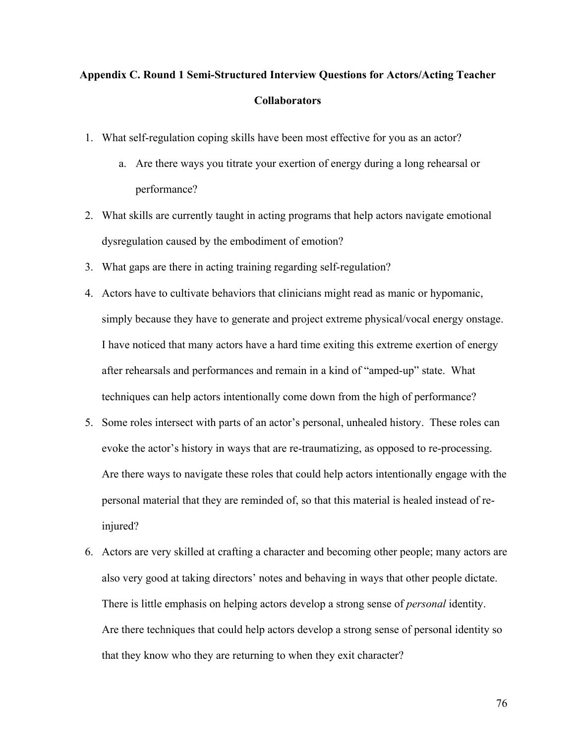## Appendix C. Round 1 Semi-Structured Interview Questions for Actors/Acting Teacher Collaborators

1. What self-regulation coping skills have been most effective for you as an actor?
   a. Are there ways you titrate your exertion of energy during a long rehearsal or performance?
2. What skills are currently taught in acting programs that help actors navigate emotional dysregulation caused by the embodiment of emotion?
3. What gaps are there in acting training regarding self-regulation?
4. Actors have to cultivate behaviors that clinicians might read as manic or hypomanic, simply because they have to generate and project extreme physical/vocal energy onstage. I have noticed that many actors have a hard time exiting this extreme exertion of energy after rehearsals and performances and remain in a kind of "amped-up" state. What techniques can help actors intentionally come down from the high of performance?
5. Some roles intersect with parts of an actor's personal, unhealed history. These roles can evoke the actor's history in ways that are re-traumatizing, as opposed to re-processing. Are there ways to navigate these roles that could help actors intentionally engage with the personal material that they are reminded of, so that this material is healed instead of re-injured?
6. Actors are very skilled at crafting a character and becoming other people; many actors are also very good at taking directors' notes and behaving in ways that other people dictate. There is little emphasis on helping actors develop a strong sense of *personal* identity. Are there techniques that could help actors develop a strong sense of personal identity so that they know who they are returning to when they exit character?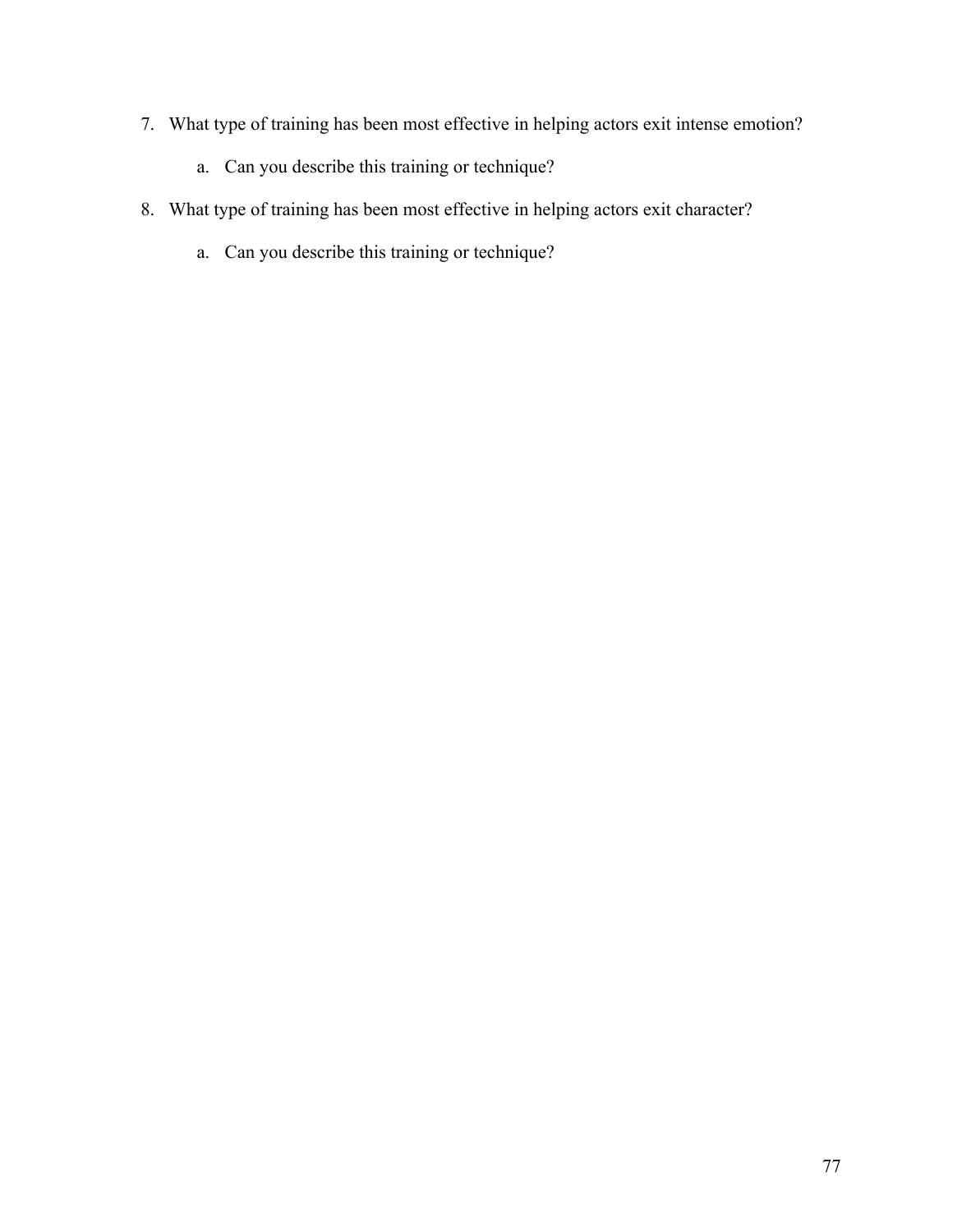7. What type of training has been most effective in helping actors exit intense emotion?

    a. Can you describe this training or technique?

8. What type of training has been most effective in helping actors exit character?

    a. Can you describe this training or technique?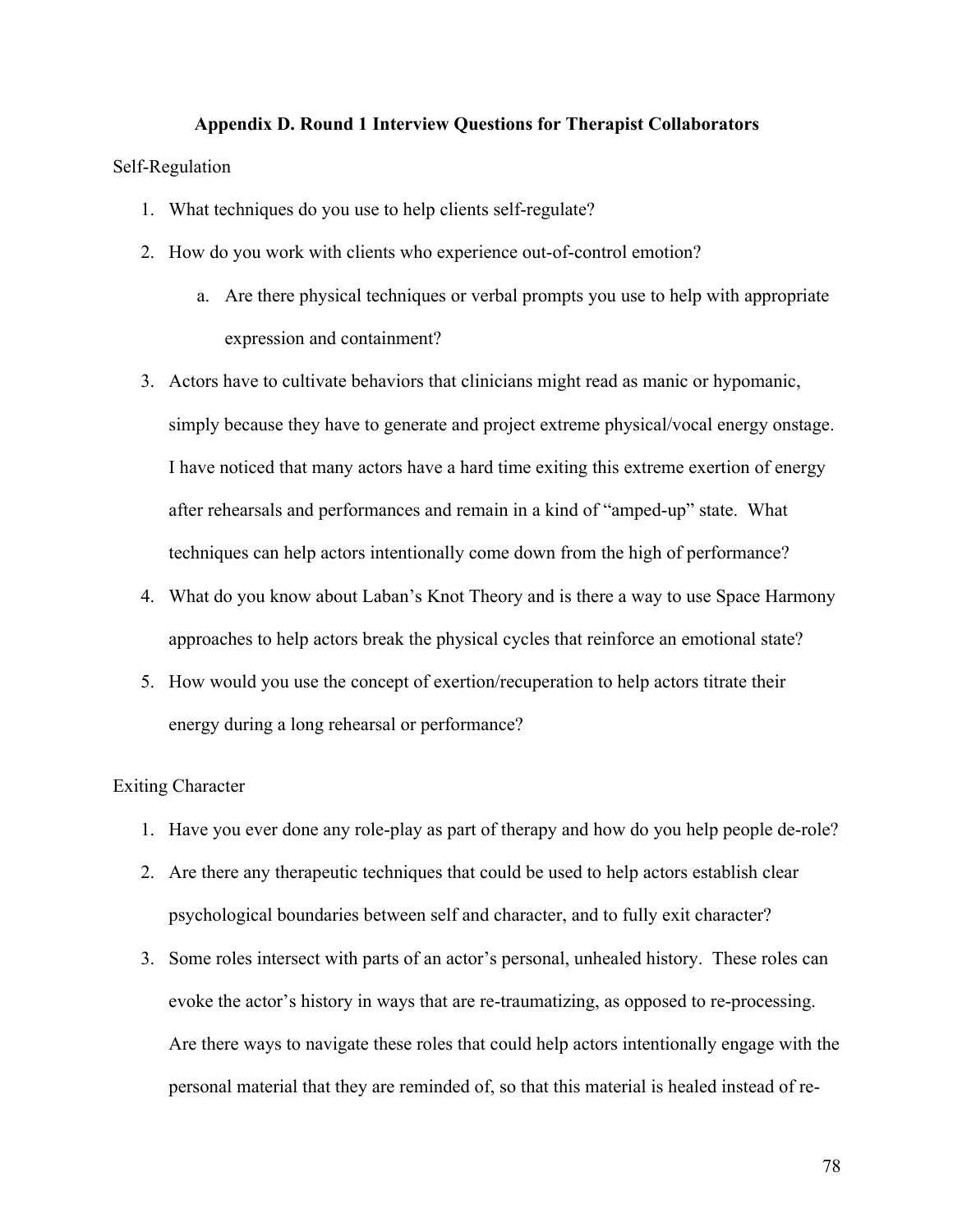## Appendix D. Round 1 Interview Questions for Therapist Collaborators

Self-Regulation

1. What techniques do you use to help clients self-regulate?
2. How do you work with clients who experience out-of-control emotion?
   a. Are there physical techniques or verbal prompts you use to help with appropriate expression and containment?
3. Actors have to cultivate behaviors that clinicians might read as manic or hypomanic, simply because they have to generate and project extreme physical/vocal energy onstage. I have noticed that many actors have a hard time exiting this extreme exertion of energy after rehearsals and performances and remain in a kind of "amped-up" state. What techniques can help actors intentionally come down from the high of performance?
4. What do you know about Laban's Knot Theory and is there a way to use Space Harmony approaches to help actors break the physical cycles that reinforce an emotional state?
5. How would you use the concept of exertion/recuperation to help actors titrate their energy during a long rehearsal or performance?

Exiting Character

1. Have you ever done any role-play as part of therapy and how do you help people de-role?
2. Are there any therapeutic techniques that could be used to help actors establish clear psychological boundaries between self and character, and to fully exit character?
3. Some roles intersect with parts of an actor's personal, unhealed history. These roles can evoke the actor's history in ways that are re-traumatizing, as opposed to re-processing. Are there ways to navigate these roles that could help actors intentionally engage with the personal material that they are reminded of, so that this material is healed instead of re-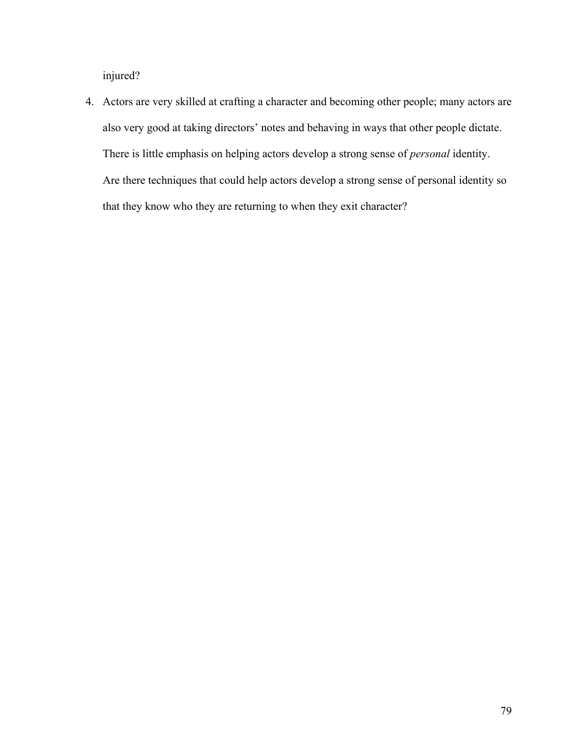injured?

4. Actors are very skilled at crafting a character and becoming other people; many actors are also very good at taking directors' notes and behaving in ways that other people dictate. There is little emphasis on helping actors develop a strong sense of *personal* identity. Are there techniques that could help actors develop a strong sense of personal identity so that they know who they are returning to when they exit character?